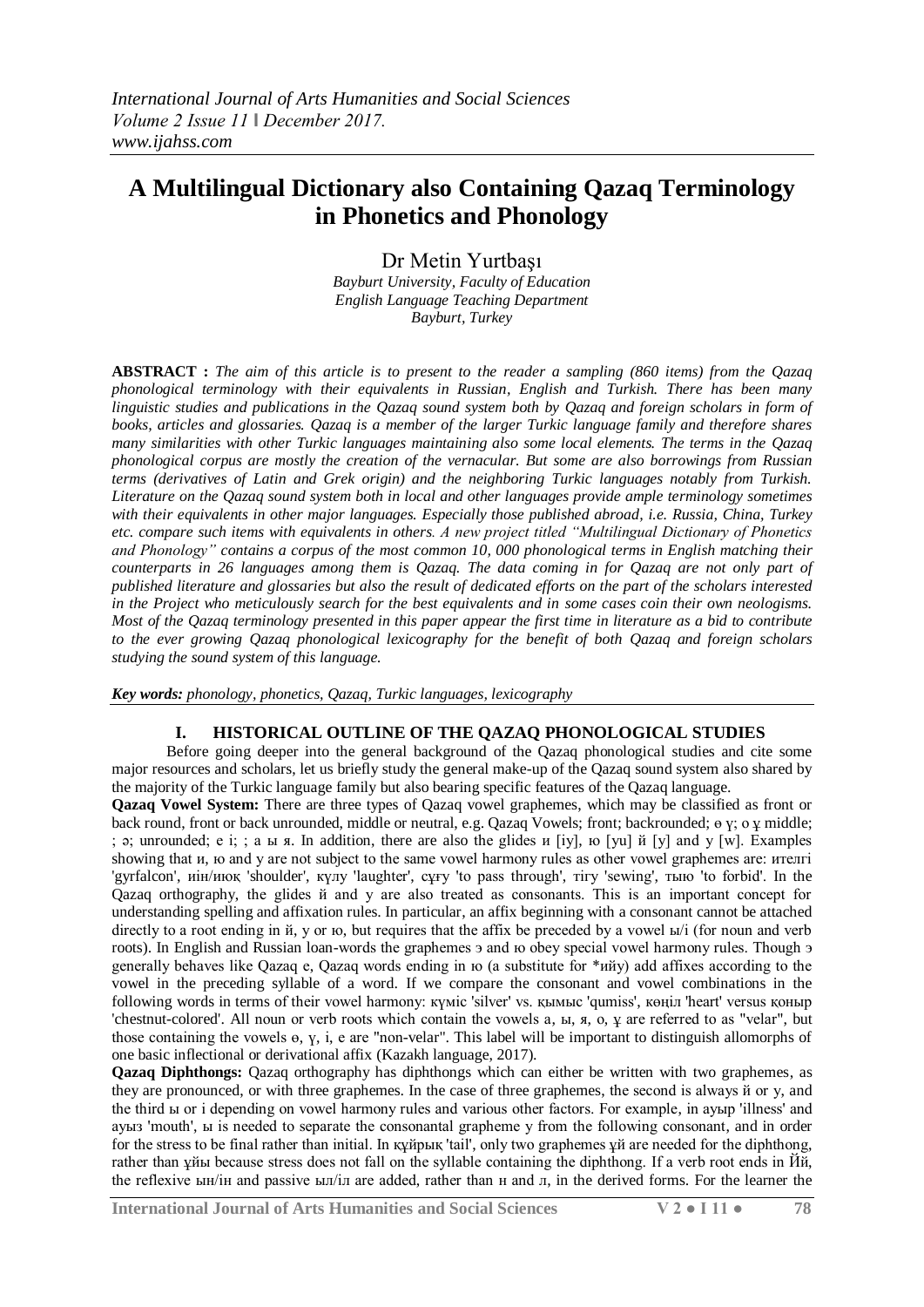*International Journal of Arts Humanities and Social Sciences*
*Volume 2 Issue 11 ǁ December 2017.*
*www.ijahss.com*

# A Multilingual Dictionary also Containing Qazaq Terminology in Phonetics and Phonology

Dr Metin Yurtbaşı
*Bayburt University, Faculty of Education*
*English Language Teaching Department*
*Bayburt, Turkey*

**ABSTRACT :** *The aim of this article is to present to the reader a sampling (860 items) from the Qazaq phonological terminology with their equivalents in Russian, English and Turkish. There has been many linguistic studies and publications in the Qazaq sound system both by Qazaq and foreign scholars in form of books, articles and glossaries. Qazaq is a member of the larger Turkic language family and therefore shares many similarities with other Turkic languages maintaining also some local elements. The terms in the Qazaq phonological corpus are mostly the creation of the vernacular. But some are also borrowings from Russian terms (derivatives of Latin and Grek origin) and the neighboring Turkic languages notably from Turkish. Literature on the Qazaq sound system both in local and other languages provide ample terminology sometimes with their equivalents in other major languages. Especially those published abroad, i.e. Russia, China, Turkey etc. compare such items with equivalents in others. A new project titled "Multilingual Dictionary of Phonetics and Phonology" contains a corpus of the most common 10, 000 phonological terms in English matching their counterparts in 26 languages among them is Qazaq. The data coming in for Qazaq are not only part of published literature and glossaries but also the result of dedicated efforts on the part of the scholars interested in the Project who meticulously search for the best equivalents and in some cases coin their own neologisms. Most of the Qazaq terminology presented in this paper appear the first time in literature as a bid to contribute to the ever growing Qazaq phonological lexicography for the benefit of both Qazaq and foreign scholars studying the sound system of this language.*

***Key words:*** *phonology, phonetics, Qazaq, Turkic languages, lexicography*

## I. HISTORICAL OUTLINE OF THE QAZAQ PHONOLOGICAL STUDIES

Before going deeper into the general background of the Qazaq phonological studies and cite some major resources and scholars, let us briefly study the general make-up of the Qazaq sound system also shared by the majority of the Turkic language family but also bearing specific features of the Qazaq language.

**Qazaq Vowel System:** There are three types of Qazaq vowel graphemes, which may be classified as front or back round, front or back unrounded, middle or neutral, e.g. Qazaq Vowels; front; backrounded; ө ү; о ұ middle; ; ә; unrounded; е і; ; а ы я. In addition, there are also the glides и [iy], ю [yu] й [y] and у [w]. Examples showing that и, ю and у are not subject to the same vowel harmony rules as other vowel graphemes are: ителгі 'gyrfalcon', иін/иық 'shoulder', күлу 'laughter', сұғу 'to pass through', тігу 'sewing', тыю 'to forbid'. In the Qazaq orthography, the glides й and у are also treated as consonants. This is an important concept for understanding spelling and affixation rules. In particular, an affix beginning with a consonant cannot be attached directly to a root ending in й, у or ю, but requires that the affix be preceded by a vowel ы/і (for noun and verb roots). In English and Russian loan-words the graphemes э and ю obey special vowel harmony rules. Though э generally behaves like Qazaq е, Qazaq words ending in ю (a substitute for *ийу) add affixes according to the vowel in the preceding syllable of a word. If we compare the consonant and vowel combinations in the following words in terms of their vowel harmony: күміс 'silver' vs. қымыс 'qumiss', көңіл 'heart' versus қоныр 'chestnut-colored'. All noun or verb roots which contain the vowels а, ы, я, о, ұ are referred to as "velar", but those containing the vowels ө, ү, і, е are "non-velar". This label will be important to distinguish allomorphs of one basic inflectional or derivational affix (Kazakh language, 2017).

**Qazaq Diphthongs:** Qazaq orthography has diphthongs which can either be written with two graphemes, as they are pronounced, or with three graphemes. In the case of three graphemes, the second is always й or у, and the third ы or і depending on vowel harmony rules and various other factors. For example, in ауыр 'illness' and ауыз 'mouth', ы is needed to separate the consonantal grapheme у from the following consonant, and in order for the stress to be final rather than initial. In құйрық 'tail', only two graphemes ұй are needed for the diphthong, rather than ұйы because stress does not fall on the syllable containing the diphthong. If a verb root ends in Йй, the reflexive ын/ін and passive ыл/іл are added, rather than н and л, in the derived forms. For the learner the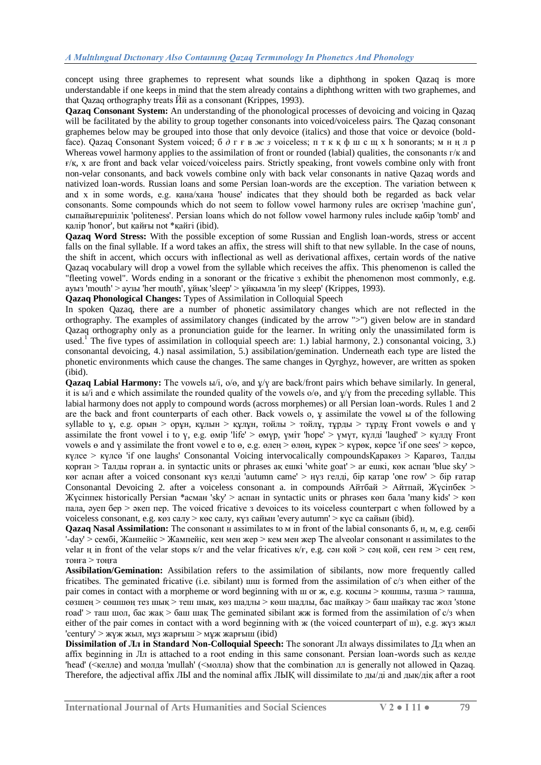concept using three graphemes to represent what sounds like a diphthong in spoken Qazaq is more understandable if one keeps in mind that the stem already contains a diphthong written with two graphemes, and that Qazaq orthography treats Йй as a consonant (Krippes, 1993).

**Qazaq Consonant System:** An understanding of the phonological processes of devoicing and voicing in Qazaq will be facilitated by the ability to group together consonants into voiced/voiceless pairs. The Qazaq consonant graphemes below may be grouped into those that only devoice (italics) and those that voice or devoice (bold-face). Qazaq Consonant System voiced; б *д* г ғ в *ж з* voiceless; п т к қ ф ш с щ х һ sonorants; м н ң л р Whereas vowel harmony applies to the assimilation of front or rounded (labial) qualities, the consonants г/к and ғ/қ, х are front and back velar voiced/voiceless pairs. Strictly speaking, front vowels combine only with front non-velar consonants, and back vowels combine only with back velar consonants in native Qazaq words and nativized loan-words. Russian loans and some Persian loan-words are the exception. The variation between қ and х in some words, e.g. қана/хана 'house' indicates that they should both be regarded as back velar consonants. Some compounds which do not seem to follow vowel harmony rules are оқтізер 'machine gun', сыпайыгершілік 'politeness'. Persian loans which do not follow vowel harmony rules include қабір 'tomb' and қалір 'honor', but қайғы not *қайгі (ibid).

**Qazaq Word Stress:** With the possible exception of some Russian and English loan-words, stress or accent falls on the final syllable. If a word takes an affix, the stress will shift to that new syllable. In the case of nouns, the shift in accent, which occurs with inflectional as well as derivational affixes, certain words of the native Qazaq vocabulary will drop a vowel from the syllable which receives the affix. This phenomenon is called the "fleeting vowel". Words ending in a sonorant or the fricative з exhibit the phenomenon most commonly, e.g. ауыз 'mouth' > аузы 'her mouth', ұйық 'sleep' > ұйқымла 'in my sleep' (Krippes, 1993).

**Qazaq Phonological Changes:** Types of Assimilation in Colloquial Speech

In spoken Qazaq, there are a number of phonetic assimilatory changes which are not reflected in the orthography. The examples of assimilatory changes (indicated by the arrow ">") given below are in standard Qazaq orthography only as a pronunciation guide for the learner. In writing only the unassimilated form is used.[1] The five types of assimilation in colloquial speech are: 1.) labial harmony, 2.) consonantal voicing, 3.) consonantal devoicing, 4.) nasal assimilation, 5.) assibilation/gemination. Underneath each type are listed the phonetic environments which cause the changes. The same changes in Qyrghyz, however, are written as spoken (ibid).

**Qazaq Labial Harmony:** The vowels ы/і, о/ө, and ұ/ү are back/front pairs which behave similarly. In general, it is ы/і and е which assimilate the rounded quality of the vowels о/ө, and ұ/ү from the preceding syllable. This labial harmony does not apply to compound words (across morphemes) or all Persian loan-words. Rules 1 and 2 are the back and front counterparts of each other. Back vowels о, ұ assimilate the vowel ы of the following syllable to ұ, e.g. орын > орұн, құлын > құлұн, тойлы > тойлұ, тұрды > тұрдұ Front vowels ө and ү assimilate the front vowel і to ү, e.g. өмір 'life' > өмүр, үміт 'hope' > үмүт, күлді 'laughed' > күлдү Front vowels ө and ү assimilate the front vowel е to ө, e.g. өлең > өлөң, күрек > күрөк, көрсе 'if one sees' > көрсө, күлсе > күлсө 'if one laughs' Consonantal Voicing intervocalically compoundsҚаракөз > Қарагөз, Талды қорған > Талды горған a. in syntactic units or phrases ақ ешкі 'white goat' > ағ ешкі, көк аспан 'blue sky' > көг аспан after a voiced consonant күз келді 'autumn came' > нүз гелді, бір қатар 'one row' > бір ғатар Consonantal Devoicing 2. after a voiceless consonant a. in compounds Айтбай > Айтпай, Жүсіпбек > Жүсіппек historically Persian *асман 'sky' > аспан in syntactic units or phrases көп бала 'many kids' > көп пала, әуеп бер > әкеп пер. The voiced fricative з devoices to its voiceless counterpart с when followed by a voiceless consonant, e.g. көз салу > көс салу, күз сайын 'every autumn' > күс са сайын (ibid).

**Qazaq Nasal Assimilation:** The consonant н assimilates to м in front of the labial consonants б, н, м, e.g. сенбі '-day' > сембі, Жанпейіс > Жампейіс, кен мен жер > кем мен жер The alveolar consonant н assimilates to the velar ң in front of the velar stops к/г and the velar fricatives қ/ғ, e.g. сән қой > сәң қой, сен гем > сең гем, тонға > тоңға

**Assibilation/Gemination:** Assibilation refers to the assimilation of sibilants, now more frequently called fricatibes. The geminated fricative (i.e. sibilant) шш is formed from the assimilation of с/з when either of the pair comes in contact with a morpheme or word beginning with ш or ж, e.g. қосшы > қошшы, тазша > ташша, сөзшең > сөшшөң тез шық > теш шық, көз шадлы > көш шадлы, бас шайқау > баш шайқау тас жол 'stone road' > таш шол, бас жақ > баш шақ The geminated sibilant жж is formed from the assimilation of с/з when either of the pair comes in contact with a word beginning with ж (the voiced counterpart of ш), e.g. жүз жыл 'century' > жүж жыл, мұз жарғыш > мұж жарғыш (ibid)

**Dissimilation of Лл in Standard Non-Colloquial Speech:** The sonorant Лл always dissimilates to Дд when an affix beginning in Лл is attached to a root ending in this same consonant. Persian loan-words such as келде 'head' (<келле) and молда 'mullah' (<молла) show that the combination лл is generally not allowed in Qazaq. Therefore, the adjectival affix ЛЫ and the nominal affix ЛЫҚ will dissimilate to ды/ді and дық/дік after a root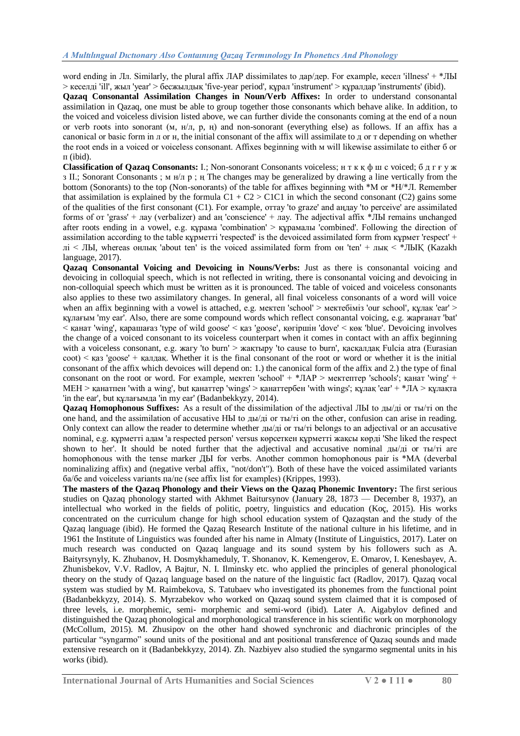word ending in Лл. Similarly, the plural affix ЛАР dissimilates to дар/дер. For example, кесел 'illness' + *ЛЫ > кеселді 'ill', жыл 'year' > бесжылдық 'five-year period', құрал 'instrument' > құралдар 'instruments' (ibid).

**Qazaq Consonantal Assimilation Changes in Noun/Verb Affixes:** In order to understand consonantal assimilation in Qazaq, one must be able to group together those consonants which behave alike. In addition, to the voiced and voiceless division listed above, we can further divide the consonants coming at the end of a noun or verb roots into sonorant (м, н/л, р, ң) and non-sonorant (everything else) as follows. If an affix has a canonical or basic form in л or н, the initial consonant of the affix will assimilate to д or т depending on whether the root ends in a voiced or voiceless consonant. Affixes beginning with м will likewise assimilate to either б or п (ibid).

**Classification of Qazaq Consonants:** I.; Non-sonorant Consonants voiceless; н т к қ ф ш с voiced; б д г ғ у ж з II.; Sonorant Consonants ; м н/л р ; ң The changes may be generalized by drawing a line vertically from the bottom (Sonorants) to the top (Non-sonorants) of the table for affixes beginning with *М or *Н/*Л. Remember that assimilation is explained by the formula $C1 + C2 > C1C1$ in which the second consonant (C2) gains some of the qualities of the first consonant (C1). For example, оттау 'to graze' and аңдау 'to perceive' are assimilated forms of от 'grass' + лау (verbalizer) and аң 'conscience' + лау. The adjectival affix *ЛЫ remains unchanged after roots ending in a vowel, e.g. құрама 'combination' > құрамалы 'combined'. Following the direction of assimilation according to the table құрметті 'respected' is the devoiced assimilated form from құрмет 'respect' + лі < ЛЫ, whereas онлық 'about ten' is the voiced assimilated form from он 'ten' + лық < *ЛЫҚ (Kazakh language, 2017).

**Qazaq Consonantal Voicing and Devoicing in Nouns/Verbs:** Just as there is consonantal voicing and devoicing in colloquial speech, which is not reflected in writing, there is consonantal voicing and devoicing in non-colloquial speech which must be written as it is pronounced. The table of voiced and voiceless consonants also applies to these two assimilatory changes. In general, all final voiceless consonants of a word will voice when an affix beginning with a vowel is attached, e.g. мектеп 'school' > мектебіміз 'our school', құлак 'ear' > құлағым 'my ear'. Also, there are some compound words which reflect consonantal voicing, e.g. жарғанат 'bat' < қанат 'wing', карашағаз 'type of wild goose' < қаз 'goose', көгіршін 'dove' < көк 'blue'. Devoicing involves the change of a voiced consonant to its voiceless counterpart when it comes in contact with an affix beginning with a voiceless consonant, e.g. жагу 'to burn' > жақтыру 'to cause to burn', қасқалдақ Fulcia atra (Eurasian coot) < қаз 'goose' + қалдақ. Whether it is the final consonant of the root or word or whether it is the initial consonant of the affix which devoices will depend on: 1.) the canonical form of the affix and 2.) the type of final consonant on the root or word. For example, мектеп 'school' + *ЛАР > мектептер 'schools'; қанат 'wing' + МЕН > қанатпен 'with a wing', but қанаттер 'wings' > қанаттербен 'with wings'; құлақ 'ear' + *ЛА > құлақта 'in the ear', but құлағымда 'in my ear' (Badanbekkyzy, 2014).

**Qazaq Homophonous Suffixes:** As a result of the dissimilation of the adjectival ЛЫ to ды/ді or ты/ті on the one hand, and the assimilation of accusative НЫ to ды/ді or ты/ті on the other, confusion can arise in reading. Only context can allow the reader to determine whether ды/ді or ты/ті belongs to an adjectival or an accusative nominal, e.g. құрметті адам 'a respected person' versus көрсеткен құрметті жақсы көрді 'She liked the respect shown to her'. It should be noted further that the adjectival and accusative nominal ды/ді or ты/ті are homophonous with the tense marker ДЫ for verbs. Another common homophonous pair is *МА (deverbal nominalizing affix) and (negative verbal affix, "not/don't"). Both of these have the voiced assimilated variants ба/бе and voiceless variants па/пе (see affix list for examples) (Krippes, 1993).

**The masters of the Qazaq Phonology and their Views on the Qazaq Phonemic Inventory:** The first serious studies on Qazaq phonology started with Akhmet Baitursynov (January 28, 1873 — December 8, 1937), an intellectual who worked in the fields of politic, poetry, linguistics and education (Koç, 2015). His works concentrated on the curriculum change for high school education system of Qazaqstan and the study of the Qazaq language (ibid). He formed the Qazaq Research Institute of the national culture in his lifetime, and in 1961 the Institute of Linguistics was founded after his name in Almaty (Institute of Linguistics, 2017). Later on much research was conducted on Qazaq language and its sound system by his followers such as A. Baityrsynyly, K. Zhubanov, H. Dosmykhameduly, T. Shonanov, K. Kemengerov, E. Omarov, I. Kenesbayev, A. Zhunisbekov, V.V. Radlov, A Bajtur, N. I. Ilminsky etc. who applied the principles of general phonological theory on the study of Qazaq language based on the nature of the linguistic fact (Radlov, 2017). Qazaq vocal system was studied by M. Raimbekova, S. Tatubaev who investigated its phonemes from the functional point (Badanbekkyzy, 2014). S. Myrzabekov who worked on Qazaq sound system claimed that it is composed of three levels, i.e. morphemic, semi- morphemic and semi-word (ibid). Later A. Aigabylov defined and distinguished the Qazaq phonological and morphonological transference in his scientific work on morphonology (McCollum, 2015). M. Zhusipov on the other hand showed synchronic and diachronic principles of the particular "syngarmo" sound units of the positional and ant positional transference of Qazaq sounds and made extensive research on it (Badanbekkyzy, 2014). Zh. Nazbiyev also studied the syngarmo segmental units in his works (ibid).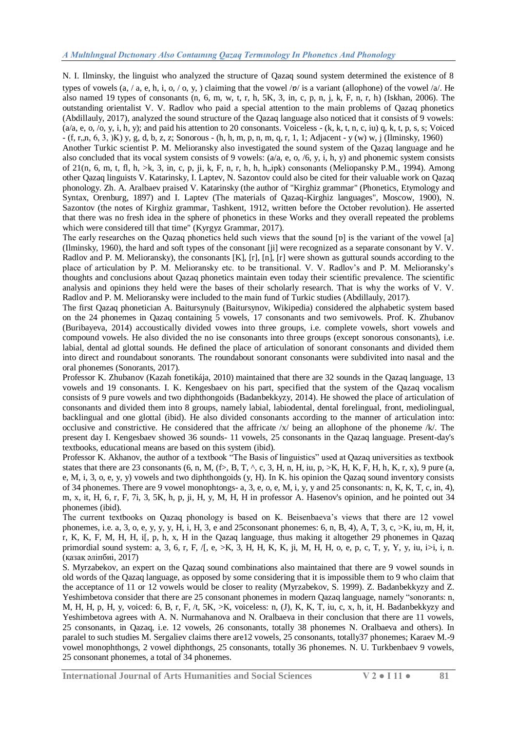N. I. Ilminsky, the linguist who analyzed the structure of Qazaq sound system determined the existence of 8 types of vowels (a, / a, e, h, i, o, / o, y, ) claiming that the vowel /ɒ/ is a variant (allophone) of the vowel /a/. He also named 19 types of consonants (n, 6, m, w, t, r, h, 5K, 3, in, c, p, n, j, k, F, n, r, h) (Iskhan, 2006). The outstanding orientalist V. V. Radlov who paid a special attention to the main problems of Qazaq phonetics (Abdillauly, 2017), analyzed the sound structure of the Qazaq language also noticed that it consists of 9 vowels: (a/a, e, o, /o, y, i, h, y); and paid his attention to 20 consonants. Voiceless - (k, k, t, n, c, iu) q, k, t, p, s, s; Voiced - (f, r,,n, 6, 3, )K) y, g, d, b, z, z; Sonorous - (h, h, m, p, n, m, q, r, 1, 1; Adjacent - y (w) w, j (Ilminsky, 1960)

Another Turkic scientist P. M. Melioransky also investigated the sound system of the Qazaq language and he also concluded that its vocal system consists of 9 vowels: (a/a, e, o, /6, y, i, h, y) and phonemic system consists of 21(n, 6, m, t, fl, h, >k, 3, in, c, p, ji, k, F, n, r, h, h, h,,ipk) consonants (Meliopansky P.M., 1994). Among other Qazaq linguists V. Katarinsky, I. Laptev, N. Sazontov could also be cited for their valuable work on Qazaq phonology. Zh. A. Aralbaev praised V. Katarinsky (the author of "Kirghiz grammar" (Phonetics, Etymology and Syntax, Orenburg, 1897) and I. Laptev (The materials of Qazaq-Kirghiz languages", Moscow, 1900), N. Sazontov (the notes of Kirghiz grammar, Tashkent, 1912, written before the October revolution). He asserted that there was no fresh idea in the sphere of phonetics in these Works and they overall repeated the problems which were considered till that time" (Kyrgyz Grammar, 2017).

The early researches on the Qazaq phonetics held such views that the sound [ɒ] is the variant of the vowel [a] (Ilminsky, 1960), the hard and soft types of the consonant [ji] were recognized as a separate consonant by V. V. Radlov and P. M. Melioransky), the consonants [K], [r], [n], [r] were shown as guttural sounds according to the place of articulation by P. M. Melioransky etc. to be transitional. V. V. Radlov's and P. M. Melioransky's thoughts and conclusions about Qazaq phonetics maintain even today their scientific prevalence. The scientific analysis and opinions they held were the bases of their scholarly research. That is why the works of V. V. Radlov and P. M. Melioransky were included to the main fund of Turkic studies (Abdillauly, 2017).

The first Qazaq phonetician A. Baitursynuly (Baitursynov, Wikipedia) considered the alphabetic system based on the 24 phonemes in Qazaq containing 5 vowels, 17 consonants and two semivowels. Prof. K. Zhubanov (Buribayeva, 2014) accoustically divided vowes into three groups, i.e. complete vowels, short vowels and compound vowels. He also divided the no ise consonants into three groups (except sonorous consonants), i.e. labial, dental ad glottal sounds. He defined the place of articulation of sonorant consonants and divided them into direct and roundabout sonorants. The roundabout sonorant consonants were subdivited into nasal and the oral phonemes (Sonorants, 2017).

Professor K. Zhubanov (Kazah fonetikája, 2010) maintained that there are 32 sounds in the Qazaq language, 13 vowels and 19 consonants. I. K. Kengesbaev on his part, specified that the system of the Qazaq vocalism consists of 9 pure vowels and two diphthongoids (Badanbekkyzy, 2014). He showed the place of articulation of consonants and divided them into 8 groups, namely labial, labiodental, dental forelingual, front, mediolingual, backlingual and one glottal (ibid). He also divided consonants according to the manner of articulation into: occlusive and constrictive. He considered that the affricate /x/ being an allophone of the phoneme /k/. The present day I. Kengesbaev showed 36 sounds- 11 vowels, 25 consonants in the Qazaq language. Present-day's textbooks, educational means are based on this system (ibid).

Professor K. Akhanov, the author of a textbook "The Basis of linguistics" used at Qazaq universities as textbook states that there are 23 consonants (6, n, M, (f>, B, T, ^, c, 3, H, n, H, iu, p, >K, H, K, F, H, h, K, r, x), 9 pure (a, e, M, i, 3, o, e, y, y) vowels and two diphthongoids (y, H). In K. his opinion the Qazaq sound inventory consists of 34 phonemes. There are 9 vowel monophtongs- a, 3, e, o, e, M, i, y, y and 25 consonants: n, K, K, T, c, in, 4), m, x, it, H, 6, r, F, 7i, 3, 5K, h, p, ji, H, y, M, H, H in professor A. Hasenov's opinion, and he pointed out 34 phonemes (ibid).

The current textbooks on Qazaq phonology is based on K. Beisenbaeva's views that there are 12 vowel phonemes, i.e. a, 3, o, e, y, y, y, H, i, H, 3, e and 25consonant phonemes: 6, n, B, 4), A, T, 3, c, >K, iu, m, H, it, r, K, K, F, M, H, H, i[, p, h, x, H in the Qazaq language, thus making it altogether 29 phonemes in Qazaq primordial sound system: a, 3, 6, r, F, /[, e, >K, 3, H, H, K, K, ji, M, H, H, o, e, p, c, T, y, Y, y, iu, i>i, i, n. (қазақ әліпбиі, 2017)

S. Myrzabekov, an expert on the Qazaq sound combinations also maintained that there are 9 vowel sounds in old words of the Qazaq language, as opposed by some considering that it is impossible them to 9 who claim that the acceptance of 11 or 12 vowels would be closer to reality (Myrzabekov, S. 1999). Z. Badanbekkyzy and Z. Yeshimbetova consider that there are 25 consonant phonemes in modern Qazaq language, namely "sonorants: n, M, H, H, p, H, y, voiced: 6, B, r, F, /t, 5K, >K, voiceless: n, (J), K, K, T, iu, c, x, h, it, H. Badanbekkyzy and Yeshimbetova agrees with A. N. Nurmahanova and N. Oralbaeva in their conclusion that there are 11 vowels, 25 consonants, in Qazaq, i.e. 12 vowels, 26 consonants, totally 38 phonemes N. Oralbaeva and others). In paralel to such studies M. Sergaliev claims there are12 vowels, 25 consonants, totally37 phonemes; Karaev M.-9 vowel monophthongs, 2 vowel diphthongs, 25 consonants, totally 36 phonemes. N. U. Turkbenbaev 9 vowels, 25 consonant phonemes, a total of 34 phonemes.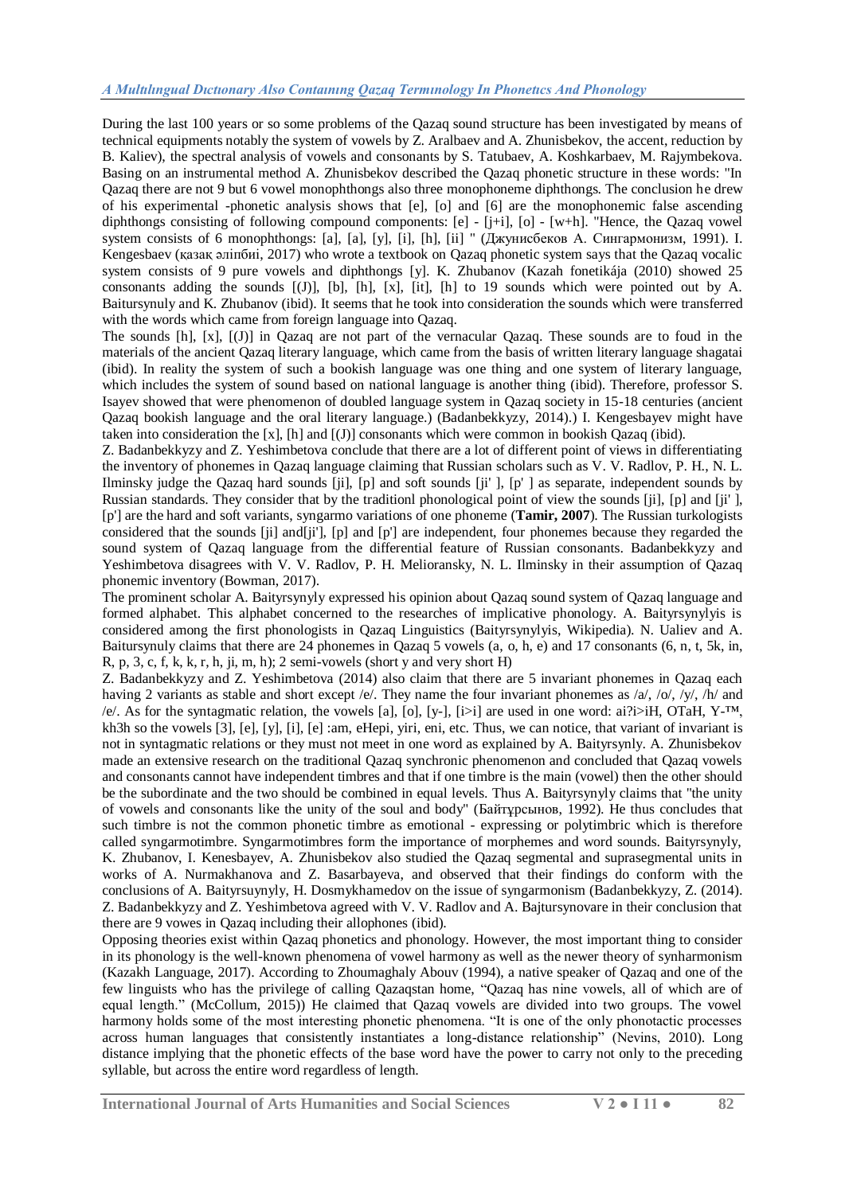During the last 100 years or so some problems of the Qazaq sound structure has been investigated by means of technical equipments notably the system of vowels by Z. Aralbaev and A. Zhunisbekov, the accent, reduction by B. Kaliev), the spectral analysis of vowels and consonants by S. Tatubaev, A. Koshkarbaev, M. Rajymbekova. Basing on an instrumental method A. Zhunisbekov described the Qazaq phonetic structure in these words: "In Qazaq there are not 9 but 6 vowel monophthongs also three monophoneme diphthongs. The conclusion he drew of his experimental -phonetic analysis shows that [e], [o] and [6] are the monophonemic false ascending diphthongs consisting of following compound components: [e] - [j+i], [o] - [w+h]. "Hence, the Qazaq vowel system consists of 6 monophthongs: [a], [a], [y], [i], [h], [ii] " (Джунисбеков А. Сингармонизм, 1991). I. Kengesbaev (қазақ әліпбиі, 2017) who wrote a textbook on Qazaq phonetic system says that the Qazaq vocalic system consists of 9 pure vowels and diphthongs [y]. K. Zhubanov (Kazah fonetikája (2010) showed 25 consonants adding the sounds [(J)], [b], [h], [x], [it], [h] to 19 sounds which were pointed out by A. Baitursynuly and K. Zhubanov (ibid). It seems that he took into consideration the sounds which were transferred with the words which came from foreign language into Qazaq.

The sounds [h], [x], [(J)] in Qazaq are not part of the vernacular Qazaq. These sounds are to foud in the materials of the ancient Qazaq literary language, which came from the basis of written literary language shagatai (ibid). In reality the system of such a bookish language was one thing and one system of literary language, which includes the system of sound based on national language is another thing (ibid). Therefore, professor S. Isayev showed that were phenomenon of doubled language system in Qazaq society in 15-18 centuries (ancient Qazaq bookish language and the oral literary language.) (Badanbekkyzy, 2014).) I. Kengesbayev might have taken into consideration the [x], [h] and [(J)] consonants which were common in bookish Qazaq (ibid).

Z. Badanbekkyzy and Z. Yeshimbetova conclude that there are a lot of different point of views in differentiating the inventory of phonemes in Qazaq language claiming that Russian scholars such as V. V. Radlov, P. H., N. L. Ilminsky judge the Qazaq hard sounds [ji], [p] and soft sounds [ji' ], [p' ] as separate, independent sounds by Russian standards. They consider that by the traditionl phonological point of view the sounds [ji], [p] and [ji' ], [p'] are the hard and soft variants, syngarmo variations of one phoneme (**Tamir, 2007**). The Russian turkologists considered that the sounds [ji] and[ji'], [p] and [p'] are independent, four phonemes because they regarded the sound system of Qazaq language from the differential feature of Russian consonants. Badanbekkyzy and Yeshimbetova disagrees with V. V. Radlov, P. H. Melioransky, N. L. Ilminsky in their assumption of Qazaq phonemic inventory (Bowman, 2017).

The prominent scholar A. Baityrsynyly expressed his opinion about Qazaq sound system of Qazaq language and formed alphabet. This alphabet concerned to the researches of implicative phonology. A. Baityrsynylyis is considered among the first phonologists in Qazaq Linguistics (Baityrsynylyis, Wikipedia). N. Ualiev and A. Baitursynuly claims that there are 24 phonemes in Qazaq 5 vowels (a, o, h, e) and 17 consonants (6, n, t, 5k, in, R, p, 3, c, f, k, k, r, h, ji, m, h); 2 semi-vowels (short y and very short H)

Z. Badanbekkyzy and Z. Yeshimbetova (2014) also claim that there are 5 invariant phonemes in Qazaq each having 2 variants as stable and short except /e/. They name the four invariant phonemes as /a/, /o/, /y/, /h/ and /e/. As for the syntagmatic relation, the vowels [a], [o], [y-], [i>i] are used in one word: ai?i>iH, OTaH, Y-™, kh3h so the vowels [3], [e], [y], [i], [e] :am, eHepi, yiri, eni, etc. Thus, we can notice, that variant of invariant is not in syntagmatic relations or they must not meet in one word as explained by A. Baityrsynly. A. Zhunisbekov made an extensive research on the traditional Qazaq synchronic phenomenon and concluded that Qazaq vowels and consonants cannot have independent timbres and that if one timbre is the main (vowel) then the other should be the subordinate and the two should be combined in equal levels. Thus A. Baityrsynyly claims that "the unity of vowels and consonants like the unity of the soul and body" (Байтұрсынов, 1992). He thus concludes that such timbre is not the common phonetic timbre as emotional - expressing or polytimbric which is therefore called syngarmotimbre. Syngarmotimbres form the importance of morphemes and word sounds. Baityrsynyly, K. Zhubanov, I. Kenesbayev, A. Zhunisbekov also studied the Qazaq segmental and suprasegmental units in works of A. Nurmakhanova and Z. Basarbayeva, and observed that their findings do conform with the conclusions of A. Baityrsuynyly, H. Dosmykhamedov on the issue of syngarmonism (Badanbekkyzy, Z. (2014). Z. Badanbekkyzy and Z. Yeshimbetova agreed with V. V. Radlov and A. Bajtursynovare in their conclusion that there are 9 vowes in Qazaq including their allophones (ibid).

Opposing theories exist within Qazaq phonetics and phonology. However, the most important thing to consider in its phonology is the well-known phenomena of vowel harmony as well as the newer theory of synharmonism (Kazakh Language, 2017). According to Zhoumaghaly Abouv (1994), a native speaker of Qazaq and one of the few linguists who has the privilege of calling Qazaqstan home, "Qazaq has nine vowels, all of which are of equal length." (McCollum, 2015)) He claimed that Qazaq vowels are divided into two groups. The vowel harmony holds some of the most interesting phonetic phenomena. "It is one of the only phonotactic processes across human languages that consistently instantiates a long-distance relationship" (Nevins, 2010). Long distance implying that the phonetic effects of the base word have the power to carry not only to the preceding syllable, but across the entire word regardless of length.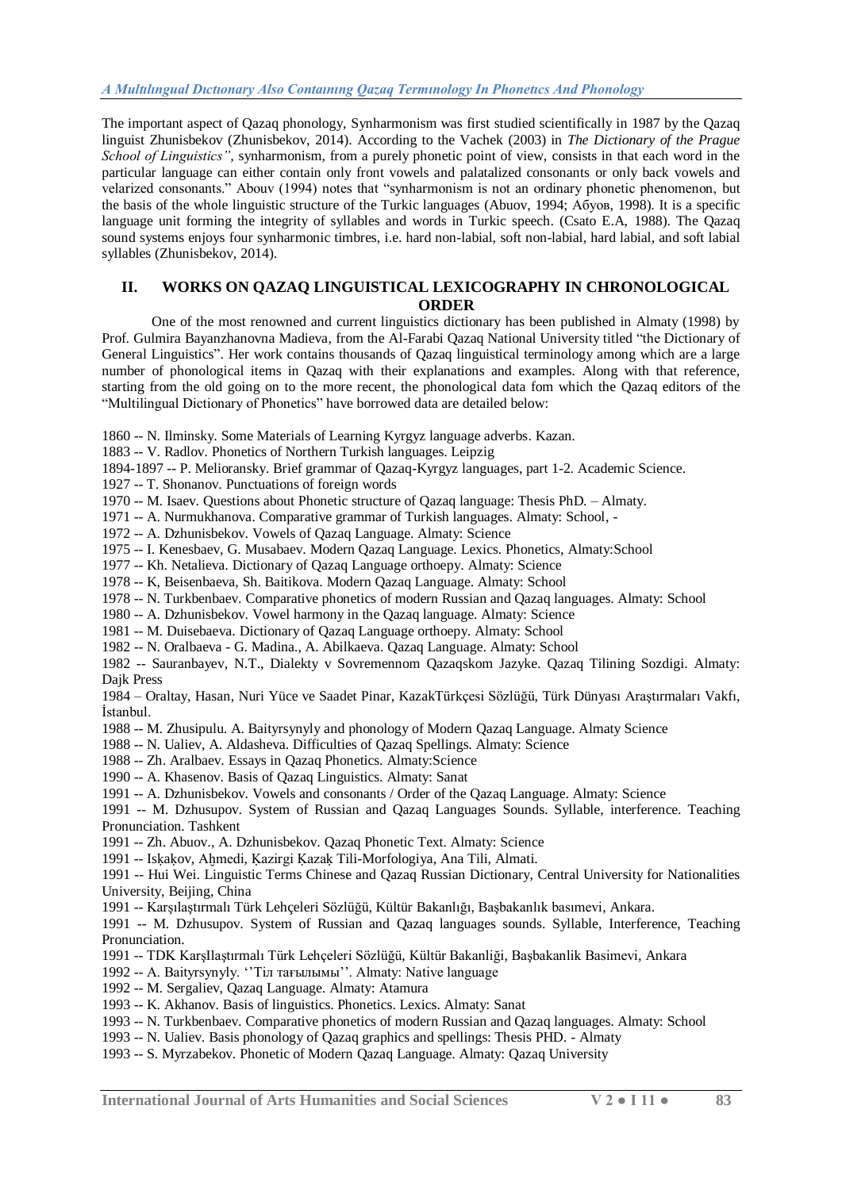The important aspect of Qazaq phonology, Synharmonism was first studied scientifically in 1987 by the Qazaq linguist Zhunisbekov (Zhunisbekov, 2014). According to the Vachek (2003) in *The Dictionary of the Prague School of Linguistics"*, synharmonism, from a purely phonetic point of view, consists in that each word in the particular language can either contain only front vowels and palatalized consonants or only back vowels and velarized consonants." Abouv (1994) notes that "synharmonism is not an ordinary phonetic phenomenon, but the basis of the whole linguistic structure of the Turkic languages (Abuov, 1994; Абуов, 1998). It is a specific language unit forming the integrity of syllables and words in Turkic speech. (Csato E.A, 1988). The Qazaq sound systems enjoys four synharmonic timbres, i.e. hard non-labial, soft non-labial, hard labial, and soft labial syllables (Zhunisbekov, 2014).

## II. WORKS ON QAZAQ LINGUISTICAL LEXICOGRAPHY IN CHRONOLOGICAL ORDER

One of the most renowned and current linguistics dictionary has been published in Almaty (1998) by Prof. Gulmira Bayanzhanovna Madieva, from the Al-Farabi Qazaq National University titled "the Dictionary of General Linguistics". Her work contains thousands of Qazaq linguistical terminology among which are a large number of phonological items in Qazaq with their explanations and examples. Along with that reference, starting from the old going on to the more recent, the phonological data fom which the Qazaq editors of the "Multilingual Dictionary of Phonetics" have borrowed data are detailed below:

1860 -- N. Ilminsky. Some Materials of Learning Kyrgyz language adverbs. Kazan.

1883 -- V. Radlov. Phonetics of Northern Turkish languages. Leipzig

1894-1897 -- P. Meliioransky. Brief grammar of Qazaq-Kyrgyz languages, part 1-2. Academic Science.

1927 -- T. Shonanov. Punctuations of foreign words

1970 -- M. Isaev. Questions about Phonetic structure of Qazaq language: Thesis PhD. – Almaty.

1971 -- A. Nurmukhanova. Comparative grammar of Turkish languages. Almaty: School, -

1972 -- A. Dzhunisbekov. Vowels of Qazaq Language. Almaty: Science

1975 -- I. Kenesbaev, G. Musabaev. Modern Qazaq Language. Lexics. Phonetics, Almaty:School

1977 -- Kh. Netalieva. Dictionary of Qazaq Language orthoepy. Almaty: Science

1978 -- K, Beisenbaeva, Sh. Baitikova. Modern Qazaq Language. Almaty: School

1978 -- N. Turkbenbaev. Comparative phonetics of modern Russian and Qazaq languages. Almaty: School

1980 -- A. Dzhunisbekov. Vowel harmony in the Qazaq language. Almaty: Science

1981 -- M. Duisebaeva. Dictionary of Qazaq Language orthoepy. Almaty: School

1982 -- N. Oralbaeva - G. Madina., A. Abilkaeva. Qazaq Language. Almaty: School

1982 -- Sauranbayev, N.T., Dialekty v Sovremennom Qazaqskom Jazyke. Qazaq Tilining Sozdigi. Almaty: Dajk Press

1984 – Oraltay, Hasan, Nuri Yüce ve Saadet Pinar, KazakTürkçesi Sözlüğü, Türk Dünyası Araştırmaları Vakfı, İstanbul.

1988 -- M. Zhusipulu. A. Baityrsynyly and phonology of Modern Qazaq Language. Almaty Science

1988 -- N. Ualiev, A. Aldasheva. Difficulties of Qazaq Spellings. Almaty: Science

1988 -- Zh. Aralbaev. Essays in Qazaq Phonetics. Almaty:Science

1990 -- A. Khasenov. Basis of Qazaq Linguistics. Almaty: Sanat

1991 -- A. Dzhunisbekov. Vowels and consonants / Order of the Qazaq Language. Almaty: Science

1991 -- M. Dzhusupov. System of Russian and Qazaq Languages Sounds. Syllable, interference. Teaching Pronunciation. Tashkent

1991 -- Zh. Abuov., A. Dzhunisbekov. Qazaq Phonetic Text. Almaty: Science

1991 -- Isķaķov, Aḩmedi, Ķazirgi Ķazaķ Tili-Morfologiya, Ana Tili, Almati.

1991 -- Hui Wei. Linguistic Terms Chinese and Qazaq Russian Dictionary, Central University for Nationalities University, Beijing, China

1991 -- Karşılaştırmalı Türk Lehçeleri Sözlüğü, Kültür Bakanlığı, Başbakanlık basımevi, Ankara.

1991 -- M. Dzhusupov. System of Russian and Qazaq languages sounds. Syllable, Interference, Teaching Pronunciation.

1991 -- TDK KarşIlaştırmalı Türk Lehçeleri Sözlüğü, Kültür Bakanliği, Başbakanlik Basimevi, Ankara

1992 -- A. Baityrsynyly. ''Тіл тағылымы''. Almaty: Native language

1992 -- M. Sergaliev, Qazaq Language. Almaty: Atamura

1993 -- K. Akhanov. Basis of linguistics. Phonetics. Lexics. Almaty: Sanat

1993 -- N. Turkbenbaev. Comparative phonetics of modern Russian and Qazaq languages. Almaty: School

1993 -- N. Ualiev. Basis phonology of Qazaq graphics and spellings: Thesis PHD. - Almaty

1993 -- S. Myrzabekov. Phonetic of Modern Qazaq Language. Almaty: Qazaq University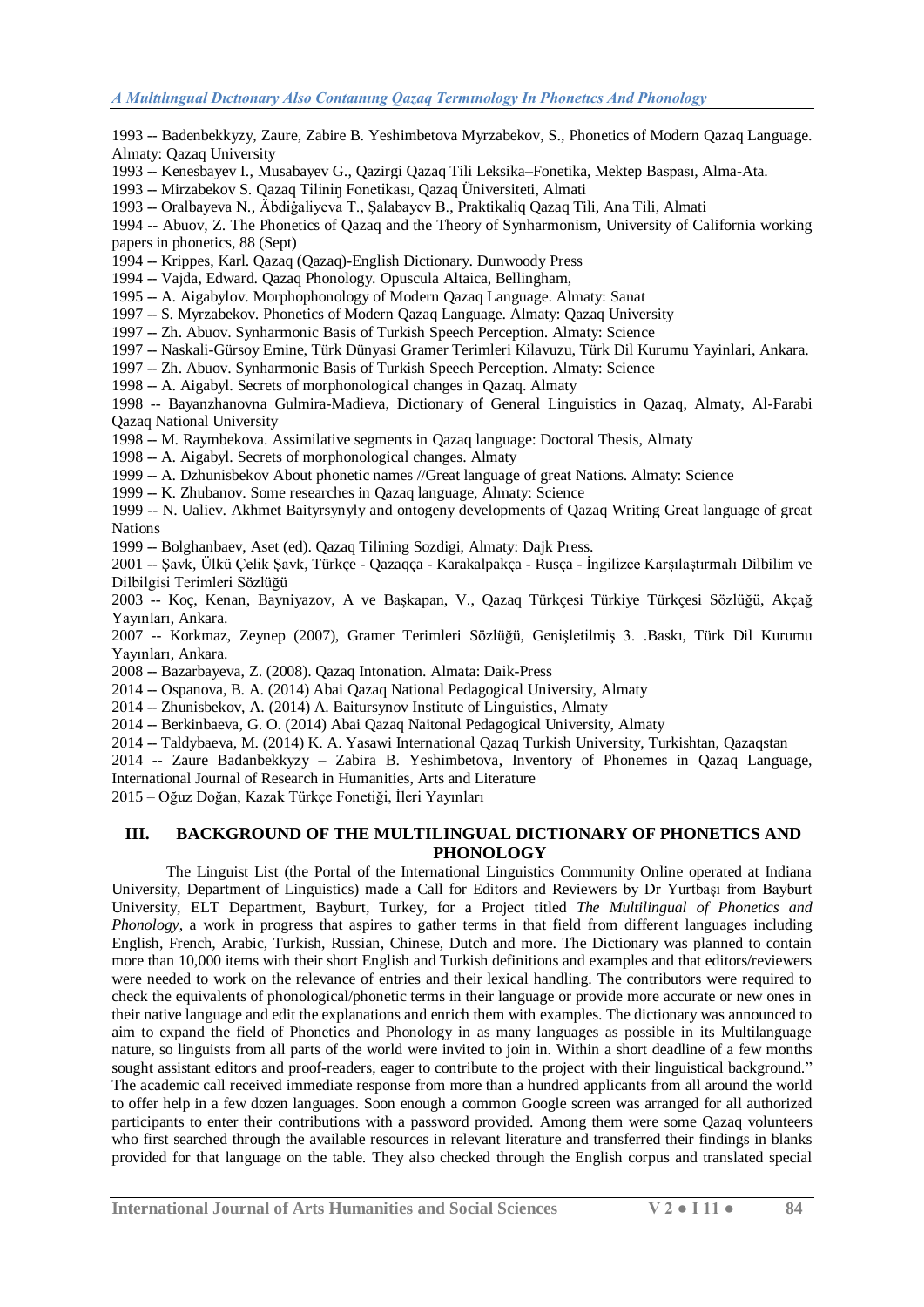1993 -- Badenbekkyzy, Zaure, Zabire B. Yeshimbetova Myrzabekov, S., Phonetics of Modern Qazaq Language. Almaty: Qazaq University

1993 -- Kenesbayev I., Musabayev G., Qazirgi Qazaq Tili Leksika–Fonetika, Mektep Baspası, Alma-Ata.

1993 -- Mirzabekov S. Qazaq Tiliniŋ Fonetikası, Qazaq Üniversiteti, Almati

1993 -- Oralbayeva N., Äbdiġaliyeva T., Şalabayev B., Praktikaliq Qazaq Tili, Ana Tili, Almati

1994 -- Abuov, Z. The Phonetics of Qazaq and the Theory of Synharmonism, University of California working papers in phonetics, 88 (Sept)

1994 -- Krippes, Karl. Qazaq (Qazaq)-English Dictionary. Dunwoody Press

1994 -- Vajda, Edward. Qazaq Phonology. Opuscula Altaica, Bellingham,

1995 -- A. Aigabylov. Morphophonology of Modern Qazaq Language. Almaty: Sanat

1997 -- S. Myrzabekov. Phonetics of Modern Qazaq Language. Almaty: Qazaq University

1997 -- Zh. Abuov. Synharmonic Basis of Turkish Speech Perception. Almaty: Science

1997 -- Naskali-Gürsoy Emine, Türk Dünyasi Gramer Terimleri Kilavuzu, Türk Dil Kurumu Yayinlari, Ankara.

1997 -- Zh. Abuov. Synharmonic Basis of Turkish Speech Perception. Almaty: Science

1998 -- A. Aigabyl. Secrets of morphonological changes in Qazaq. Almaty

1998 -- Bayanzhanovna Gulmira-Madieva, Dictionary of General Linguistics in Qazaq, Almaty, Al-Farabi Qazaq National University

1998 -- M. Raymbekova. Assimilative segments in Qazaq language: Doctoral Thesis, Almaty

1998 -- A. Aigabyl. Secrets of morphonological changes. Almaty

1999 -- A. Dzhunisbekov About phonetic names //Great language of great Nations. Almaty: Science

1999 -- K. Zhubanov. Some researches in Qazaq language, Almaty: Science

1999 -- N. Ualiev. Akhmet Baityrsynyly and ontogeny developments of Qazaq Writing Great language of great Nations

1999 -- Bolghanbaev, Aset (ed). Qazaq Tilining Sozdigi, Almaty: Dajk Press.

2001 -- Şavk, Ülkü Çelik Şavk, Türkçe - Qazaqça - Karakalpakça - Rusça - İngilizce Karşılaştırmalı Dilbilim ve Dilbilgisi Terimleri Sözlüğü

2003 -- Koç, Kenan, Bayniyazov, A ve Başkapan, V., Qazaq Türkçesi Türkiye Türkçesi Sözlüğü, Akçağ Yayınları, Ankara.

2007 -- Korkmaz, Zeynep (2007), Gramer Terimleri Sözlüğü, Genişletilmiş 3. .Baskı, Türk Dil Kurumu Yayınları, Ankara.

2008 -- Bazarbayeva, Z. (2008). Qazaq Intonation. Almata: Daik-Press

2014 -- Ospanova, B. A. (2014) Abai Qazaq National Pedagogical University, Almaty

2014 -- Zhunisbekov, A. (2014) A. Baitursynov Institute of Linguistics, Almaty

2014 -- Berkinbaeva, G. O. (2014) Abai Qazaq Naitonal Pedagogical University, Almaty

2014 -- Taldybaeva, M. (2014) K. A. Yasawi International Qazaq Turkish University, Turkishtan, Qazaqstan

2014 -- Zaure Badanbekkyzy – Zabira B. Yeshimbetova, Inventory of Phonemes in Qazaq Language, International Journal of Research in Humanities, Arts and Literature

2015 – Oğuz Doğan, Kazak Türkçe Fonetiği, İleri Yayınları

## III. BACKGROUND OF THE MULTILINGUAL DICTIONARY OF PHONETICS AND PHONOLOGY

The Linguist List (the Portal of the International Linguistics Community Online operated at Indiana University, Department of Linguistics) made a Call for Editors and Reviewers by Dr Yurtbaşı from Bayburt University, ELT Department, Bayburt, Turkey, for a Project titled *The Multilingual of Phonetics and Phonology*, a work in progress that aspires to gather terms in that field from different languages including English, French, Arabic, Turkish, Russian, Chinese, Dutch and more. The Dictionary was planned to contain more than 10,000 items with their short English and Turkish definitions and examples and that editors/reviewers were needed to work on the relevance of entries and their lexical handling. The contributors were required to check the equivalents of phonological/phonetic terms in their language or provide more accurate or new ones in their native language and edit the explanations and enrich them with examples. The dictionary was announced to aim to expand the field of Phonetics and Phonology in as many languages as possible in its Multilanguage nature, so linguists from all parts of the world were invited to join in. Within a short deadline of a few months sought assistant editors and proof-readers, eager to contribute to the project with their linguistical background." The academic call received immediate response from more than a hundred applicants from all around the world to offer help in a few dozen languages. Soon enough a common Google screen was arranged for all authorized participants to enter their contributions with a password provided. Among them were some Qazaq volunteers who first searched through the available resources in relevant literature and transferred their findings in blanks provided for that language on the table. They also checked through the English corpus and translated special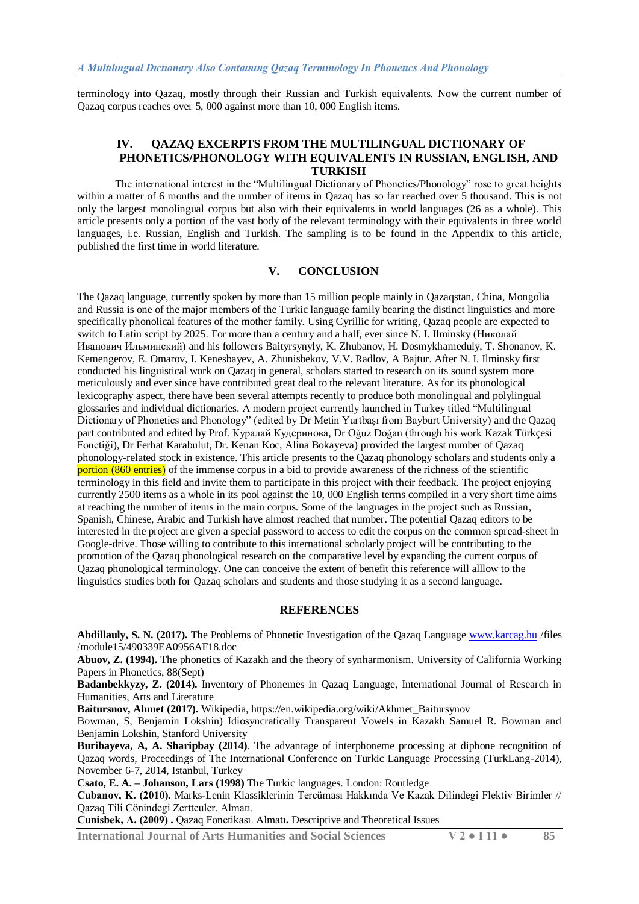terminology into Qazaq, mostly through their Russian and Turkish equivalents. Now the current number of Qazaq corpus reaches over 5, 000 against more than 10, 000 English items.

## IV. QAZAQ EXCERPTS FROM THE MULTILINGUAL DICTIONARY OF PHONETICS/PHONOLOGY WITH EQUIVALENTS IN RUSSIAN, ENGLISH, AND TURKISH

The international interest in the "Multilingual Dictionary of Phonetics/Phonology" rose to great heights within a matter of 6 months and the number of items in Qazaq has so far reached over 5 thousand. This is not only the largest monolingual corpus but also with their equivalents in world languages (26 as a whole). This article presents only a portion of the vast body of the relevant terminology with their equivalents in three world languages, i.e. Russian, English and Turkish. The sampling is to be found in the Appendix to this article, published the first time in world literature.

## V. CONCLUSION

The Qazaq language, currently spoken by more than 15 million people mainly in Qazaqstan, China, Mongolia and Russia is one of the major members of the Turkic language family bearing the distinct linguistics and more specifically phonolical features of the mother family. Using Cyrillic for writing, Qazaq people are expected to switch to Latin script by 2025. For more than a century and a half, ever since N. I. Ilminsky (Николай Иванович Ильминский) and his followers Baityrsynyly, K. Zhubanov, H. Dosmykhameduly, T. Shonanov, K. Kemengerov, E. Omarov, I. Kenesbayev, A. Zhunisbekov, V.V. Radlov, A Bajtur. After N. I. Ilminsky first conducted his linguistical work on Qazaq in general, scholars started to research on its sound system more meticulously and ever since have contributed great deal to the relevant literature. As for its phonological lexicography aspect, there have been several attempts recently to produce both monolingual and polylingual glossaries and individual dictionaries. A modern project currently launched in Turkey titled "Multilingual Dictionary of Phonetics and Phonology" (edited by Dr Metin Yurtbaşı from Bayburt University) and the Qazaq part contributed and edited by Prof. Куралай Кудеринова, Dr Oğuz Doğan (through his work Kazak Türkçesi Fonetiği), Dr Ferhat Karabulut, Dr. Kenan Koc, Alina Bokayeva) provided the largest number of Qazaq phonology-related stock in existence. This article presents to the Qazaq phonology scholars and students only a portion (860 entries) of the immense corpus in a bid to provide awareness of the richness of the scientific terminology in this field and invite them to participate in this project with their feedback. The project enjoying currently 2500 items as a whole in its pool against the 10, 000 English terms compiled in a very short time aims at reaching the number of items in the main corpus. Some of the languages in the project such as Russian, Spanish, Chinese, Arabic and Turkish have almost reached that number. The potential Qazaq editors to be interested in the project are given a special password to access to edit the corpus on the common spread-sheet in Google-drive. Those willing to contribute to this international scholarly project will be contributing to the promotion of the Qazaq phonological research on the comparative level by expanding the current corpus of Qazaq phonological terminology. One can conceive the extent of benefit this reference will alllow to the linguistics studies both for Qazaq scholars and students and those studying it as a second language.

## REFERENCES

**Abdillauly, S. N. (2017).** The Problems of Phonetic Investigation of the Qazaq Language www.karcag.hu /files /module15/490339EA0956AF18.doc

**Abuov, Z. (1994).** The phonetics of Kazakh and the theory of synharmonism. University of California Working Papers in Phonetics, 88(Sept)

**Badanbekkyzy, Z. (2014).** Inventory of Phonemes in Qazaq Language, International Journal of Research in Humanities, Arts and Literature

**Baitursnov, Ahmet (2017).** Wikipedia, https://en.wikipedia.org/wiki/Akhmet_Baitursynov

Bowman, S, Benjamin Lokshin) Idiosyncratically Transparent Vowels in Kazakh Samuel R. Bowman and Benjamin Lokshin, Stanford University

**Buribayeva, A, A. Sharipbay (2014)**. The advantage of interphoneme processing at diphone recognition of Qazaq words, Proceedings of The International Conference on Turkic Language Processing (TurkLang-2014), November 6-7, 2014, Istanbul, Turkey

**Csato, E. A. – Johanson, Lars (1998)** The Turkic languages. London: Routledge

**Cubanov, K. (2010).** Marks-Lenin Klassiklerinin Tercüması Hakkında Ve Kazak Dilindegi Flektiv Birimler // Qazaq Tili Cönindegi Zertteuler. Almatı.

**Cunisbek, A. (2009) .** Qazaq Fonetikası. Almatı**.** Descriptive and Theoretical Issues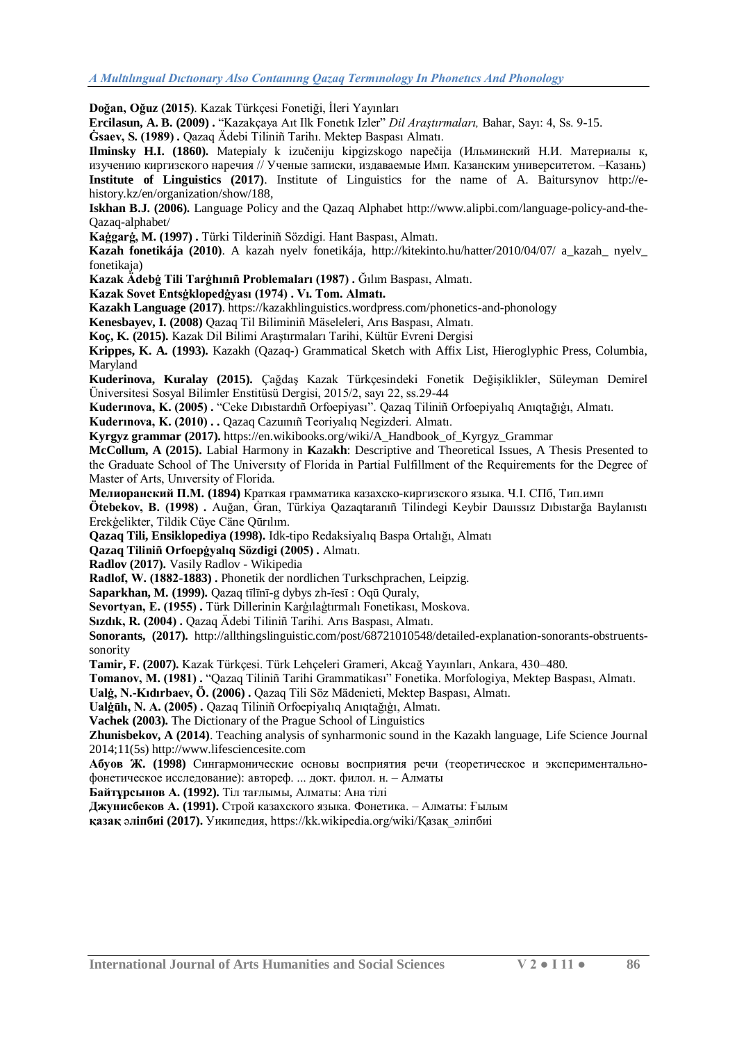**Doğan, Oğuz (2015)**. Kazak Türkçesi Fonetiği, İleri Yayınları

**Ercilasun, A. B. (2009) .** “Kazakçaya Aıt Ilk Fonetık Izler” *Dil Araştırmaları,* Bahar, Sayı: 4, Ss. 9-15.

**Ġsaev, S. (1989) .** Qazaq Ädebi Tiliniñ Tarihı. Mektep Baspası Almatı.

**Ilminsky H.I. (1860).** Matepialy k izučeniju kipgizskogo napečija (Ильминский Н.И. Материалы к, изучению киргизского наречия // Ученые записки, издаваемые Имп. Казанским университетом. –Казань)

**Institute of Linguistics (2017)**. Institute of Linguistics for the name of A. Baitursynov http://e-history.kz/en/organization/show/188,

**Iskhan B.J. (2006).** Language Policy and the Qazaq Alphabet http://www.alipbi.com/language-policy-and-the-Qazaq-alphabet/

**Kaġgarġ, M. (1997) .** Türki Tilderiniñ Sözdigi. Hant Baspası, Almatı.

**Kazah fonetikája (2010)**. A kazah nyelv fonetikája, http://kitekinto.hu/hatter/2010/04/07/ a_kazah_ nyelv_ fonetikaja)

**Kazak Ädebġ Tili Tarġhınıñ Problemaları (1987) .** Ġılım Baspası, Almatı.

**Kazak Sovet Entsġklopedġyası (1974) . Vı. Tom. Almatı.**

**Kazakh Language (2017)**. https://kazakhlinguistics.wordpress.com/phonetics-and-phonology

**Kenesbayev, I. (2008)** Qazaq Til Biliminiñ Mäseleleri, Arıs Baspası, Almatı.

**Koç, K. (2015).** Kazak Dil Bilimi Araştırmaları Tarihi, Kültür Evreni Dergisi

**Krippes, K. A. (1993).** Kazakh (Qazaq-) Grammatical Sketch with Affix List, Hieroglyphic Press, Columbia, Maryland

**Kuderinova, Kuralay (2015).** Çağdaş Kazak Türkçesindeki Fonetik Değişiklikler, Süleyman Demirel Üniversitesi Sosyal Bilimler Enstitüsü Dergisi, 2015/2, sayı 22, ss.29-44

**Kuderınova, K. (2005) .** “Ceke Dıbıstardıñ Orfoepiyası”. Qazaq Tiliniñ Orfoepiyalıq Anıqtağığı, Almatı.

**Kuderınova, K. (2010) . .** Qazaq Cazuınıñ Teoriyalıq Negizderi. Almatı.

**Kyrgyz grammar (2017).** https://en.wikibooks.org/wiki/A_Handbook_of_Kyrgyz_Grammar

**McCollum, A (2015).** Labial Harmony in **K**aza**kh**: Descriptive and Theoretical Issues, A Thesis Presented to the Graduate School of The Unıversıty of Florida in Partial Fulfillment of the Requirements for the Degree of Master of Arts, Unıversity of Florida.

**Мелиоранский П.М. (1894)** Краткая грамматика казахско-киргизского языка. Ч.I. СПб, Тип.имп

**Ötebekov, B. (1998) .** Auğan, Ġran, Türkiya Qazaqtaranıñ Tilindegi Keybir Dauıssız Dıbıstarğa Baylanıstı Erekġelikter, Tildik Cüye Cäne Qūrılım.

**Qazaq Tili, Ensiklopediya (1998).** Idk-tipo Redaksiyalıq Baspa Ortalığı, Almatı

**Qazaq Tiliniñ Orfoepġyalıq Sözdigi (2005) .** Almatı.

**Radlov (2017).** Vasily Radlov - Wikipedia

**Radlof, W. (1882-1883) .** Phonetik der nordlichen Turkschprachen, Leipzig.

**Saparkhan, M. (1999).** Qazaq tīlīnī-g dybys zh-ïesī : Oqū Quraly,

**Sevortyan, E. (1955) .** Türk Dillerinin Karġılaġtırmalı Fonetikası, Moskova.

**Sızdık, R. (2004) .** Qazaq Ädebi Tiliniñ Tarihi. Arıs Baspası, Almatı.

**Sonorants, (2017).** http://allthingslinguistic.com/post/68721010548/detailed-explanation-sonorants-obstruents-sonority

**Tamir, F. (2007).** Kazak Türkçesi. Türk Lehçeleri Grameri, Akcağ Yayınları, Ankara, 430–480.

**Tomanov, M. (1981) .** “Qazaq Tiliniñ Tarihi Grammatikası” Fonetika. Morfologiya, Mektep Baspası, Almatı.

**Ualġ, N.-Kıdırbaev, Ö. (2006) .** Qazaq Tili Söz Mädenieti, Mektep Baspası, Almatı.

**Ualġūlı, N. A. (2005) .** Qazaq Tiliniñ Orfoepiyalıq Anıqtağığı, Almatı.

**Vachek (2003).** The Dictionary of the Prague School of Linguistics

**Zhunisbekov, A (2014)**. Teaching analysis of synharmonic sound in the Kazakh language, Life Science Journal 2014;11(5s) http://www.lifesciencesite.com

**Абуов Ж. (1998)** Сингармонические основы восприятия речи (теоретическое и экспериментально-фонетическое исследование): автореф. ... докт. филол. н. – Алматы

**Байтұрсынов А. (1992).** Тіл тағлымы, Алматы: Ана тілі

**Джунисбеков А. (1991).** Строй казахского языка. Фонетика. – Алматы: Ғылым

**қазақ әліпбиі (2017).** Уикипедия, https://kk.wikipedia.org/wiki/Қазақ_әліпбиі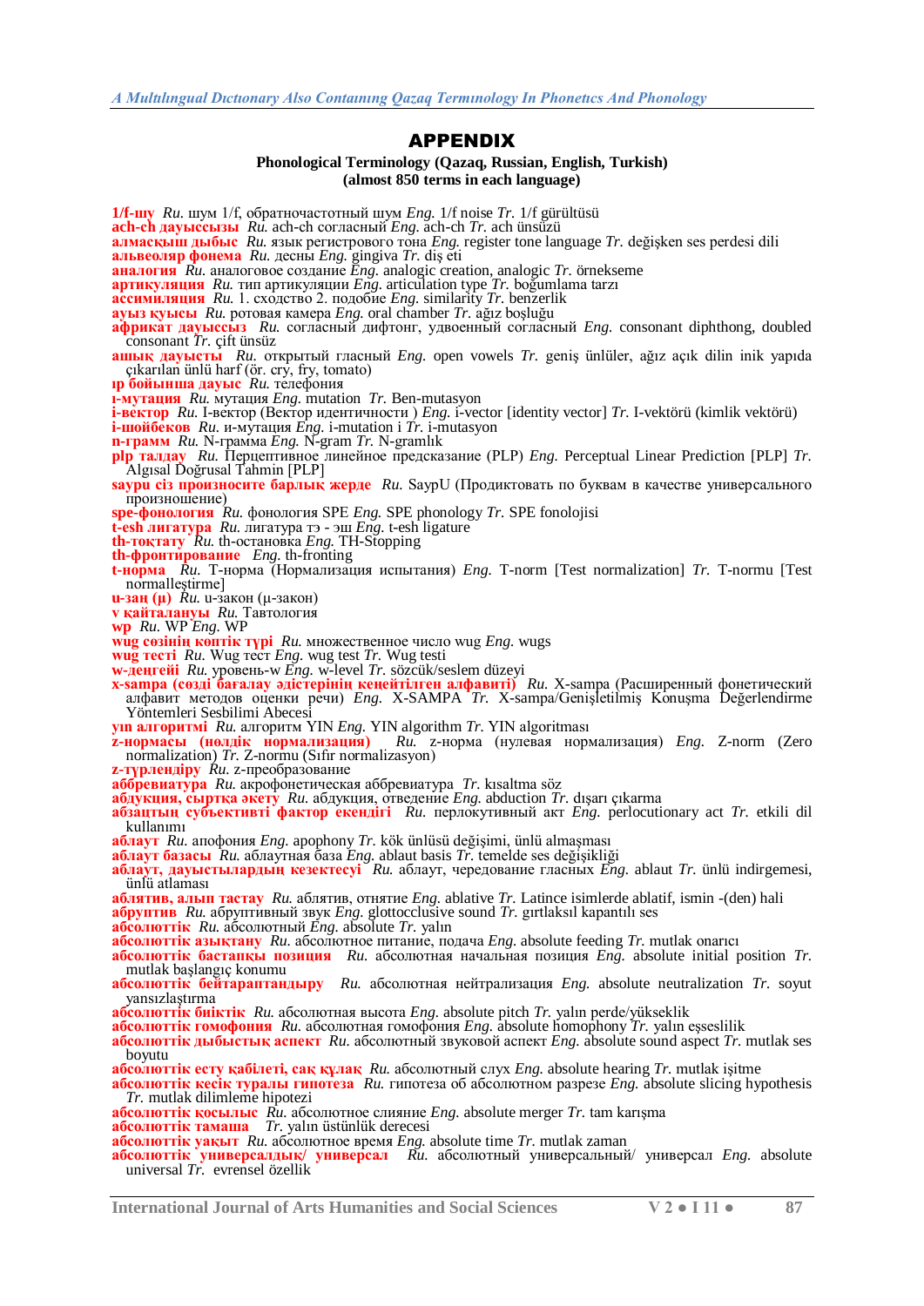# APPENDIX

**Phonological Terminology (Qazaq, Russian, English, Turkish)**
**(almost 850 terms in each language)**

**1/f-шу** *Ru.* шум 1/f, обратночастотный шум *Eng.* 1/f noise *Tr.* 1/f gürültüsü
**ach-ch дауыссызы** *Ru.* ach-ch согласный *Eng.* ach-ch *Tr.* ach ünsüzü
**алмасқыш дыбыс** *Ru.* язык регистрового тона *Eng.* register tone language *Tr.* değişken ses perdesi dili
**альвеоляр фонема** *Ru.* десны *Eng.* gingiva *Tr.* diş eti
**аналогия** *Ru.* аналоговое создание *Eng.* analogic creation, analogic *Tr.* örnekseme
**артикуляция** *Ru.* тип артикуляции *Eng.* articulation type *Tr.* boğumlama tarzı
**ассимиляция** *Ru.* 1. сходство 2. подобие *Eng.* similarity *Tr.* benzerlik
**ауыз қуысы** *Ru.* ротовая камера *Eng.* oral chamber *Tr.* ağız boşluğu
**африкат дауыссыз** *Ru.* согласный дифтонг, удвоенный согласный *Eng.* consonant diphthong, doubled consonant *Tr.* çift ünsüz
**ашық дауысты** *Ru.* открытый гласный *Eng.* open vowels *Tr.* geniş ünlüler, ağız açık dilin inik yapıda çıkarılan ünlü harf (ör. cry, fry, tomato)
**ір бойынша дауыс** *Ru.* телефония
**і-мутация** *Ru.* мутация *Eng.* mutation *Tr.* Ben-mutasyon
**і-вектор** *Ru.* І-вектор (Вектор идентичности ) *Eng.* i-vector [identity vector] *Tr.* I-vektörü (kimlik vektörü)
**і-шойбеков** *Ru.* и-мутация *Eng.* i-mutation i *Tr.* i-mutasyon
**n-грамм** *Ru.* N-грамма *Eng.* N-gram *Tr.* N-gramlık
**plp талдау** *Ru.* Перцептивное линейное предсказание (PLP) *Eng.* Perceptual Linear Prediction [PLP] *Tr.* Algısal Doğrusal Tahmin [PLP]
**saypu сіз произносите барлық жерде** *Ru.* SaypU (Продиктовать по буквам в качестве универсального произношение)
**spe-фонология** *Ru.* фонология SPE *Eng.* SPE phonology *Tr.* SPE fonolojisi
**t-esh лигатура** *Ru.* лигатура тэ - эш *Eng.* t-esh ligature
**th-тоқтату** *Ru.* th-остановка *Eng.* TH-Stopping
**th-фронтирование** *Eng.* th-fronting
**t-норма** *Ru.* Т-норма (Нормализация испытания) *Eng.* T-norm [Test normalization] *Tr.* T-normu [Test normalleştirme]
**u-заң (μ)** *Ru.* u-закон (μ-закон)
**v қайталануы** *Ru.* Тавтология
**wp** *Ru.* WP *Eng.* WP
**wug сөзінің көптік түрі** *Ru.* множественное число wug *Eng.* wugs
**wug тесті** *Ru.* Wug тест *Eng.* wug test *Tr.* Wug testi
**w-деңгейі** *Ru.* уровень-w *Eng.* w-level *Tr.* sözcük/seslem düzeyi
**x-sampa (сөзді бағалау әдістерінің кеңейтілген алфавиті)** *Ru.* X-sampa (Расширенный фонетический алфавит методов оценки речи) *Eng.* X-SAMPA *Tr.* X-sampa/Genişletilmiş Konuşma Değerlendirme Yöntemleri Sesbilimi Abecesi
**yin алгоритмі** *Ru.* алгоритм YIN *Eng.* YIN algorithm *Tr.* YIN algoritması
**z-нормасы (нөлдік нормализация)** *Ru.* z-норма (нулевая нормализация) *Eng.* Z-norm (Zero normalization) *Tr.* Z-normu (Sıfır normalizasyon)
**z-түрлендіру** *Ru.* z-преобразование
**аббревиатура** *Ru.* акрофонетическая аббревиатура *Tr.* kısaltma söz
**абдукция, сыртқа әкету** *Ru.* абдукция, отведение *Eng.* abduction *Tr.* dışarı çıkarma
**абзацтың субъективті фактор екендігі** *Ru.* перлокутивный акт *Eng.* perlocutionary act *Tr.* etkili dil kullanımı
**аблаут** *Ru.* апофония *Eng.* apophony *Tr.* kök ünlüsü değişimi, ünlü almaşması
**аблаут базасы** *Ru.* аблаутная база *Eng.* ablaut basis *Tr.* temelde ses değişikliği
**аблаут, дауыстылардың кезектесуі** *Ru.* аблаут, чередование гласных *Eng.* ablaut *Tr.* ünlü indirgemesi, ünlü atlaması
**аблятив, алып тастау** *Ru.* аблятив, отнятие *Eng.* ablative *Tr.* Latince isimlerde ablatif, ismin -(den) hali
**абруптив** *Ru.* абруптивный звук *Eng.* glottocclusive sound *Tr.* gırtlaksıl kapantılı ses
**абсолюттік** *Ru.* абсолютный *Eng.* absolute *Tr.* yalın
**абсолюттік азықтану** *Ru.* абсолютное питание, подача *Eng.* absolute feeding *Tr.* mutlak onarıcı
**абсолюттік бастапқы позиция** *Ru.* абсолютная начальная позиция *Eng.* absolute initial position *Tr.* mutlak başlangıç konumu
**абсолюттік бейтараптандыру** *Ru.* абсолютная нейтрализация *Eng.* absolute neutralization *Tr.* soyut yansızlaştırma
**абсолюттік биіктік** *Ru.* абсолютная высота *Eng.* absolute pitch *Tr.* yalın perde/yükseklik
**абсолюттік гомофония** *Ru.* абсолютная гомофония *Eng.* absolute homophony *Tr.* yalın eşseslilik
**абсолюттік дыбыстық аспект** *Ru.* абсолютный звуковой аспект *Eng.* absolute sound aspect *Tr.* mutlak ses boyutu
**абсолюттік есту қабілеті, сақ құлақ** *Ru.* абсолютный слух *Eng.* absolute hearing *Tr.* mutlak işitme
**абсолюттік кесік туралы гипотеза** *Ru.* гипотеза об абсолютном разрезе *Eng.* absolute slicing hypothesis *Tr.* mutlak dilimleme hipotezi
**абсолюттік қосылыс** *Ru.* абсолютное слияние *Eng.* absolute merger *Tr.* tam karışma
**абсолюттік тамаша** *Tr.* yalın üstünlük derecesi
**абсолюттік уақыт** *Ru.* абсолютное время *Eng.* absolute time *Tr.* mutlak zaman
**абсолюттік универсалдық/ универсал** *Ru.* абсолютный универсальный/ универсал *Eng.* absolute universal *Tr.* evrensel özellik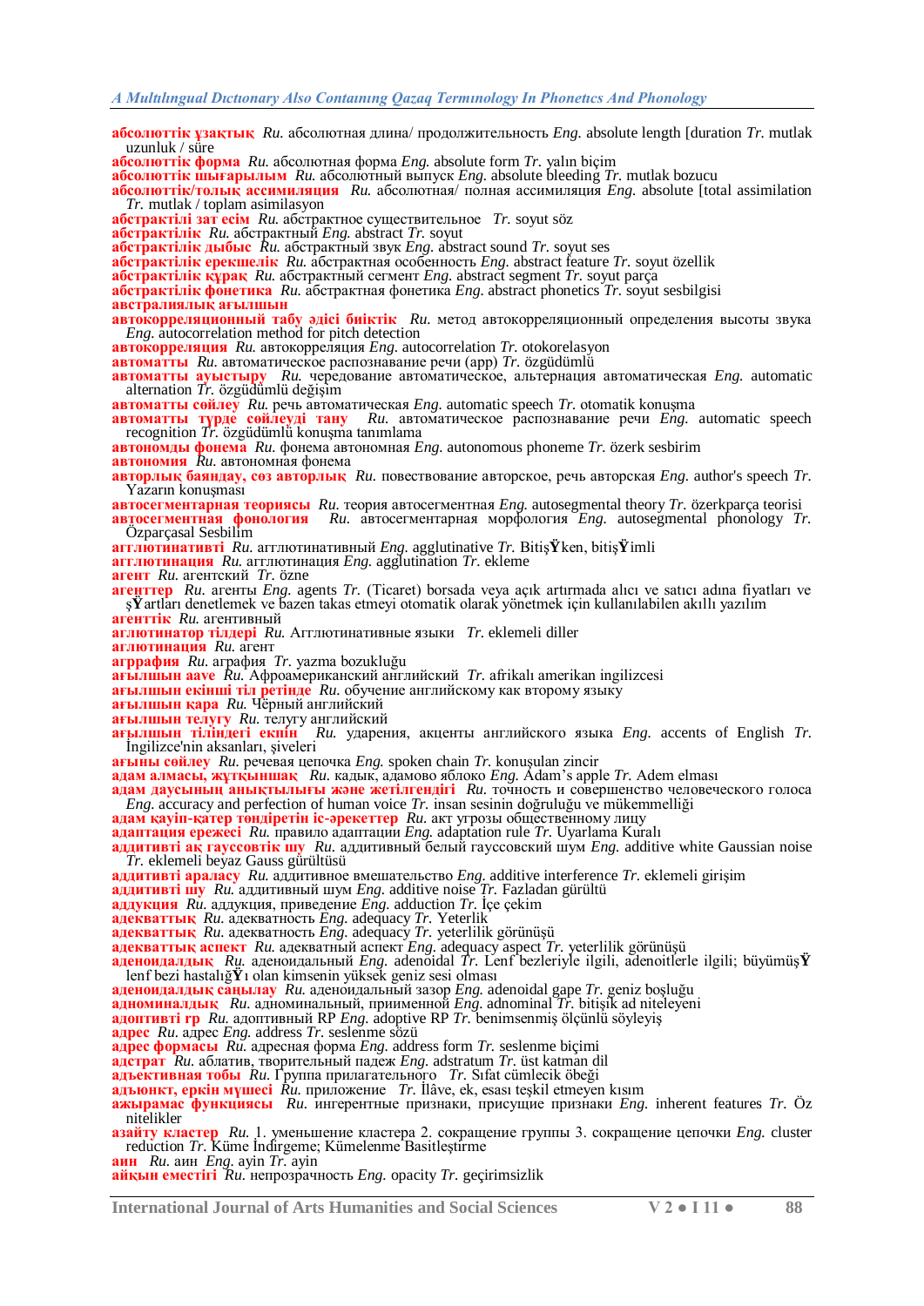**абсолюттік ұзақтық** *Ru.* абсолютная длина/ продолжительность *Eng.* absolute length [duration *Tr.* mutlak uzunluk / süre

**абсолюттік форма** *Ru.* абсолютная форма *Eng.* absolute form *Tr.* yalın biçim

**абсолюттік шығарылым** *Ru.* абсолютный выпуск *Eng.* absolute bleeding *Tr.* mutlak bozucu

**абсолюттік/толық ассимиляция** *Ru.* абсолютная/ полная ассимиляция *Eng.* absolute [total assimilation *Tr.* mutlak / toplam asimilasyon

**абстрактілі зат есім** *Ru.* абстрактное существительное *Tr.* soyut söz

**абстрактілік** *Ru.* абстрактный *Eng.* abstract *Tr.* soyut

**абстрактілік дыбыс** *Ru.* абстрактный звук *Eng.* abstract sound *Tr.* soyut ses

**абстрактілік ерекшелік** *Ru.* абстрактная особенность *Eng.* abstract feature *Tr.* soyut özellik

**абстрактілік құрақ** *Ru.* абстрактный сегмент *Eng.* abstract segment *Tr.* soyut parça

**абстрактілік фонетика** *Ru.* абстрактная фонетика *Eng.* abstract phonetics *Tr.* soyut sesbilgisi

**австралиялық ағылшын**

**автокорреляционный табу әдісі биіктік** *Ru.* метод автокорреляционный определения высоты звука *Eng.* autocorrelation method for pitch detection

**автокорреляция** *Ru.* автокорреляция *Eng.* autocorrelation *Tr.* otokorelasyon

**автоматты** *Ru.* автоматическое распознавание речи (арр) *Tr.* özgüdümlü

**автоматты ауыстыру** *Ru.* чередование автоматическое, альтернация автоматическая *Eng.* automatic alternation *Tr.* özgüdümlü değişim

**автоматты сөйлеу** *Ru.* речь автоматическая *Eng.* automatic speech *Tr.* otomatik konuşma

**автоматты түрде сөйлеуді тану** *Ru.* автоматическое распознавание речи *Eng.* automatic speech recognition *Tr.* özgüdümlü konuşma tanımlama

**автономды фонема** *Ru.* фонема автономная *Eng.* autonomous phoneme *Tr.* özerk sesbirim

**автономия** *Ru.* автономная фонема

**авторлық баяндау, сөз авторлық** *Ru.* повествование авторское, речь авторская *Eng.* author's speech *Tr.* Yazarın konuşması

**автосегментарная теориясы** *Ru.* теория автосегментная *Eng.* autosegmental theory *Tr.* özerkparça teorisi

**автосегментная фонология** *Ru.* автосегментарная морфология *Eng.* autosegmental phonology *Tr.* Özparçasal Sesbilim

**агглютинативті** *Ru.* агглютинативный *Eng.* agglutinative *Tr.* BitişŸken, bitişŸimli

**агглютинация** *Ru.* агглютинация *Eng.* agglutination *Tr.* ekleme

**агент** *Ru.* агентский *Tr.* özne

**агенттер** *Ru.* агенты *Eng.* agents *Tr.* (Ticaret) borsada veya açık artırmada alıcı ve satıcı adına fiyatları ve şŸartları denetlemek ve bazen takas etmeyi otomatik olarak yönetmek için kullanılabilen akıllı yazılım

**агенттік** *Ru.* агентивный

**аглютинатор тілдері** *Ru.* Агглютинативные языки *Tr.* eklemeli diller

**аглютинация** *Ru.* агент

**агграфия** *Ru.* аграфия *Tr.* yazma bozukluğu

**ағылшын aave** *Ru.* Афроамериканский английский *Tr.* afrikalı amerikan ingilizcesi

**ағылшын екінші тіл ретінде** *Ru.* обучение английскому как второму языку

**ағылшын қара** *Ru.* Чёрный английский

**ағылшын телугу** *Ru.* телугу английский

**ағылшын тіліндегі екпін** *Ru.* ударения, акценты английского языка *Eng.* accents of English *Tr.* İngilizce'nin aksanları, şiveleri

**ағыны сөйлеу** *Ru.* речевая цепочка *Eng.* spoken chain *Tr.* konuşulan zincir

**адам алмасы, жұтқыншақ** *Ru.* кадык, адамово яблоко *Eng.* Adam's apple *Tr.* Adem elması

**адам даусының анықтылығы және жетілгендігі** *Ru.* точность и совершенство человеческого голоса *Eng.* accuracy and perfection of human voice *Tr.* insan sesinin doğruluğu ve mükemmelliği

**адам қауіп-қатер төндіретін іс-әрекеттер** *Ru.* акт угрозы общественному лицу

**адаптация ережесі** *Ru.* правило адаптации *Eng.* adaptation rule *Tr.* Uyarlama Kuralı

**аддитивті ақ гауссовтік шу** *Ru.* аддитивный белый гауссовский шум *Eng.* additive white Gaussian noise *Tr.* eklemeli beyaz Gauss gürültüsü

**аддитивті араласу** *Ru.* аддитивное вмешательство *Eng.* additive interference *Tr.* eklemeli girişim

**аддитивті шу** *Ru.* аддитивный шум *Eng.* additive noise *Tr.* Fazladan gürültü

**аддукция** *Ru.* аддукция, приведение *Eng.* adduction *Tr.* İçe çekim

**адекваттық** *Ru.* адекватность *Eng.* adequacy *Tr.* Yeterlik

**адекваттық** *Ru.* адекватность *Eng.* adequacy *Tr.* yeterlilik görünüşü

**адекваттық аспект** *Ru.* адекватный аспект *Eng.* adequacy aspect *Tr.* yeterlilik görünüşü

**аденоидалдық** *Ru.* аденоидальный *Eng.* adenoidal *Tr.* Lenf bezleriyle ilgili, adenoitlerle ilgili; büyümüşŸ lenf bezi hastalığŸı olan kimsenin yüksek geniz sesi olması

**аденоидалдық саңылау** *Ru.* аденоидальный зазор *Eng.* adenoidal gape *Tr.* geniz boşluğu

**адноминалдық** *Ru.* адноминальный, приименной *Eng.* adnominal *Tr.* bitişik ad niteleyeni

**адоптивті гр** *Ru.* адоптивный RP *Eng.* adoptive RP *Tr.* benimsenmiş ölçünlü söyleyiş

**адрес** *Ru.* адрес *Eng.* address *Tr.* seslenme sözü

**адрес формасы** *Ru.* адресная форма *Eng.* address form *Tr.* seslenme biçimi

**адстрат** *Ru.* аблатив, творительный падеж *Eng.* adstratum *Tr.* üst katman dil

**адъективная тобы** *Ru.* Группа прилагательного *Tr.* Sıfat cümlecik öbeği

**адъюнкт, еркін мүшесі** *Ru.* приложение *Tr.* İlâve, ek, esası teşkil etmeyen kısım

**ажырамас функциясы** *Ru.* ингерентные признаки, присущие признаки *Eng.* inherent features *Tr.* Öz nitelikler

**азайту кластер** *Ru.* 1. уменьшение кластера 2. сокращение группы 3. сокращение цепочки *Eng.* cluster reduction *Tr.* Küme İndirgeme; Kümelenme Basitleştirme

**аин** *Ru.* аин *Eng.* ayin *Tr.* ayin

**айқын еместігі** *Ru.* непрозрачность *Eng.* opacity *Tr.* geçirimsizlik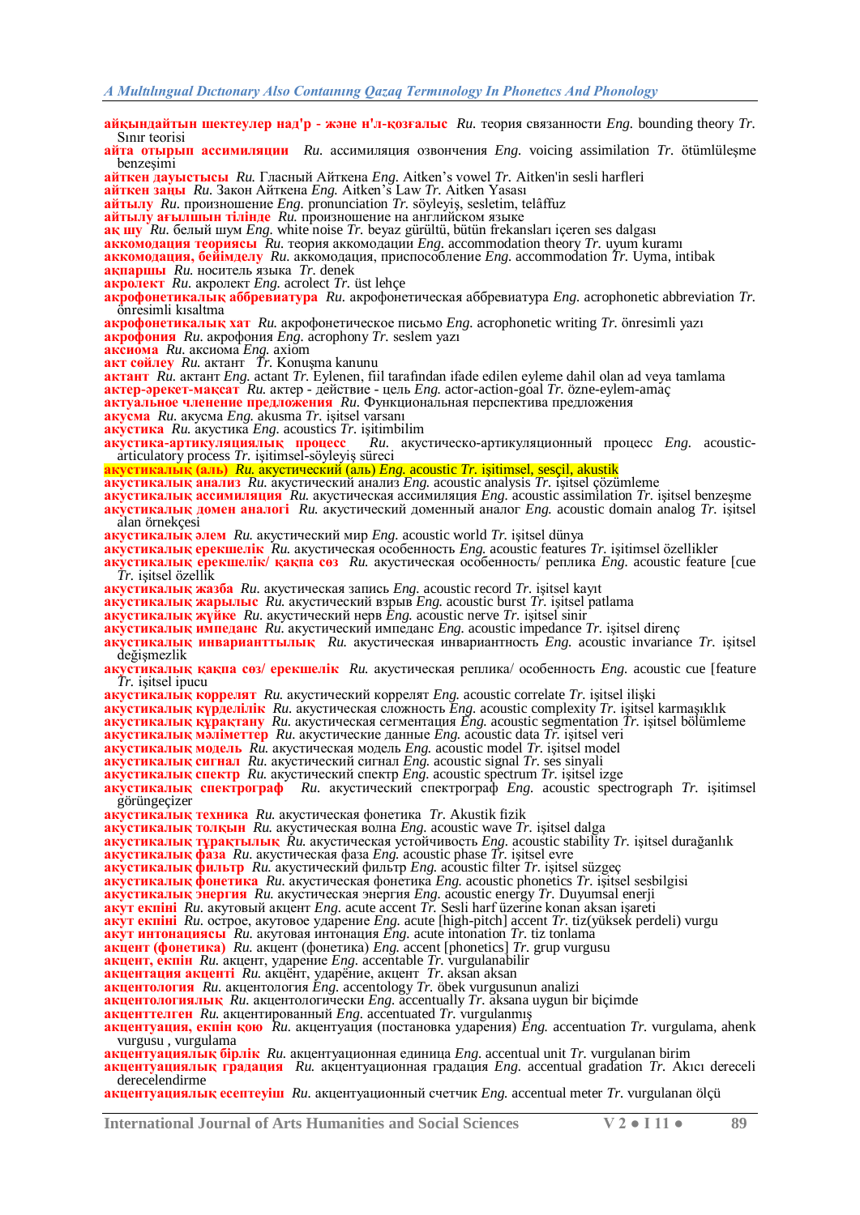**айқындайтын шектеулер над'р - және н'л-қозғалыс** *Ru.* теория связанности *Eng.* bounding theory *Tr.* Sınır teorisi

**айта отырып ассимиляции** *Ru.* ассимиляция озвончения *Eng.* voicing assimilation *Tr.* ötümlüleşme benzeşimi

**айткен дауыстысы** *Ru.* Гласный Айткена *Eng.* Aitken's vowel *Tr.* Aitken'in sesli harfleri

**айткен заңы** *Ru.* Закон Айткена *Eng.* Aitken's Law *Tr.* Aitken Yasası

**айтылу** *Ru.* произношение *Eng.* pronunciation *Tr.* söyleyiş, sesletim, telâffuz

**айтылу ағылшын тілінде** *Ru.* произношение на английском языке

**ақ шу** *Ru.* белый шум *Eng.* white noise *Tr.* beyaz gürültü, bütün frekansları içeren ses dalgası

**аккомодация теориясы** *Ru.* теория аккомодации *Eng.* accommodation theory *Tr.* uyum kuramı

**аккомодация, бейімделу** *Ru.* аккомодация, приспособление *Eng.* accommodation *Tr.* Uyma, intibak

**ақпаршы** *Ru.* носитель языка *Tr.* denek

**акролект** *Ru.* акролект *Eng.* acrolect *Tr.* üst lehçe

**акрофонетикалық аббревиатура** *Ru.* акрофонетическая аббревиатура *Eng.* acrophonetic abbreviation *Tr.* önresimli kısaltma

**акрофонетикалық хат** *Ru.* акрофонетическое письмо *Eng.* acrophonetic writing *Tr.* önresimli yazı

**акрофония** *Ru.* акрофония *Eng.* acrophony *Tr.* seslem yazı

**аксиома** *Ru.* аксиома *Eng.* axiom

**акт сөйлеу** *Ru.* актант *Tr.* Konuşma kanunu

**актант** *Ru.* актант *Eng.* actant *Tr.* Eylenen, fiil tarafından ifade edilen eyleme dahil olan ad veya tamlama

**актер-әрекет-мақсат** *Ru.* актер - действие - цель *Eng.* actor-action-goal *Tr.* özne-eylem-amaç

**актуальное членение предложения** *Ru.* Функциональная перспектива предложения

**акусма** *Ru.* акусма *Eng.* akusma *Tr.* işitsel varsanı

**акустика** *Ru.* акустика *Eng.* acoustics *Tr.* işitimbilim

**акустика-артикуляциялық процесс** *Ru.* акустическо-артикуляционный процесс *Eng.* acoustic-articulatory process *Tr.* işitimsel-söyleyiş süreci

**акустикалық (аль)** *Ru.* акустический (аль) *Eng.* acoustic *Tr.* işitimsel, sesçil, akustik

**акустикалық анализ** *Ru.* акустический анализ *Eng.* acoustic analysis *Tr.* işitsel çözümleme

**акустикалық ассимиляция** *Ru.* акустическая ассимиляция *Eng.* acoustic assimilation *Tr.* işitsel benzeşme

**акустикалық домен аналогі** *Ru.* акустический доменный аналог *Eng.* acoustic domain analog *Tr.* işitsel alan örnekçesi

**акустикалық әлем** *Ru.* акустический мир *Eng.* acoustic world *Tr.* işitsel dünya

**акустикалық ерекшелік** *Ru.* акустическая особенность *Eng.* acoustic features *Tr.* işitimsel özellikler

**акустикалық ерекшелік/ қақпа сөз** *Ru.* акустическая особенность/ реплика *Eng.* acoustic feature [cue *Tr.* işitsel özellik

**акустикалық жазба** *Ru.* акустическая запись *Eng.* acoustic record *Tr.* işitsel kayıt

**акустикалық жарылыс** *Ru.* акустический взрыв *Eng.* acoustic burst *Tr.* işitsel patlama

**акустикалық жүйке** *Ru.* акустический нерв *Eng.* acoustic nerve *Tr.* işitsel sinir

**акустикалық импеданс** *Ru.* акустический импеданс *Eng.* acoustic impedance *Tr.* işitsel direnç

**акустикалық инварианттылық** *Ru.* акустическая инвариантность *Eng.* acoustic invariance *Tr.* işitsel değişmezlik

**акустикалық қақпа сөз/ ерекшелік** *Ru.* акустическая реплика/ особенность *Eng.* acoustic cue [feature *Tr.* işitsel ipucu

**акустикалық коррелят** *Ru.* акустический коррелят *Eng.* acoustic correlate *Tr.* işitsel ilişki

**акустикалық күрделілік** *Ru.* акустическая сложность *Eng.* acoustic complexity *Tr.* işitsel karmaşıklık

**акустикалық құрақтану** *Ru.* акустическая сегментация *Eng.* acoustic segmentation *Tr.* işitsel bölümleme

**акустикалық мәліметтер** *Ru.* акустические данные *Eng.* acoustic data *Tr.* işitsel veri

**акустикалық модель** *Ru.* акустическая модель *Eng.* acoustic model *Tr.* işitsel model

**акустикалық сигнал** *Ru.* акустический сигнал *Eng.* acoustic signal *Tr.* ses sinyali

**акустикалық спектр** *Ru.* акустический спектр *Eng.* acoustic spectrum *Tr.* işitsel izge

**акустикалық спектрограф** *Ru.* акустический спектрограф *Eng.* acoustic spectrograph *Tr.* işitimsel görüngeçizer

**акустикалық техника** *Ru.* акустическая фонетика *Tr.* Akustik fizik

**акустикалық толқын** *Ru.* акустическая волна *Eng.* acoustic wave *Tr.* işitsel dalga

**акустикалық тұрақтылық** *Ru.* акустическая устойчивость *Eng.* acoustic stability *Tr.* işitsel durağanlık

**акустикалық фаза** *Ru.* акустическая фаза *Eng.* acoustic phase *Tr.* işitsel evre

**акустикалық фильтр** *Ru.* акустический фильтр *Eng.* acoustic filter *Tr.* işitsel süzgeç

**акустикалық фонетика** *Ru.* акустическая фонетика *Eng.* acoustic phonetics *Tr.* işitsel sesbilgisi

**акустикалық энергия** *Ru.* акустическая энергия *Eng.* acoustic energy *Tr.* Duyumsal enerji

**акут екпіні** *Ru.* акутовый акцент *Eng.* acute accent *Tr.* Sesli harf üzerine konan aksan işareti

**акут екпіні** *Ru.* острое, акутовое ударение *Eng.* acute [high-pitch] accent *Tr.* tiz(yüksek perdeli) vurgu

**акут интонациясы** *Ru.* акутовая интонация *Eng.* acute intonation *Tr.* tiz tonlama

**акцент (фонетика)** *Ru.* акцент (фонетика) *Eng.* accent [phonetics] *Tr.* grup vurgusu

**акцент, екпін** *Ru.* акцент, ударение *Eng.* accentable *Tr.* vurgulanabilir

**акцентация акценті** *Ru.* акцёнт, ударёние, акцент *Tr.* aksan aksan

**акцентология** *Ru.* акцентология *Eng.* accentology *Tr.* öbek vurgusunun analizi

**акцентологиялық** *Ru.* акцентологически *Eng.* accentually *Tr.* aksana uygun bir biçimde

**акценттелген** *Ru.* акцентированный *Eng.* accentuated *Tr.* vurgulanmış

**акцентуация, екпін қою** *Ru.* акцентуация (постановка ударения) *Eng.* accentuation *Tr.* vurgulama, ahenk vurgusu , vurgulama

**акцентуациялық бірлік** *Ru.* акцентуационная единица *Eng.* accentual unit *Tr.* vurgulanan birim

**акцентуациялық градация** *Ru.* акцентуационная градация *Eng.* accentual gradation *Tr.* Akıcı dereceli derecelendirme

**акцентуациялық есептеуіш** *Ru.* акцентуационный счетчик *Eng.* accentual meter *Tr.* vurgulanan ölçü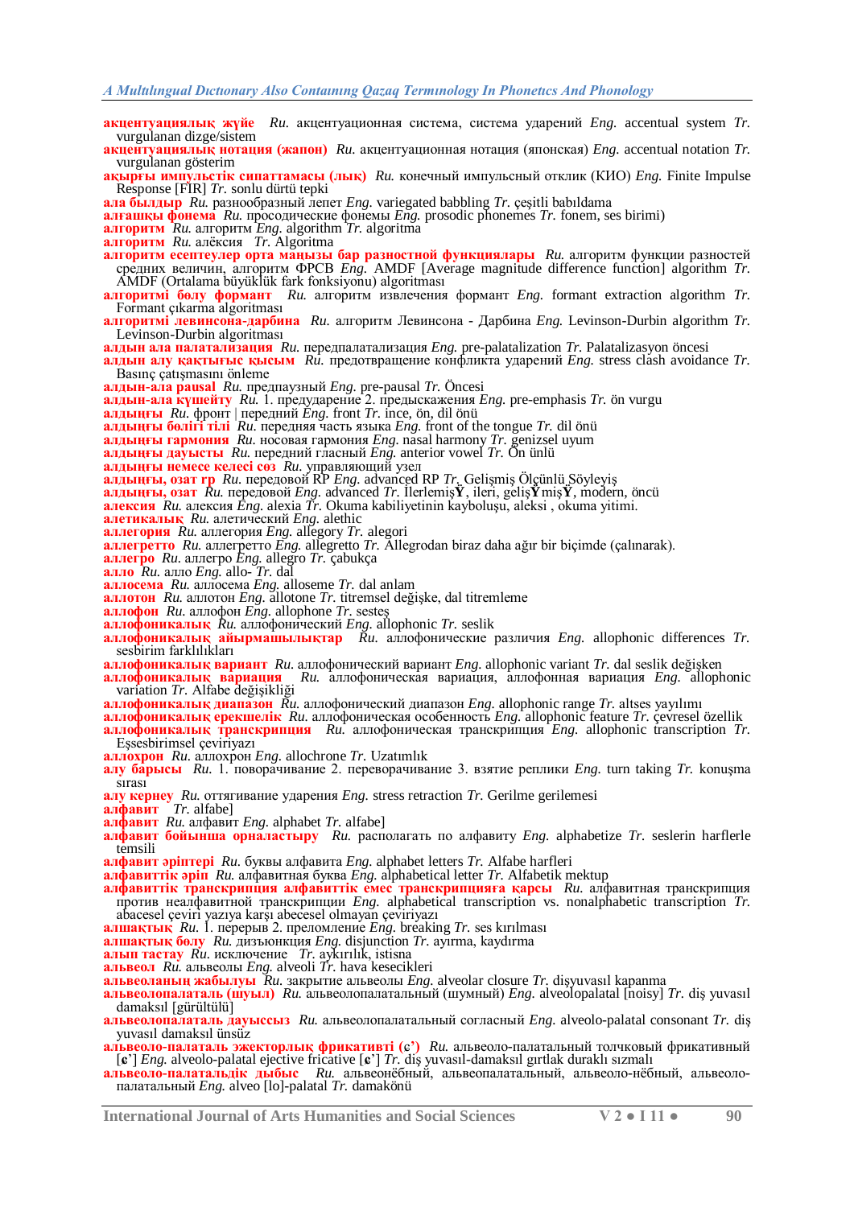**акцентуациялық жүйе** *Ru.* акцентуационная система, система ударений *Eng.* accentual system *Tr.* vurgulanan dizge/sistem
**акцентуациялық нотация (жапон)** *Ru.* акцентуационная нотация (японская) *Eng.* accentual notation *Tr.* vurgulanan gösterim
**ақырғы импульстік сипаттамасы (лық)** *Ru.* конечный импульсный отклик (КИО) *Eng.* Finite Impulse Response [FIR] *Tr.* sonlu dürtü tepki
**ала былдыр** *Ru.* разнообразный лепет *Eng.* variegated babbling *Tr.* çeşitli babıldama
**алғашқы фонема** *Ru.* просодические фонемы *Eng.* prosodic phonemes *Tr.* fonem, ses birimi)
**алгоритм** *Ru.* алгоритм *Eng.* algorithm *Tr.* algoritma
**алгоритм** *Ru.* алёксия *Tr.* Algoritma
**алгоритм есептеулер орта маңызы бар разностной функциялары** *Ru.* алгоритм функции разностей средних величин, алгоритм ФРСВ *Eng.* AMDF [Average magnitude difference function] algorithm *Tr.* AMDF (Ortalama büyüklük fark fonksiyonu) algoritması
**алгоритмі бөлу формант** *Ru.* алгоритм извлечения формант *Eng.* formant extraction algorithm *Tr.* Formant çıkarma algoritması
**алгоритмі левинсона-дарбина** *Ru.* алгоритм Левинсона - Дарбина *Eng.* Levinson-Durbin algorithm *Tr.* Levinson-Durbin algoritması
**алдын ала палатализация** *Ru.* передпалатализация *Eng.* pre-palatalization *Tr.* Palatalizasyon öncesi
**алдын алу қақтығыс қысым** *Ru.* предотвращение конфликта ударений *Eng.* stress clash avoidance *Tr.* Basınç çatışmasını önleme
**алдын-ала pausal** *Ru.* предпаузный *Eng.* pre-pausal *Tr.* Öncesi
**алдын-ала күшейту** *Ru.* 1. предударение 2. предыскажения *Eng.* pre-emphasis *Tr.* ön vurgu
**алдыңғы** *Ru.* фронт | передний *Eng.* front *Tr.* ince, ön, dil önü
**алдыңғы бөлігі тілі** *Ru.* передняя часть языка *Eng.* front of the tongue *Tr.* dil önü
**алдыңғы гармония** *Ru.* носовая гармония *Eng.* nasal harmony *Tr.* genizsel uyum
**алдыңғы дауысты** *Ru.* передний гласный *Eng.* anterior vowel *Tr.* Ön ünlü
**алдыңғы немесе келесі сөз** *Ru.* управляющий узел
**алдыңғы, озат гр** *Ru.* передовой RP *Eng.* advanced RP *Tr.* Gelişmiş Ölçünlü Söyleyiş
**алдыңғы, озат** *Ru.* передовой *Eng.* advanced *Tr.* İlerlemişŸ, ileri, gelişŸmişŸ, modern, öncü
**алексия** *Ru.* алексия *Eng.* alexia *Tr.* Okuma kabiliyetinin kayboluşu, aleksi , okuma yitimi.
**алетикалық** *Ru.* алетический *Eng.* alethic
**аллегория** *Ru.* аллегория *Eng.* allegory *Tr.* alegori
**аллегретто** *Ru.* аллегретто *Eng.* allegretto *Tr.* Allegrodan biraz daha ağır bir biçimde (çalınarak).
**аллегро** *Ru.* аллегро *Eng.* allegro *Tr.* çabukça
**алло** *Ru.* алло *Eng.* allo- *Tr.* dal
**аллосема** *Ru.* аллосема *Eng.* alloseme *Tr.* dal anlam
**аллотон** *Ru.* аллотон *Eng.* allotone *Tr.* titremsel değişke, dal titremleme
**аллофон** *Ru.* аллофон *Eng.* allophone *Tr.* sesteş
**аллофоникалық** *Ru.* аллофонический *Eng.* allophonic *Tr.* seslik
**аллофоникалық айырмашылықтар** *Ru.* аллофонические различия *Eng.* allophonic differences *Tr.* sesbirim farklılıkları
**аллофоникалық вариант** *Ru.* аллофонический вариант *Eng.* allophonic variant *Tr.* dal seslik değişken
**аллофоникалық вариация** *Ru.* аллофоническая вариация, аллофонная вариация *Eng.* allophonic variation *Tr.* Alfabe değişikliği
**аллофоникалық диапазон** *Ru.* аллофонический диапазон *Eng.* allophonic range *Tr.* altses yayılımı
**аллофоникалық ерекшелік** *Ru.* аллофоническая особенность *Eng.* allophonic feature *Tr.* çevresel özellik
**аллофоникалық транскрипция** *Ru.* аллофоническая транскрипция *Eng.* allophonic transcription *Tr.* Eşsesbirimsel çeviriyazı
**аллохрон** *Ru.* аллохрон *Eng.* allochrone *Tr.* Uzatımlık
**алу барысы** *Ru.* 1. поворачивание 2. переворачивание 3. взятие реплики *Eng.* turn taking *Tr.* konuşma sırası
**алу кернеу** *Ru.* оттягивание ударения *Eng.* stress retraction *Tr.* Gerilme gerilemesi
**алфавит** *Tr.* alfabe]
**алфавит** *Ru.* алфавит *Eng.* alphabet *Tr.* alfabe]
**алфавит бойынша орналастыру** *Ru.* располагать по алфавиту *Eng.* alphabetize *Tr.* seslerin harflerle temsili
**алфавит әріптері** *Ru.* буквы алфавита *Eng.* alphabet letters *Tr.* Alfabe harfleri
**алфавиттік әріп** *Ru.* алфавитная буква *Eng.* alphabetical letter *Tr.* Alfabetik mektup
**алфавиттік транскрипция алфавиттік емес транскрипцияға қарсы** *Ru.* алфавитная транскрипция против неалфавитной транскрипции *Eng.* alphabetical transcription vs. nonalphabetic transcription *Tr.* abacesel çeviri yazıya karşı abecesel olmayan çeviriyazı
**алшақтық** *Ru.* 1. перерыв 2. преломление *Eng.* breaking *Tr.* ses kırılması
**алшақтық болу** *Ru.* дизъюнкция *Eng.* disjunction *Tr.* ayırma, kaydırma
**алып тастау** *Ru.* исключение *Tr.* aykırılık, istisna
**альвеол** *Ru.* альвеолы *Eng.* alveoli *Tr.* hava kesecikleri
**альвеоланың жабылуы** *Ru.* закрытие альвеолы *Eng.* alveolar closure *Tr.* dişyuvası kapanma
**альвеолопалаталь (шуыл)** *Ru.* альвеолопалатальный (шумный) *Eng.* alveolopalatal [noisy] *Tr.* diş yuvasıl damaksıl [gürültülü]
**альвеолопалаталь дауыссыз** *Ru.* альвеолопалатальный согласный *Eng.* alveolo-palatal consonant *Tr.* diş yuvasıl damaksıl ünsüz
**альвеоло-палаталь эжекторлық фрикативті (ɕ')** *Ru.* альвеоло-палатальный толчковый фрикативный [ɕ'] *Eng.* alveolo-palatal ejective fricative [ɕ'] *Tr.* diş yuvasıl-damaksıl gırtlak duraklı sızmalı
**альвеоло-палатальдік дыбыс** *Ru.* альвеонёбный, альвеопалатальный, альвеоло-нёбный, альвеоло-палатальный *Eng.* alveo [lo]-palatal *Tr.* damakönü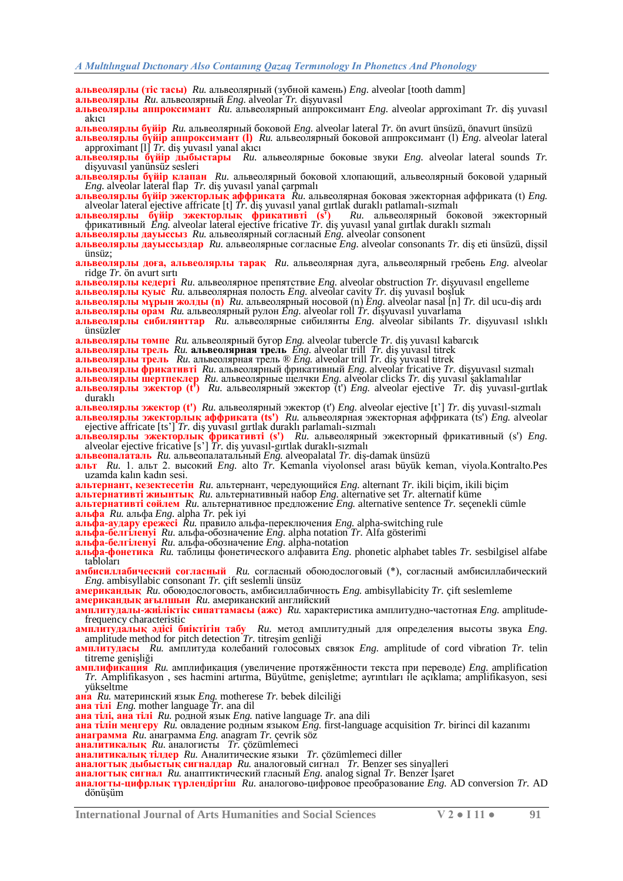**альвеолярлы (тіс тасы)** *Ru.* альвеолярный (зубной камень) *Eng.* alveolar [tooth damm]
**альвеолярлы** *Ru.* альвеолярный *Eng.* alveolar *Tr.* dişyuvasıl
**альвеолярлы аппроксимант** *Ru.* альвеолярный аппроксимант *Eng.* alveolar approximant *Tr.* diş yuvasıl akıcı
**альвеолярлы бүйір** *Ru.* альвеолярный боковой *Eng.* alveolar lateral *Tr.* ön avurt ünsüzü, önavurt ünsüzü
**альвеолярлы бүйір аппроксимант (l)** *Ru.* альвеолярный боковой аппроксимант (l) *Eng.* alveolar lateral approximant [l] *Tr.* diş yuvasıl yanal akıcı
**альвеолярлы бүйір дыбыстары** *Ru.* альвеолярные боковые звуки *Eng.* alveolar lateral sounds *Tr.* dişyuvasıl yanünsüz sesleri
**альвеолярлы бүйір клапан** *Ru.* альвеолярный боковой хлопающий, альвеолярный боковой ударный *Eng.* alveolar lateral flap *Tr.* diş yuvasıl yanal çarpmalı
**альвеолярлы бүйір эжекторлық аффриката** *Ru.* альвеолярная боковая эжекторная аффриката (t) *Eng.* alveolar lateral ejective affricate [t] *Tr.* diş yuvasıl yanal gırtlak duraklı patlamalı-sızmalı
**альвеолярлы бүйір эжекторлық фрикативті (s')** *Ru.* альвеолярный боковой эжекторный фрикативный *Eng.* alveolar lateral ejective fricative *Tr.* diş yuvasıl yanal gırtlak duraklı sızmalı
**альвеолярлы дауыссыз** *Ru.* альвеолярный согласный *Eng.* alveolar consonent
**альвеолярлы дауыссыздар** *Ru.* альвеолярные согласные *Eng.* alveolar consonants *Tr.* diş eti ünsüzü, dişsil ünsüz;
**альвеолярлы доға, альвеолярлы тарақ** *Ru.* альвеолярная дуга, альвеолярный гребень *Eng.* alveolar ridge *Tr.* ön avurt sırtı
**альвеолярлы кедергі** *Ru.* альвеолярное препятствие *Eng.* alveolar obstruction *Tr.* dişyuvasıl engelleme
**альвеолярлы қуыс** *Ru.* альвеолярная полость *Eng.* alveolar cavity *Tr.* diş yuvasıl boşluk
**альвеолярлы мұрын жолды (n)** *Ru.* альвеолярный носовой (n) *Eng.* alveolar nasal [n] *Tr.* dil ucu-diş ardı
**альвеолярлы орам** *Ru.* альвеолярный рулон *Eng.* alveolar roll *Tr.* dişyuvasıl yuvarlama
**альвеолярлы сибилянттар** *Ru.* альвеолярные сибилянты *Eng.* alveolar sibilants *Tr.* dişyuvasıl ıslıklı ünsüzler
**альвеолярлы төмпе** *Ru.* альвеолярный бугор *Eng.* alveolar tubercle *Tr.* diş yuvasıl kabarcık
**альвеолярлы трель** *Ru.* **альвеолярная трель** *Eng.* alveolar trill *Tr.* diş yuvasıl titrek
**альвеолярлы трель** *Ru.* альвеолярная трель ® *Eng.* alveolar trill *Tr.* diş yuvasıl titrek
**альвеолярлы фрикативті** *Ru.* альвеолярный фрикативный *Eng.* alveolar fricative *Tr.* dişyuvasıl sızmalı
**альвеолярлы шертпеклер** *Ru.* альвеолярные щелчки *Eng.* alveolar clicks *Tr.* diş yuvasıl şaklamalılar
**альвеолярлы эжектор (t')** *Ru.* альвеолярный эжектор (t') *Eng.* alveolar ejective *Tr.* diş yuvasıl-gırtlak duraklı
**альвеолярлы эжектор (t')** *Ru.* альвеолярный эжектор (t') *Eng.* alveolar ejective [t'] *Tr.* diş yuvasıl-sızmalı
**альвеолярлы эжекторлық аффриката (ts')** *Ru.* альвеолярная эжекторная аффриката (ts') *Eng.* alveolar ejective affricate [ts'] *Tr.* diş yuvasıl gırtlak duraklı parlamalı-sızmalı
**альвеолярлы эжекторлық фрикативті (s')** *Ru.* альвеолярный эжекторный фрикативный (s') *Eng.* alveolar ejective fricative [s'] *Tr.* diş yuvasıl-gırtlak duraklı-sızmalı
**альвеопалаталь** *Ru.* альвеопалатальный *Eng.* alveopalatal *Tr.* diş-damak ünsüzü
**альт** *Ru.* 1. альт 2. высокий *Eng.* alto *Tr.* Kemanla viyolonsel arası büyük keman, viyola.Kontralto.Pes uzamda kalın kadın sesi.
**альтернант, кезектесетін** *Ru.* альтернант, чередующийся *Eng.* alternant *Tr.* ikili biçim, ikili biçim
**альтернативті жиынтық** *Ru.* альтернативный набор *Eng.* alternative set *Tr.* alternatif küme
**альтернативті сөйлем** *Ru.* альтернативное предложение *Eng.* alternative sentence *Tr.* seçenekli cümle
**альфа** *Ru.* альфа *Eng.* alpha *Tr.* pek iyi
**альфа-аудару ережесі** *Ru.* правило альфа-переключения *Eng.* alpha-switching rule
**альфа-белгіленуі** *Ru.* альфа-обозначение *Eng.* alpha notation *Tr.* Alfa gösterimi
**альфа-белгіленуі** *Ru.* альфа-обозначение *Eng.* alpha-notation
**альфа-фонетика** *Ru.* таблицы фонетического алфавита *Eng.* phonetic alphabet tables *Tr.* sesbilgisel alfabe tabloları
**амбисиллабический согласный** *Ru.* согласный обоюдослоговый (*), согласный амбисиллабический *Eng.* ambisyllabic consonant *Tr.* çift seslemli ünsüz
**америкалдық** *Ru.* обоюдослоговость, амбисиллабичность *Eng.* ambisyllabicity *Tr.* çift seslemleme
**американдық ағылшын** *Ru.* американский английский
**амплитудалы-жиіліктік сипаттамасы (ажс)** *Ru.* характеристика амплитудно-частотная *Eng.* amplitude-frequency characteristic
**амплитудалық әдісі биіктігін табу** *Ru.* метод амплитудный для определения высоты звука *Eng.* amplitude method for pitch detection *Tr.* titreşim genliği
**амплитудасы** *Ru.* амплитуда колебаний голосовых связок *Eng.* amplitude of cord vibration *Tr.* telin titreme genişliği
**амплификация** *Ru.* амплификация (увеличение протяжённости текста при переводе) *Eng.* amplification *Tr.* Amplifikasyon , ses hacmini artırma, Büyütme, genişletme; ayrıntıları ile açıklama; amplifikasyon, sesi yükseltme
**ана** *Ru.* материнский язык *Eng.* motherese *Tr.* bebek dilciliği
**ана тілі** *Eng.* mother language *Tr.* ana dil
**ана тілі, ана тілі** *Ru.* родной язык *Eng.* native language *Tr.* ana dili
**ана тілін меңгеру** *Ru.* овладение родным языком *Eng.* first-language acquisition *Tr.* birinci dil kazanımı
**анаграмма** *Ru.* анаграмма *Eng.* anagram *Tr.* çevrik söz
**аналитикалық** *Ru.* аналогисты *Tr.* çözümlemeci
**аналитикалық тілдер** *Ru.* Аналитические языки *Tr.* çözümlemeci diller
**аналогтық дыбыстық сигналдар** *Ru.* аналоговый сигнал *Tr.* Benzer ses sinyalleri
**аналогтық сигнал** *Ru.* анаптиктический гласный *Eng.* analog signal *Tr.* Benzer İşaret
**аналогты-цифрлық түрлендіргіш** *Ru.* аналогово-цифровое преобразование *Eng.* AD conversion *Tr.* AD dönüşüm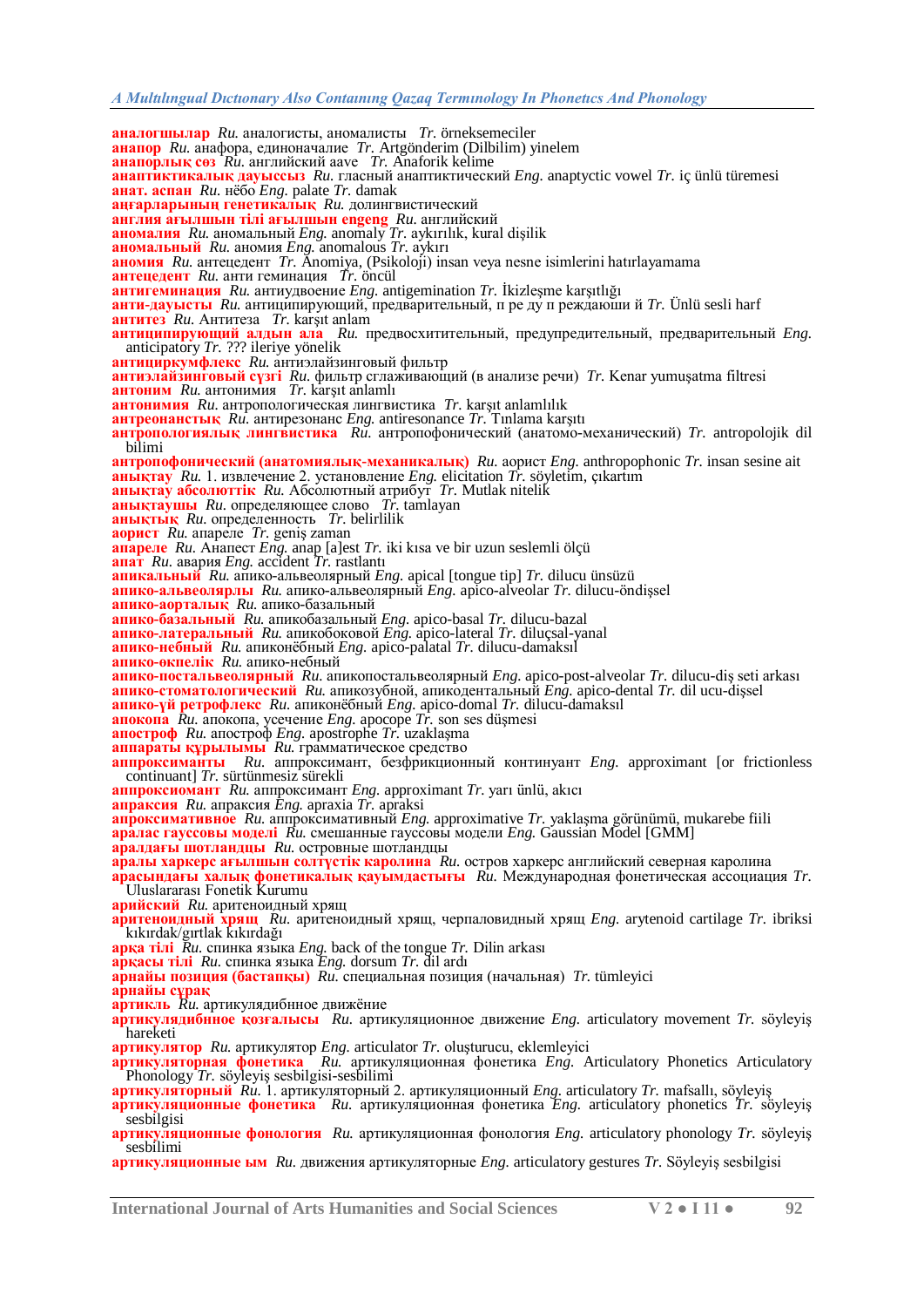**аналогшылар** *Ru.* аналогисты, аномалисты *Tr.* örneksemeciler
**анапор** *Ru.* анафора, единоначалие *Tr.* Artgönderim (Dilbilim) yinelem
**анапорлық сөз** *Ru.* английский aave *Tr.* Anaforik kelime
**анаптикталық дауыссыз** *Ru.* гласный анаптиктический *Eng.* anaptyctic vowel *Tr.* iç ünlü türemesi
**анат. аспан** *Ru.* нёбо *Eng.* palate *Tr.* damak
**аңғарларының генетикалық** *Ru.* долингвистический
**англия ағылшын тілі ағылшын engeng** *Ru.* английский
**аномалия** *Ru.* аномальный *Eng.* anomaly *Tr.* aykırılık, kural dişilik
**аномальный** *Ru.* аномия *Eng.* anomalous *Tr.* aykırı
**аномия** *Ru.* антецедент *Tr.* Anomiya, (Psikoloji) insan veya nesne isimlerini hatırlayamama
**антецедент** *Ru.* анти геминация *Tr.* öncül
**антигеминация** *Ru.* антиудвоение *Eng.* antigemination *Tr.* İkizleşme karşıtlığı
**анти-дауысты** *Ru.* антиципирующий, предварительный, п ре ду п реждающи й *Tr.* Ünlü sesli harf
**антитез** *Ru.* Антитеза *Tr.* karşıt anlam
**антиципирующий алдын ала** *Ru.* предвосхитительный, предупредительный, предварительный *Eng.* anticipatory *Tr.* ??? ileriye yönelik
**антициркумфлекс** *Ru.* антиэлайзинговый фильтр
**антиэлайзинговый сүзгі** *Ru.* фильтр сглаживающий (в анализе речи) *Tr.* Kenar yumuşatma filtresi
**антоним** *Ru.* антонимия *Tr.* karşıt anlamlı
**антонимия** *Ru.* антропологическая лингвистика *Tr.* karşıt anlamlılık
**антреонанстық** *Ru.* антирезонанс *Eng.* antiresonance *Tr.* Tınlama karşıtı
**антропологиялық лингвистика** *Ru.* антропофонический (анатомо-механический) *Tr.* antropolojik dil bilimi
**антропофонический (анатомиялық-механикалық)** *Ru.* аорист *Eng.* anthropophonic *Tr.* insan sesine ait
**анықтау** *Ru.* 1. извлечение 2. установление *Eng.* elicitation *Tr.* söyletim, çıkartım
**анықтау абсолюттік** *Ru.* Абсолютный атрибут *Tr.* Mutlak nitelik
**анықтаушы** *Ru.* определяющее слово *Tr.* tamlayan
**анықтық** *Ru.* определенность *Tr.* belirlilik
**аорист** *Ru.* апареле *Tr.* geniş zaman
**апареле** *Ru.* Анапест *Eng.* anap [a]est *Tr.* iki kısa ve bir uzun seslemli ölçü
**апат** *Ru.* авария *Eng.* accident *Tr.* rastlantı
**апикальный** *Ru.* апико-альвеолярный *Eng.* apical [tongue tip] *Tr.* dilucu ünsüzü
**апико-альвеолярлы** *Ru.* апико-альвеолярный *Eng.* apico-alveolar *Tr.* dilucu-öndişsel
**апико-аорталық** *Ru.* апико-базальный
**апико-базальный** *Ru.* апикобазальный *Eng.* apico-basal *Tr.* dilucu-bazal
**апико-латеральный** *Ru.* апикобоковой *Eng.* apico-lateral *Tr.* diluçsal-yanal
**апико-небный** *Ru.* апиконёбный *Eng.* apico-palatal *Tr.* dilucu-damaksıl
**апико-өкпелік** *Ru.* апико-небный
**апико-постальвеолярный** *Ru.* апикопостальвеолярный *Eng.* apico-post-alveolar *Tr.* dilucu-diş seti arkası
**апико-стоматологический** *Ru.* апикозубной, апикодентальный *Eng.* apico-dental *Tr.* dil ucu-dişsel
**апико-үй ретрофлекс** *Ru.* апиконёбный *Eng.* apico-domal *Tr.* dilucu-damaksıl
**апокопа** *Ru.* апокопа, усечение *Eng.* apocope *Tr.* son ses düşmesi
**апостроф** *Ru.* апостроф *Eng.* apostrophe *Tr.* uzaklaşma
**аппараты құрылымы** *Ru.* грамматическое средство
**аппроксиманты** *Ru.* аппроксимант, безфрикционный континуант *Eng.* approximant [or frictionless continuant] *Tr.* sürtünmesiz sürekli
**аппроксиомант** *Ru.* аппроксимант *Eng.* approximant *Tr.* yarı ünlü, akıcı
**апраксия** *Ru.* апраксия *Eng.* apraxia *Tr.* apraksi
**апроксимативное** *Ru.* аппроксимативный *Eng.* approximative *Tr.* yaklaşma görünümü, mukarebe fiili
**аралас гауссовы моделі** *Ru.* смешанные гауссовы модели *Eng.* Gaussian Model [GMM]
**аралдағы шотландцы** *Ru.* островные шотландцы
**аралы харкерс ағылшын солтүстік каролина** *Ru.* остров харкерс английский северная каролина
**арасындағы халық фонетикалық қауымдастығы** *Ru.* Международная фонетическая ассоциация *Tr.* Uluslararası Fonetik Kurumu
**арийский** *Ru.* аритеноидный хрящ
**аритеноидный хрящ** *Ru.* аритеноидный хрящ, черпаловидный хрящ *Eng.* arytenoid cartilage *Tr.* ibriksi kıkırdak/gırtlak kıkırdağı
**арқа тілі** *Ru.* спинка языка *Eng.* back of the tongue *Tr.* Dilin arkası
**арқасы тілі** *Ru.* спинка языка *Eng.* dorsum *Tr.* dil ardı
**арнайы позиция (бастапқы)** *Ru.* специальная позиция (начальная) *Tr.* tümleyici
**арнайы сұрақ**
**артикль** *Ru.* артикулядибное движёние
**артикулядибное қозғалысы** *Ru.* артикуляционное движение *Eng.* articulatory movement *Tr.* söyleyiş hareketi
**артикулятор** *Ru.* артикулятор *Eng.* articulator *Tr.* oluşturucu, eklemleyici
**артикуляторная фонетика** *Ru.* артикуляционная фонетика *Eng.* Articulatory Phonetics Articulatory Phonology *Tr.* söyleyiş sesbilgisi-sesbilimi
**артикуляторный** *Ru.* 1. артикуляторный 2. артикуляционный *Eng.* articulatory *Tr.* mafsallı, söyleyiş
**артикуляционные фонетика** *Ru.* артикуляционная фонетика *Eng.* articulatory phonetics *Tr.* söyleyiş sesbilgisi
**артикуляционные фонология** *Ru.* артикуляционная фонология *Eng.* articulatory phonology *Tr.* söyleyiş sesbilimi
**артикуляционные ым** *Ru.* движения артикуляторные *Eng.* articulatory gestures *Tr.* Söyleyiş sesbilgisi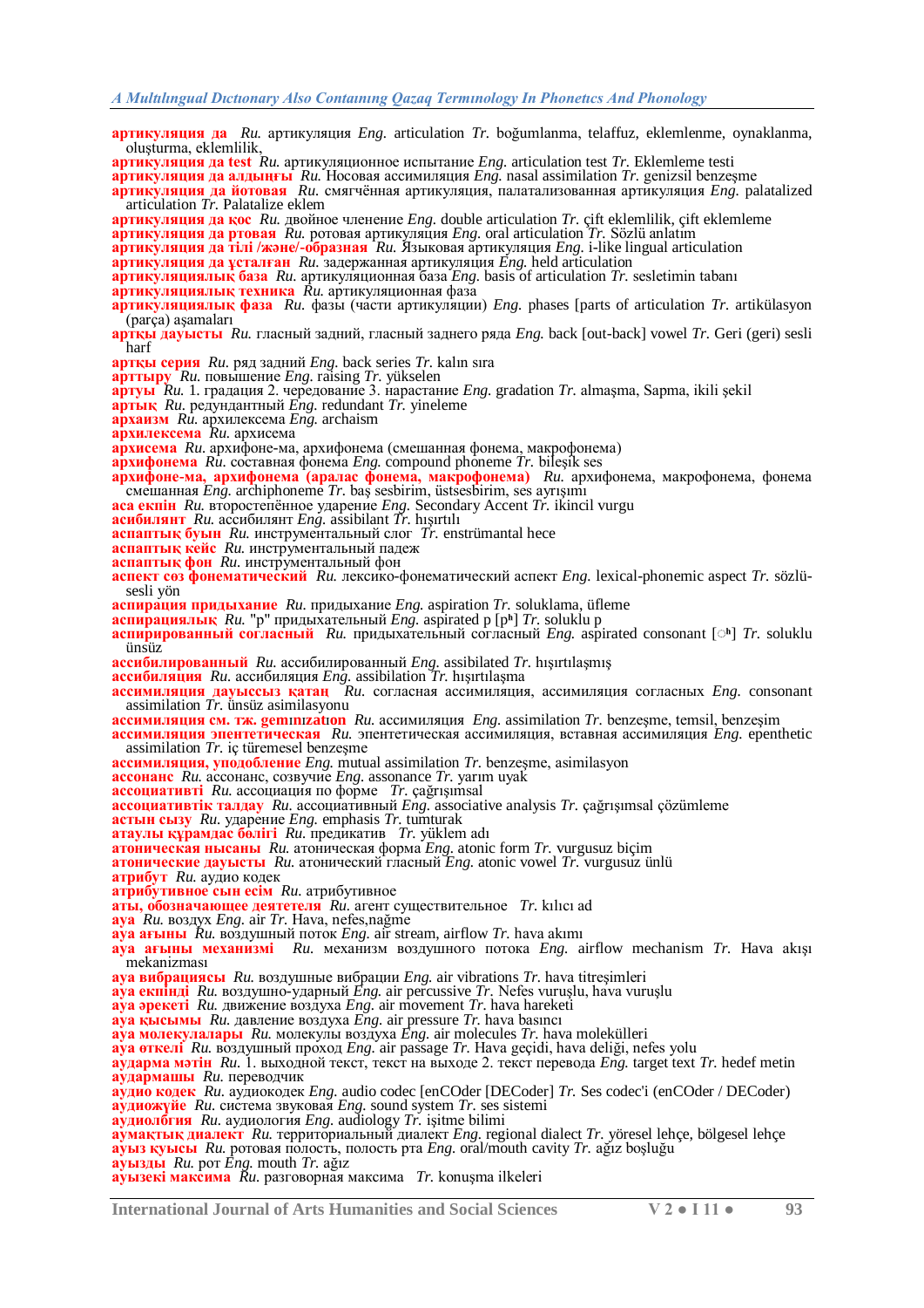**артикуляция да** *Ru.* артикуляция *Eng.* articulation *Tr.* boğumlanma, telaffuz, eklemlenme, oynaklanma, oluşturma, eklemlilik,

**артикуляция да test** *Ru.* артикуляционное испытание *Eng.* articulation test *Tr.* Eklemleme testi

**артикуляция да алдыңғы** *Ru.* Носовая ассимиляция *Eng.* nasal assimilation *Tr.* genizsil benzeşme

**артикуляция да йотовая** *Ru.* смягчённая артикуляция, палатализованная артикуляция *Eng.* palatalized articulation *Tr.* Palatalize eklem

**артикуляция да қос** *Ru.* двойное членение *Eng.* double articulation *Tr.* çift eklemlilik, çift eklemleme

**артикуляция да ртовая** *Ru.* ротовая артикуляция *Eng.* oral articulation *Tr.* Sözlü anlatım

**артикуляция да тілі /және/-образная** *Ru.* Языковая артикуляция *Eng.* i-like lingual articulation

**артикуляция да ұсталған** *Ru.* задержанная артикуляция *Eng.* held articulation

**артикуляциялық база** *Ru.* артикуляционная база *Eng.* basis of articulation *Tr.* sesletimin tabanı

**артикуляциялық техника** *Ru.* артикуляционная фаза

**артикуляциялық фаза** *Ru.* фазы (части артикуляции) *Eng.* phases [parts of articulation *Tr.* artikülasyon (parça) aşamaları

**артқы дауысты** *Ru.* гласный задний, гласный заднего ряда *Eng.* back [out-back] vowel *Tr.* Geri (geri) sesli harf

**артқы серия** *Ru.* ряд задний *Eng.* back series *Tr.* kalın sıra

**арттыру** *Ru.* повышение *Eng.* raising *Tr.* yükselen

**артуы** *Ru.* 1. градация 2. чередование 3. нарастание *Eng.* gradation *Tr.* almaşma, Sapma, ikili şekil

**артық** *Ru.* редундантный *Eng.* redundant *Tr.* yineleme

**архаизм** *Ru.* архилексема *Eng.* archaism

**архилексема** *Ru.* архисема

**архисема** *Ru.* архифоне-ма, архифонема (смешанная фонема, макрофонема)

**архифонема** *Ru.* составная фонема *Eng.* compound phoneme *Tr.* bileşik ses

**архифоне-ма, архифонема (аралас фонема, макрофонема)** *Ru.* архифонема, макрофонема, фонема смешанная *Eng.* archiphoneme *Tr.* baş sesbirim, üstsesbirim, ses ayrışımı

**аса екпін** *Ru.* второстепённое ударение *Eng.* Secondary Accent *Tr.* ikincil vurgu

**асибилянт** *Ru.* ассибилянт *Eng.* assibilant *Tr.* hışırtılı

**аспаптық буын** *Ru.* инструментальный слог *Tr.* enstrümantal hece

**аспаптық кейс** *Ru.* инструментальный падеж

**аспаптық фон** *Ru.* инструментальный фон

**аспект сөз фонематический** *Ru.* лексико-фонематический аспект *Eng.* lexical-phonemic aspect *Tr.* sözlü-sesli yön

**аспирация придыхание** *Ru.* придыхание *Eng.* aspiration *Tr.* soluklama, üfleme

**аспирациялық** *Ru.* "р" придыхательный *Eng.* aspirated p [pʰ] *Tr.* soluklu p

**аспирированный согласный** *Ru.* придыхательный согласный *Eng.* aspirated consonant [◌ʰ] *Tr.* soluklu ünsüz

**ассибилированный** *Ru.* ассибилированный *Eng.* assibilated *Tr.* hışırtılaşmış

**ассибиляция** *Ru.* ассибиляция *Eng.* assibilation *Tr.* hışırtılaşma

**ассимиляция дауыссыз қатаң** *Ru.* согласная ассимиляция, ассимиляция согласных *Eng.* consonant assimilation *Tr.* ünsüz asimilasyonu

**ассимиляция см. тж. geminizaton** *Ru.* ассимиляция *Eng.* assimilation *Tr.* benzeşme, temsil, benzeşim

**ассимиляция эпентетическая** *Ru.* эпентетическая ассимиляция, вставная ассимиляция *Eng.* epenthetic assimilation *Tr.* iç türemesel benzeşme

**ассимиляция, уподобление** *Eng.* mutual assimilation *Tr.* benzeşme, asimilasyon

**ассонанс** *Ru.* ассонанс, созвучие *Eng.* assonance *Tr.* yarım uyak

**ассоциативті** *Ru.* ассоциация по форме *Tr.* çağrışımsal

**ассоциативтік талдау** *Ru.* ассоциативный *Eng.* associative analysis *Tr.* çağrışımsal çözümleme

**астын сызу** *Ru.* ударение *Eng.* emphasis *Tr.* tumturak

**атаулы құрамдас бөлігі** *Ru.* предикатив *Tr.* yüklem adı

**атоническая нысаны** *Ru.* атоническая форма *Eng.* atonic form *Tr.* vurgusuz biçim

**атонические дауысты** *Ru.* атонический гласный *Eng.* atonic vowel *Tr.* vurgusuz ünlü

**атрибут** *Ru.* аудио кодек

**атрибутивное сын есім** *Ru.* атрибутивное

**аты, обозначающее деятетеля** *Ru.* агент существительное *Tr.* kılıcı ad

**ауа** *Ru.* воздух *Eng.* air *Tr.* Hava, nefes,nağme

**ауа ағыны** *Ru.* воздушный поток *Eng.* air stream, airflow *Tr.* hava akımı

**ауа ағыны механизмі** *Ru.* механизм воздушного потока *Eng.* airflow mechanism *Tr.* Hava akışı mekanizması

**ауа вибрациясы** *Ru.* воздушные вибрации *Eng.* air vibrations *Tr.* hava titreşimleri

**ауа екпінді** *Ru.* воздушно-ударный *Eng.* air percussive *Tr.* Nefes vuruşlu, hava vuruşlu

**ауа әрекеті** *Ru.* движение воздуха *Eng.* air movement *Tr.* hava hareketi

**ауа қысымы** *Ru.* давление воздуха *Eng.* air pressure *Tr.* hava basıncı

**ауа молекулалары** *Ru.* молекулы воздуха *Eng.* air molecules *Tr.* hava molekülleri

**ауа өткелі** *Ru.* воздушный проход *Eng.* air passage *Tr.* Hava geçidi, hava deliği, nefes yolu

**аударма мәтін** *Ru.* 1. выходной текст, текст на выходе 2. текст перевода *Eng.* target text *Tr.* hedef metin

**аудармашы** *Ru.* переводчик

**аудио кодек** *Ru.* аудиокодек *Eng.* audio codec [enCOder [DECoder] *Tr.* Ses codec'i (enCOder / DECoder)

**аудиожүйе** *Ru.* система звуковая *Eng.* sound system *Tr.* ses sistemi

**аудиолбгия** *Ru.* аудиология *Eng.* audiology *Tr.* işitme bilimi

**аумақтық диалект** *Ru.* территориальный диалект *Eng.* regional dialect *Tr.* yöresel lehçe, bölgesel lehçe

**ауыз қуысы** *Ru.* ротовая полость, полость рта *Eng.* oral/mouth cavity *Tr.* ağız boşluğu

**ауызды** *Ru.* рот *Eng.* mouth *Tr.* ağız

**ауызекі максима** *Ru.* разговорная максима *Tr.* konuşma ilkeleri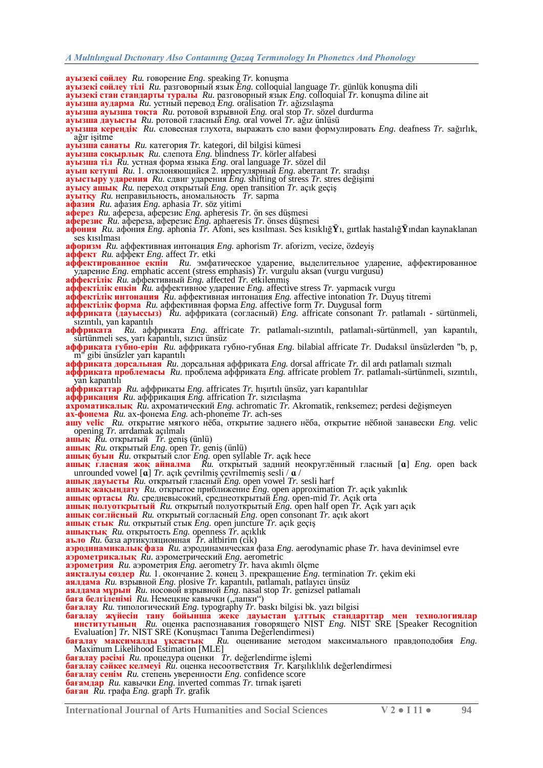**ауызекі сөйлеу** *Ru.* говорение *Eng.* speaking *Tr.* konuşma
**ауызекі сөйлеу тілі** *Ru.* разговорный язык *Eng.* colloquial language *Tr.* günlük konuşma dili
**ауызекі стан стандарты туралы** *Ru.* разговорный язык *Eng.* colloquial *Tr.* konuşma diline ait
**ауызша аударма** *Ru.* устный перевод *Eng.* oralisation *Tr.* ağızsılaşma
**ауызша ауызша тоқта** *Ru.* ротовой взрывной *Eng.* oral stop *Tr.* sözel durdurma
**ауызша дауысты** *Ru.* ротовой гласный *Eng.* oral vowel *Tr.* ağız ünlüsü
**ауызша кереңдік** *Ru.* словесная глухота, выражать сло вами формулировать *Eng.* deafness *Tr.* sağırlık, ağır işitme
**ауызша санаты** *Ru.* категория *Tr.* kategori, dil bilgisi kümesi
**ауызша соқырлық** *Ru.* слепота *Eng.* blindness *Tr.* körler alfabesi
**ауызша тіл** *Ru.* устная форма языка *Eng.* oral language *Tr.* sözel dil
**ауып кетуші** *Ru.* 1. отклоняющийся 2. иррегулярный *Eng.* aberrant *Tr.* sıradışı
**ауыстыру ударения** *Ru.* сдвиг ударения *Eng.* shifting of stress *Tr.* stres değişimi
**ауысу ашық** *Ru.* переход открытый *Eng.* open transition *Tr.* açık geçiş
**ауытқу** *Ru.* неправильность, аномальность *Tr.* sapma
**афазия** *Ru.* афазия *Eng.* aphasia *Tr.* söz yitimi
**аферез** *Ru.* афереза, аферезис *Eng.* apheresis *Tr.* ön ses düşmesi
**аферезис** *Ru.* афереза, аферезис *Eng.* aphaeresis *Tr.* önses düşmesi
**афония** *Ru.* афония *Eng.* aphonia *Tr.* Afoni, ses kısılması. Ses kısıklığŸı, gırtlak hastalığŸından kaynaklanan ses kısılması
**афоризм** *Ru.* аффективная интонация *Eng.* aphorism *Tr.* aforizm, vecize, özdeyiş
**аффект** *Ru.* аффект *Eng.* affect *Tr.* etki
**аффектированное екпін** *Ru.* эмфатическое ударение, выделительное ударение, аффектированное ударение *Eng.* emphatic accent (stress emphasis) *Tr.* vurgulu aksan (vurgu vurgusu)
**аффектілік** *Ru.* аффективный *Eng.* affected *Tr.* etkilenmiş
**аффектілік екпін** *Ru.* аффективное ударение *Eng.* affective stress *Tr.* yapmacık vurgu
**аффектілік интонация** *Ru.* аффективная интонация *Eng.* affective intonation *Tr.* Duyuş titremi
**аффектілік форма** *Ru.* аффективная форма *Eng.* affective form *Tr.* Duygusal form
**аффриката (дауыссыз)** *Ru.* аффриката (согласный) *Eng.* affricate consonant *Tr.* patlamalı - sürtünmeli, sızıntılı, yan kapantılı
**аффриката** *Ru.* аффриката *Eng.* affricate *Tr.* patlamalı-sızıntılı, patlamalı-sürtünmell, yan kapantılı, sürtünmeli ses, yarı kapantılı, sızıcı ünsüz
**аффриката губно-ерін** *Ru.* аффриката губно-губная *Eng.* bilabial affricate *Tr.* Dudaksıl ünsüzlerden "b, p, m" gibi ünsüzler yarı kapantılı
**аффриката дорсальная** *Ru.* дорсальная аффриката *Eng.* dorsal affricate *Tr.* dil ardı patlamalı sızmalı
**аффриката проблемасы** *Ru.* проблема аффриката *Eng.* affricate problem *Tr.* patlamalı-sürtünmeli, sızıntılı, yan kapantılı
**аффрикаттар** *Ru.* аффрикаты *Eng.* affricates *Tr.* hışırtılı ünsüz, yarı kapantılılar
**аффрикация** *Ru.* аффрикация *Eng.* affriction *Tr.* sızıcılaşma
**ахроматикалық** *Ru.* ахроматический *Eng.* achromatic *Tr.* Akromatik, renksemez; perdesi değişmeyen
**ах-фонема** *Ru.* ах-фонема *Eng.* ach-phoneme *Tr.* ach-ses
**ашу velic** *Ru.* открытие мягкого нёба, открытие заднего нёба, открытие нёбной занавески *Eng.* velic opening *Tr.* arrdamak açılmalı
**ашық** *Ru.* открытый *Tr.* geniş (ünlü)
**ашық** *Ru.* открытый *Eng.* open *Tr.* geniş (ünlü)
**ашық буын** *Ru.* открытый слог *Eng.* open syllable *Tr.* açık hece
**ашық гласная жоқ айналма** *Ru.* открытый задний неокруглённый гласный [ɑ] *Eng.* open back unrounded vowel [ɑ] *Tr.* açık çevrilmiş çevrilmemiş sesli / ɑ /
**ашық дауысты** *Ru.* открытый гласный *Eng.* open vowel *Tr.* sesli harf
**ашық жақындату** *Ru.* открытое приближение *Eng.* open approximation *Tr.* açık yakınlık
**ашық ортасы** *Ru.* средневысокий, среднеоткрытый *Eng.* open-mid *Tr.* Açık orta
**ашық полуоткрытый** *Ru.* открытый полуоткрытый *Eng.* open half open *Tr.* Açık yarı açık
**ашық соглйсный** *Ru.* открытый согласный *Eng.* open consonant *Tr.* açık akort
**ашық стык** *Ru.* открытый стык *Eng.* open juncture *Tr.* açık geçiş
**ашықтық** *Ru.* открытость *Eng.* openness *Tr.* açıklık
**аъло** *Ru.* база артикуляционная *Tr.* altbirim (cik)
**аэродинамикалық фаза** *Ru.* аэродинамическая фаза *Eng.* aerodynamic phase *Tr.* hava devinimsel evre
**аэрометрикалық** *Ru.* аэрометрический *Eng.* aerometric
**аэрометрия** *Ru.* аэрометрия *Eng.* aerometry *Tr.* hava akımlı ölçme
**аяқталуы сөздер** *Ru.* 1. окончание 2. конец 3. прекращение *Eng.* termination *Tr.* çekim eki
**аялдама** *Ru.* взрывной *Eng.* plosive *Tr.* kapantılı, patlamalı, patlayıcı ünsüz
**аялдама мұрын** *Ru.* носовой взрывной *Eng.* nasal stop *Tr.* genizsel patlamalı
**баға белгіленімі** *Ru.* Немецкие кавычки („лапки")
**бағалау** *Ru.* типологический *Eng.* typography *Tr.* baskı bilgisi bk. yazı bilgisi
**бағалау жүйесін тану бойынша жеке дауыстан ұлттық стандарттар мен технологиялар институтының** *Ru.* оценка распознавания говорящего NIST *Eng.* NIST SRE [Speaker Recognition Evaluation] *Tr.* NIST SRE (Konuşmacı Tanıma Değerlendirmesi)
**бағалау максималды ұқсастық** *Ru.* оценивание методом максимального правдоподобия *Eng.* Maximum Likelihood Estimation [MLE]
**бағалау рәсімі** *Ru.* процедура оценки *Tr.* değerlendirme işlemi
**бағалау сәйкес келмеуі** *Ru.* оценка несоответствия *Tr.* Karşılıklılık değerlendirmesi
**бағалау сенім** *Ru.* степень уверенности *Eng.* confidence score
**бағамдар** *Ru.* кавычки *Eng.* inverted commas *Tr.* tırnak işareti
**баған** *Ru.* графа *Eng.* graph *Tr.* grafik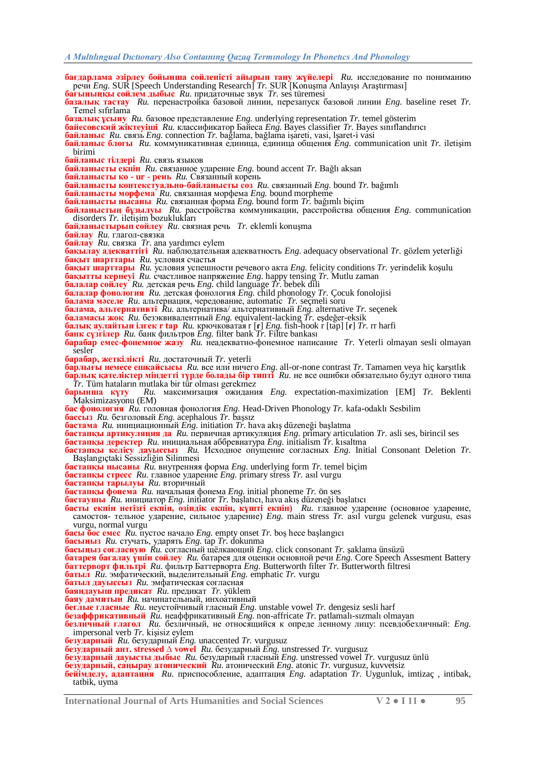**бағдарлама әзірлеу бойынша сөйленісті айырып тану жүйелері** *Ru.* исследование по пониманию речи *Eng.* SUR [Speech Understanding Research] *Tr.* SUR [Konuşma Anlayışı Araştırması]

**бағыныңқы сөйлем дыбыс** *Ru.* придаточные звук *Tr.* ses türemesi

**базалық тастау** *Ru.* перенастройка базовой линии, перезапуск базовой линии *Eng.* baseline reset *Tr.* Temel sıfırlama

**базалық ұсыну** *Ru.* базовое представление *Eng.* underlying representation *Tr.* temel gösterim

**байесовский жіктеуіші** *Ru.* классификатор Байеса *Eng.* Bayes classifier *Tr.* Bayes sınıflandırıcı

**байланыс** *Ru.* связь *Eng.* connection *Tr.* bağlama, bağlama işareti, vasi, İşaret-i vasi

**байланыс блогы** *Ru.* коммуникативная единица, единица общения *Eng.* communication unit *Tr.* iletişim birimi

**байланыс тілдері** *Ru.* связь языков

**байланысты екпін** *Ru.* связанное ударение *Eng.* bound accent *Tr.* Bağlı aksan

**байланысты ко - ur - рень** *Ru.* Связанный корень

**байланысты контекстуально-байланысты сөз** *Ru.* связанный *Eng.* bound *Tr.* bağımlı

**байланысты морфема** *Ru.* связанная морфема *Eng.* bound morpheme

**байланысты нысаны** *Ru.* связанная форма *Eng.* bound form *Tr.* bağımlı biçim

**байланыстың бұзылуы** *Ru.* расстройства коммуникации, расстройства общения *Eng.* communication disorders *Tr.* iletişim bozuklukları

**байланыстырып сөйлеу** *Ru.* связная речь *Tr.* eklemli konuşma

**байлау** *Ru.* глагол-связка

**байлау** *Ru.* связка *Tr.* ana yardımcı eylem

**бақылау адекваттігі** *Ru.* наблюдательная адекватность *Eng.* adequacy observational *Tr.* gözlem yeterliği

**бақыт шарттары** *Ru.* условия счастья

**бақыт шарттары** *Ru.* условия успешности речевого акта *Eng.* felicity conditions *Tr.* yerindelik koşulu

**бақытты кернеуі** *Ru.* счастливое напряжение *Eng.* happy tensing *Tr.* Mutlu zaman

**балалар сөйлеу** *Ru.* детская речь *Eng.* child language *Tr.* bebek dili

**балалар фонология** *Ru.* детская фонология *Eng.* child phonology *Tr.* Çocuk fonolojisi

**балама мәселе** *Ru.* альтернация, чередование, automatic *Tr.* seçmeli soru

**балама, альтернативті** *Ru.* альтернатива/ альтернативный *Eng.* alternative *Tr.* seçenek

**баламасы жоқ** *Ru.* безэквивалентный *Eng.* equivalent-lacking *Tr.* eşdeğer-eksik

**балық аулайтын ілгек r тар** *Ru.* крючковатая r [ɾ] *Eng.* fish-hook r [tap] [ɾ] *Tr.* rr harfi

**банк сүзгілер** *Ru.* банк фильтров *Eng.* filter bank *Tr.* Filtre bankası

**барабар емес-фонемное жазу** *Ru.* неадекватно-фонемное написание *Tr.* Yeterli olmayan sesli olmayan sesler

**барабар, жеткілікті** *Ru.* достаточный *Tr.* yeterli

**барлығы немесе ешқайсысы** *Ru.* все или ничего *Eng.* all-or-none contrast *Tr.* Tamamen veya hiç karşıtlık

**барлық қателіктер міндетті түрде болады бір типті** *Ru.* не все ошибки обязательно будут одного типа *Tr.* Tüm hataların mutlaka bir tür olması gerekmez

**барынша күту** *Ru.* максимизация ожидания *Eng.* expectation-maximization [EM] *Tr.* Beklenti Maksimizasyonu (EM)

**бас фонология** *Ru.* головная фонология *Eng.* Head-Driven Phonology *Tr.* kafa-odaklı Sesbilim

**бассыз** *Ru.* безголовый *Eng.* acephalous *Tr.* başsız

**бастама** *Ru.* инициационный *Eng.* initiation *Tr.* hava akış düzeneği başlatma

**бастапқы артикуляция да** *Ru.* первичная артикуляция *Eng.* primary articulation *Tr.* asli ses, birincil ses

**бастапқы деректер** *Ru.* инициальная аббревиатура *Eng.* initialism *Tr.* kısaltma

**бастапқы келісу дауыссыз** *Ru.* Исходное опущение согласных *Eng.* Initial Consonant Deletion *Tr.* Başlangıçtaki Sessizliğin Silinmesi

**бастапқы нысаны** *Ru.* внутренняя форма *Eng.* underlying form *Tr.* temel biçim

**бастапқы стресс** *Ru.* главное ударение *Eng.* primary stress *Tr.* asıl vurgu

**бастапқы тарылуы** *Ru.* вторичный

**бастапқы фонема** *Ru.* начальная фонема *Eng.* initial phoneme *Tr.* ön ses

**бастаушы** *Ru.* инициатор *Eng.* initiator *Tr.* başlatıcı, hava akış düzeneği başlatıcı

**басты екпін негізгі екпін, өзіндік екпін, күшті екпін)** *Ru.* главное ударение (основное ударение, самостоя- тельное ударение, сильное ударение) *Eng.* main stress *Tr.* asıl vurgu gelenek vurgusu, esas vurgu, normal vurgu

**басы бос емес** *Ru.* пустое начало *Eng.* empty onset *Tr.* boş hece başlangıcı

**басыңыз** *Ru.* стучать, ударять *Eng.* tap *Tr.* dokunma

**басыңыз согласную** *Ru.* согласный щёлкающий *Eng.* click consonant *Tr.* şaklama ünsüzü

**батарея бағалау үшін сөйлеу** *Ru.* батарея для оценки основной речи *Eng.* Core Speech Assesment Battery

**баттерворт фильтрі** *Ru.* фильтр Баттерворта *Eng.* Butterworth filter *Tr.* Butterworth filtresi

**батыл** *Ru.* эмфатический, выделительный *Eng.* emphatic *Tr.* vurgu

**батыл дауыссыз** *Ru.* эмфатическая согласная

**баяндауыш предикат** *Ru.* предикат *Tr.* yüklem

**баяу дамытын** *Ru.* начинательный, инхоативный

**беглые гласные** *Ru.* неустойчивый гласный *Eng.* unstable vowel *Tr.* dengesiz sesli harf

**безаффрикативный** *Ru.* неаффрикативный *Eng.* non-affricate *Tr.* patlamalı-sızmalı olmayan

**безличный глагол** *Ru.* безличный, не относящийся к опреде ленному лицу: псевдобезличный: *Eng.* impersonal verb *Tr.* kişisiz eylem

**безударный** *Ru.* безударный *Eng.* unaccented *Tr.* vurgusuz

**безударный ант. stressed ∆ vowel** *Ru.* безударный *Eng.* unstressed *Tr.* vurgusuz

**безударный дауысты дыбыс** *Ru.* безударный гласный *Eng.* unstressed vowel *Tr.* vurgusuz ünlü

**безударный, саңырау атонический** *Ru.* атонический *Eng.* atonic *Tr.* vurgusuz, kuvvetsiz

**бейімделу, адаптация** *Ru.* приспособление, адаптация *Eng.* adaptation *Tr.* Uygunluk, imtizaç , intibak, tatbik, uyma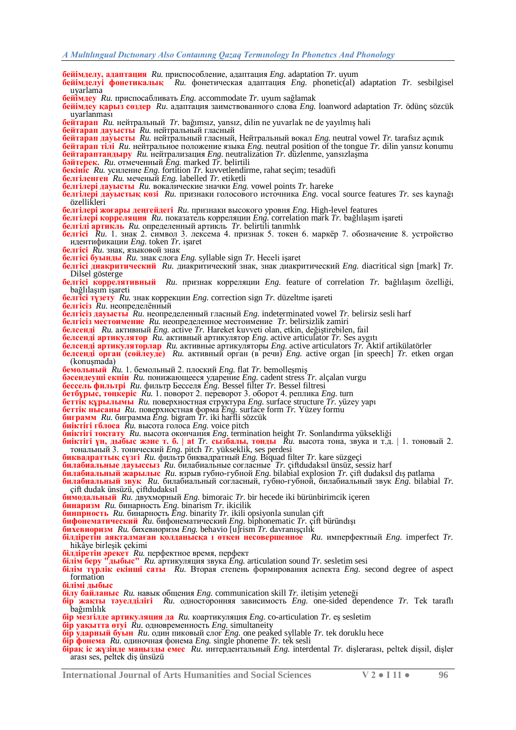**бейімделу, адаптация** *Ru.* приспособление, адаптация *Eng.* adaptation *Tr.* uyum
**бейімделуі фонетикалық** *Ru.* фонетическая адаптация *Eng.* phonetic(al) adaptation *Tr.* sesbilgisel uyarlama
**бейімдеу** *Ru.* приспосабливать *Eng.* accommodate *Tr.* uyum sağlamak
**бейімдеу қарыз сөздер** *Ru.* адаптация заимствованного слова *Eng.* loanword adaptation *Tr.* ödünç sözcük uyarlanması
**бейтарап** *Ru.* нейтральный *Tr.* bağımsız, yansız, dilin ne yuvarlak ne de yayılmış hali
**бейтарап дауысты** *Ru.* нейтральный гласный
**бейтарап дауысты** *Ru.* нейтральный гласный, Нейтральный вокал *Eng.* neutral vowel *Tr.* tarafsız açınık
**бейтарап тілі** *Ru.* нейтральное положение языка *Eng.* neutral position of the tongue *Tr.* dilin yansız konumu
**бейтараптандыру** *Ru.* нейтрализация *Eng.* neutralization *Tr.* düzlenme, yansızlaşma
**бәйтерек.** *Ru.* отмеченный *Eng.* marked *Tr.* belirtili
**бекініс** *Ru.* усиление *Eng.* fortition *Tr.* kuvvetlendirme, rahat seçim; tesadüfi
**белгіленген** *Ru.* меченый *Eng.* labelled *Tr.* etiketli
**белгілері дауысты** *Ru.* вокалические значки *Eng.* vowel points *Tr.* hareke
**белгілері дауыстық көзі** *Ru.* признаки голосового источника *Eng.* vocal source features *Tr.* ses kaynağı özellikleri
**белгілері жоғары деңгейдегі** *Ru.* признаки высокого уровня *Eng.* High-level features
**белгілері корреляция** *Ru.* показатель корреляции *Eng.* correlation mark *Tr.* bağlılaşım işareti
**белгілі артикль** *Ru.* определенный артикль *Tr.* belirtili tanımlık
**белгісі** *Ru.* 1. знак 2. символ 3. лексема 4. признак 5. токен 6. маркёр 7. обозначение 8. устройство идентификации *Eng.* token *Tr.* işaret
**белгісі** *Ru.* знак, языковой знак
**белгісі буынды** *Ru.* знак слога *Eng.* syllable sign *Tr.* Heceli işaret
**белгісі диакритический** *Ru.* диакритический знак, знак диакритический *Eng.* diacritical sign [mark] *Tr.* Dilsel gösterge
**белгісі корреляттивный** *Ru.* признак корреляции *Eng.* feature of correlation *Tr.* bağlılaşım özelliği, bağlılaşım işareti
**белгісі түзету** *Ru.* знак коррекции *Eng.* correction sign *Tr.* düzeltme işareti
**белгісіз** *Ru.* неопределённый
**белгісіз дауысты** *Ru.* неопределенный гласный *Eng.* indeterminated vowel *Tr.* belirsiz sesli harf
**белгісіз местоимение** *Ru.* неопределенное местоимение *Tr.* belirsizlik zamiri
**белсенді** *Ru.* активный *Eng.* active *Tr.* Hareket kuvveti olan, etkin, değiştirebilen, fail
**белсенді артикулятор** *Ru.* активный артикулятор *Eng.* active articulator *Tr.* Ses aygıtı
**белсенді артикуляторлар** *Ru.* активные артикуляторы *Eng.* active articulators *Tr.* Aktif artikülatörler
**белсенді орган (сөйлеуде)** *Ru.* активный орган (в речи) *Eng.* active organ [in speech] *Tr.* etken organ (konuşmada)
**бемольный** *Ru.* 1. бемольный 2. плоский *Eng.* flat *Tr.* bemolleşmiş
**бәсендеуші екпін** *Ru.* понижающееся ударение *Eng.* cadent stress *Tr.* alçalan vurgu
**бессель фильтрі** *Ru.* фильтр Бесселя *Eng.* Bessel filter *Tr.* Bessel filtresi
**бетбұрыс, төңкеріс** *Ru.* 1. поворот 2. переворот 3. оборот 4. реплика *Eng.* turn
**беттік құрылымы** *Ru.* поверхностная структура *Eng.* surface structure *Tr.* yüzey yapı
**беттік нысаны** *Ru.* поверхностная форма *Eng.* surface form *Tr.* Yüzey formu
**биграмм** *Ru.* биграмма *Eng.* bigram *Tr.* iki harfli sözcük
**биіктігі гблоса** *Ru.* высота голоса *Eng.* voice pitch
**биіктігі тоқтату** *Ru.* высота окончания *Eng.* termination height *Tr.* Sonlandırma yüksekliği
**биіктігі үн, дыбыс және т. б. | at** *Tr.* **сызбалы, тонды** *Ru.* высота тона, звука и т.д. | 1. тоновый 2. тональный 3. тонический *Eng.* pitch *Tr.* yükseklik, ses perdesi
**биквадраттық сүзгі** *Ru.* фильтр биквадратный *Eng.* Biquad filter *Tr.* kare süzgeçi
**билабиальные дауыссыз** *Ru.* билабиальные согласные *Tr.* çiftdudaksıl ünsüz, sessiz harf
**билабиальный жарылыс** *Ru.* взрыв губно-губной *Eng.* bilabial explosion *Tr.* çift dudaksıl dış patlama
**билабиальный звук** *Ru.* билабиальный согласный, губно-губной, билабиальный звук *Eng.* bilabial *Tr.* çift dudak ünsüzü, çiftdudaksıl
**бимодальный** *Ru.* двухморный *Eng.* bimoraic *Tr.* bir hecede iki bürünbirimcik içeren
**бинаризм** *Ru.* бинарность *Eng.* binarism *Tr.* ikicilik
**бинпрность** *Ru.* бинарность *Eng.* binarity *Tr.* ikili opsiyonla sunulan çift
**бифонематический** *Ru.* бифонематический *Eng.* biphonematic *Tr.* çift büründışı
**бихевиоризм** *Ru.* бихевиоризм *Eng.* behavio [u]rism *Tr.* davranışçılık
**білдіретін аяқталмаған қолданысқа і өткен несовершенное** *Ru.* имперфектный *Eng.* imperfect *Tr.* hikâye birleşik çekimi
**білдіретін әрекет** *Ru.* перфектное время, перфект
**білім беру "дыбыс"** *Ru.* артикуляция звука *Eng.* articulation sound *Tr.* sesletim sesi
**білім түрлік екінші саты** *Ru.* Вторая степень формирования аспекта *Eng.* second degree of aspect formation
**білімі дыбыс**
**білу байланыс** *Ru.* навык общения *Eng.* communication skill *Tr.* iletişim yeteneği
**бір жақты тәуелділігі** *Ru.* односторонняя зависимость *Eng.* one-sided dependence *Tr.* Tek taraflı bağımlılık
**бір мезгілде артикуляция да** *Ru.* коартикуляция *Eng.* co-articulation *Tr.* eş sesletim
**бір уақытта өтуі** *Ru.* одновременность *Eng.* simultaneity
**бір ударный буын** *Ru.* один пиковый слог *Eng.* one peaked syllable *Tr.* tek doruklu hece
**бір фонема** *Ru.* одиночная фонема *Eng.* single phoneme *Tr.* tek sesli
**бірақ іс жүзінде маңызды емес** *Ru.* интердентальный *Eng.* interdental *Tr.* dişlerarası, peltek dişsil, dişler arası ses, peltek diş ünsüzü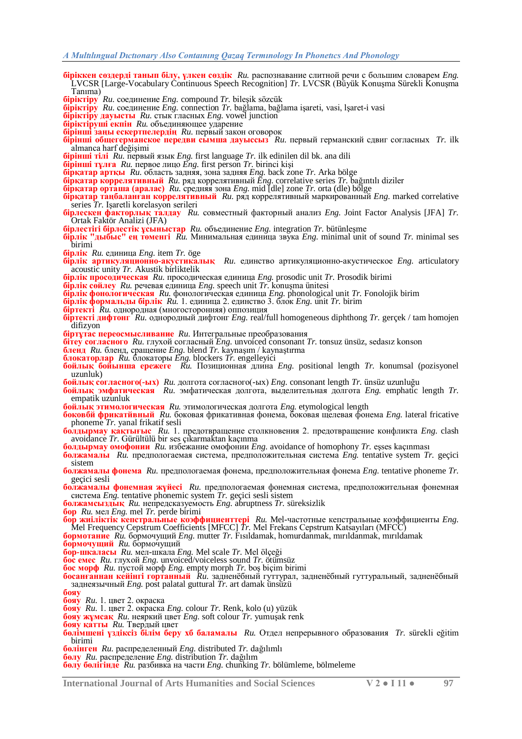**біріккен сөздерді танып білу, үлкен сөздік** *Ru.* распознавание слитной речи с большим словарем *Eng.* LVCSR [Large-Vocabulary Continuous Speech Recognition] *Tr.* LVCSR (Büyük Konuşma Sürekli Konuşma Tanıma)

**біріктіру** *Ru.* соединение *Eng.* compound *Tr.* bileşik sözcük

**біріктіру** *Ru.* соединение *Eng.* connection *Tr.* bağlama, bağlama işareti, vasi, lşaret-i vasi

**біріктіру дауысты** *Ru.* стык гласных *Eng.* vowel junction

**біріктіруші екпін** *Ru.* объединяющее ударение

**бірінші заңы ескертпелердің** *Ru.* первый закон оговорок

**бірінші общегерманское передви сымша дауыссыз** *Ru.* первый германский сдвиг согласных *Tr.* ilk almanca harf değişimi

**бірінші тілі** *Ru.* первый язык *Eng.* first language *Tr.* ilk edinilen dil bk. ana dili

**бірінші тұлға** *Ru.* первое лицо *Eng.* first person *Tr.* birinci kişi

**бірқатар артқы** *Ru.* область задняя, зона задняя *Eng.* back zone *Tr.* Arka bölge

**бірқатар коррелятивный** *Ru.* ряд коррелятивный *Eng.* correlative series *Tr.* bağıntılı diziler

**бірқатар орташа (аралас)** *Ru.* средняя зона *Eng.* mid [dle] zone *Tr.* orta (dle) bölge

**бірқатар таңбаланған коррелятивный** *Ru.* ряд коррелятивный маркированный *Eng.* marked correlative series *Tr.* Işaretli korelasyon serileri

**бірлескен факторлық талдау** *Ru.* совместный факторный анализ *Eng.* Joint Factor Analysis [JFA] *Tr.* Ortak Faktör Analizi (JFA)

**бірлестігі бірлестік ұсыныстар** *Ru.* объединение *Eng.* integration *Tr.* bütünleşme

**бірлік "дыбыс" ең төменгі** *Ru.* Минимальная единица звука *Eng.* minimal unit of sound *Tr.* minimal ses birimi

**бірлік** *Ru.* единица *Eng.* item *Tr.* öge

**бірлік артикуляционно-акустикалық** *Ru.* единство артикуляционно-акустическое *Eng.* articulatory acoustic unity *Tr.* Akustik birliktelik

**бірлік просодическая** *Ru.* просодическая единица *Eng.* prosodic unit *Tr.* Prosodik birimi

**бірлік сөйлеу** *Ru.* речевая единица *Eng.* speech unit *Tr.* konuşma ünitesi

**бірлік фонологическая** *Ru.* фонологическая единица *Eng.* phonological unit *Tr.* Fonolojik birim

**бірлік формальды бірлік** *Ru.* 1. единица 2. единство 3. блок *Eng.* unit *Tr.* birim

**біртекті** *Ru.* однородная (многосторонняя) оппозиция

**біртекті дифтонг** *Ru.* однородный дифтонг *Eng.* real/full homogeneous diphthong *Tr.* gerçek / tam homojen difizyon

**біртұтас переосмысливание** *Ru.* Интегральные преобразования

**бітеу согласного** *Ru.* глухой согласный *Eng.* unvoiced consonant *Tr.* tonsuz ünsüz, sedasız konson

**бленд** *Ru.* бленд, сращение *Eng.* blend *Tr.* kaynaşım / kaynaştırma

**блокаторлар** *Ru.* блокаторы *Eng.* blockers *Tr.* engelleyici

**бойлық бойынша ережеге** *Ru.* Позиционная длина *Eng.* positional length *Tr.* konumsal (pozisyonel uzunluk)

**бойлық согласного(-ых)** *Ru.* долгота согласного(-ых) *Eng.* consonant length *Tr.* ünsüz uzunluğu

**бойлық эмфатическая** *Ru.* эмфатическая долгота, выделительная долгота *Eng.* emphatic length *Tr.* empatik uzunluk

**бойлық этимологическая** *Ru.* этимологическая долгота *Eng.* etymological length

**боковбй фрикатйвный** *Ru.* боковая фрикативная фонема, боковая щелевая фонема *Eng.* lateral fricative phoneme *Tr.* yanal frikatif sesli

**болдырмау қақтығыс** *Ru.* 1. предотвращение столкновения 2. предотвращение конфликта *Eng.* clash avoidance *Tr.* Gürültülü bir ses çıkarmaktan kaçınma

**болдырмау омофонии** *Ru.* избежание омофонии *Eng.* avoidance of homophony *Tr.* eşses kaçınması

**болжамалы** *Ru.* предпологаемая система, предположительная система *Eng.* tentative system *Tr.* geçici sistem

**болжамалы фонема** *Ru.* предпологаемая фонема, предположительная фонема *Eng.* tentative phoneme *Tr.* geçici sesli

**болжамалы фонемная жүйесі** *Ru.* предпологаемая фонемная система, предположительная фонемная система *Eng.* tentative phonemic system *Tr.* geçici sesli sistem

**болжамсыздық** *Ru.* непредсказуемость *Eng.* abruptness *Tr.* süreksizlik

**бор** *Ru.* мел *Eng.* mel *Tr.* perde birimi

**бор жиіліктік кепстральные коэффициенттері** *Ru.* Mel-частотные кепстральные коэффициенты *Eng.* Mel Frequency Cepstrum Coefficients [MFCC] *Tr.* Mel Frekans Cepstrum Katsayıları (MFCC)

**бормотание** *Ru.* бормочущий *Eng.* mutter *Tr.* Fısıldamak, homurdanmak, mırıldanmak, mırıldamak

**бормочущий** *Ru.* бормочущий

**бор-шкаласы** *Ru.* мел-шкала *Eng.* Mel scale *Tr.* Mel ölçeği

**бос емес** *Ru.* глухой *Eng.* unvoiced/voiceless sound *Tr.* ötümsüz

**бос морф** *Ru.* пустой морф *Eng.* empty morph *Tr.* boş biçim birimi

**босанғаннан кейінгі гортанный** *Ru.* задненёбный гуттурал, задненёбный гуттуральный, задненёбный заднеязычный *Eng.* post palatal guttural *Tr.* art damak ünsüzü

**бояу**

**бояу** *Ru.* 1. цвет 2. окраска

**бояу** *Ru.* 1. цвет 2. окраска *Eng.* colour *Tr.* Renk, kolo (u) yüzük

**бояу жұмсақ** *Ru.* неяркий цвет *Eng.* soft colour *Tr.* yumuşak renk

**бояу қатты** *Ru.* Твердый цвет

**бөлімшені үздіксіз білім беру хб баламалы** *Ru.* Отдел непрерывного образования *Tr.* sürekli eğitim birimi

**бөлінген** *Ru.* распределенный *Eng.* distributed *Tr.* dağılımlı

**бөлу** *Ru.* распределение *Eng.* distribution *Tr.* dağılım

**бөлу бөлігінде** *Ru.* разбивка на части *Eng.* chunking *Tr.* bölümleme, bölmeleme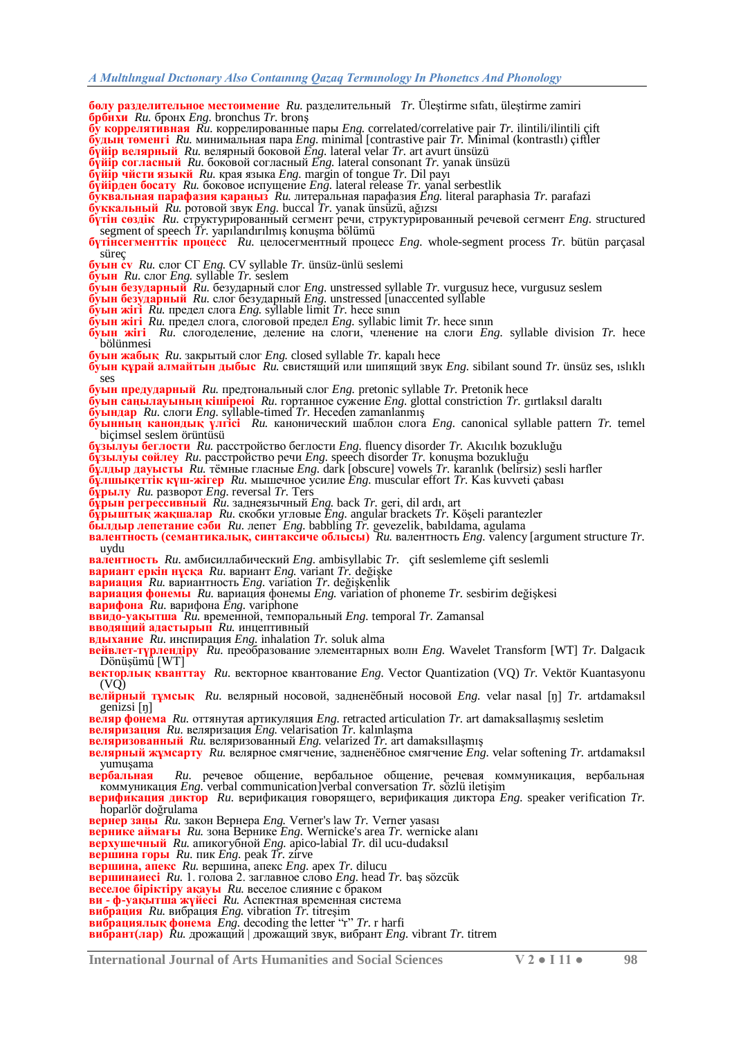**бөлу разделительное местоимение** *Ru.* разделительный *Tr.* Üleştirme sıfatı, üleştirme zamiri
**брбнхи** *Ru.* бронх *Eng.* bronchus *Tr.* bronş
**бу коррелятивная** *Ru.* коррелированные пары *Eng.* correlated/correlative pair *Tr.* ilintili/ilintili çift
**будың төменгі** *Ru.* минимальная пара *Eng.* minimal [contrastive pair *Tr.* Minimal (kontrastlı) çiftler
**бүйір велярный** *Ru.* велярный боковой *Eng.* lateral velar *Tr.* art avurt ünsüzü
**бүйір согласный** *Ru.* боковой согласный *Eng.* lateral consonant *Tr.* yanak ünsüzü
**бүйір чйсти языкй** *Ru.* края языка *Eng.* margin of tongue *Tr.* Dil payı
**бүйірден босату** *Ru.* боковое испущение *Eng.* lateral release *Tr.* yanal serbestlik
**буквальная парафазия қараңыз** *Ru.* литеральная парафазия *Eng.* literal paraphasia *Tr.* parafazi
**буккальный** *Ru.* ротовой звук *Eng.* buccal *Tr.* yanak ünsüzü, ağızsı
**бүтін сөздік** *Ru.* структурированный сегмент речи, структурированный речевой сегмент *Eng.* structured segment of speech *Tr.* yapılandırılmış konuşma bölümü
**бүтінсегменттік процесс** *Ru.* целосегментный процесс *Eng.* whole-segment process *Tr.* bütün parçasal süreç
**буын cv** *Ru.* слог СГ *Eng.* CV syllable *Tr.* ünsüz-ünlü seslemi
**буын** *Ru.* слог *Eng.* syllable *Tr.* seslem
**буын безударный** *Ru.* безударный слог *Eng.* unstressed syllable *Tr.* vurgusuz hece, vurgusuz seslem
**буын безударный** *Ru.* слог безударный *Eng.* unstressed [unaccented syllable
**буын жігі** *Ru.* предел слога *Eng.* syllable limit *Tr.* hece sınırı
**буын жігі** *Ru.* предел слога, слоговой предел *Eng.* syllabic limit *Tr.* hece sınırı
**буын жігі** *Ru.* слогоделение, деление на слоги, членение на слоги *Eng.* syllable division *Tr.* hece bölünmesi
**буын жабық** *Ru.* закрытый слог *Eng.* closed syllable *Tr.* kapalı hece
**буын құрай алмайтын дыбыс** *Ru.* свистящий или шипящий звук *Eng.* sibilant sound *Tr.* ünsüz ses, ıslıklı ses
**буын предударный** *Ru.* предтональный слог *Eng.* pretonic syllable *Tr.* Pretonik hece
**буын саңылауының кішіреюі** *Ru.* гортанное сужение *Eng.* glottal constriction *Tr.* gırtlaksıl daraltı
**буындар** *Ru.* слоги *Eng.* syllable-timed *Tr.* Heceden zamanlanmış
**буынның канондық үлгісі** *Ru.* канонический шаблон слога *Eng.* canonical syllable pattern *Tr.* temel biçimsel seslem örüntüsü
**бұзылуы беглости** *Ru.* расстройство беглости *Eng.* fluency disorder *Tr.* Akıcılık bozukluğu
**бұзылуы сөйлеу** *Ru.* расстройство речи *Eng.* speech disorder *Tr.* konuşma bozukluğu
**бұлдыр дауысты** *Ru.* тёмные гласные *Eng.* dark [obscure] vowels *Tr.* karanlık (belirsiz) sesli harfler
**бұлшықеттік күш-жігер** *Ru.* мышечное усилие *Eng.* muscular effort *Tr.* Kas kuvveti çabası
**бұрылу** *Ru.* разворот *Eng.* reversal *Tr.* Ters
**бұрын регрессивный** *Ru.* заднеязычный *Eng.* back *Tr.* geri, dil ardı, art
**бұрыштық жақшалар** *Ru.* скобки угловые *Eng.* angular brackets *Tr.* Köşeli parantezler
**былдыр лепетание сәби** *Ru.* лепет *Eng.* babbling *Tr.* gevezelik, babıldama, agulama
**валентность (семантикалық, синтаксиче облысы)** *Ru.* валентность *Eng.* valency [argument structure *Tr.* uydu
**валентность** *Ru.* амбисиллабический *Eng.* ambisyllabic *Tr.* çift seslemleme çift seslemli
**вариант еркін нұсқа** *Ru.* вариант *Eng.* variant *Tr.* değişke
**вариация** *Ru.* вариантность *Eng.* variation *Tr.* değişkenlik
**вариация фонемы** *Ru.* вариация фонемы *Eng.* variation of phoneme *Tr.* sesbirim değişkesi
**варифона** *Ru.* варифона *Eng.* variphone
**ввидо-уақытша** *Ru.* временной, темпоральный *Eng.* temporal *Tr.* Zamansal
**вводящий адастырып** *Ru.* инцептивный
**вдыхание** *Ru.* инспирация *Eng.* inhalation *Tr.* soluk alma
**вейвлет-түрлендіру** *Ru.* преобразование элементарных волн *Eng.* Wavelet Transform [WT] *Tr.* Dalgacık Dönüşümü [WT]
**векторлық кванттау** *Ru.* векторное квантование *Eng.* Vector Quantization (VQ) *Tr.* Vektör Kuantasyonu (VQ)
**велйрный тұмсық** *Ru.* велярный носовой, задненёбный носовой *Eng.* velar nasal [ŋ] *Tr.* artdamaksıl genizsi [ŋ]
**веляр фонема** *Ru.* оттянутая артикуляция *Eng.* retracted articulation *Tr.* art damaksallaşmış sesletim
**веляризация** *Ru.* веляризация *Eng.* velarisation *Tr.* kalınlaşma
**веляризованный** *Ru.* веляризованный *Eng.* velarized *Tr.* art damaksıllaşmış
**велярный жұмсарту** *Ru.* велярное смягчение, задненёбное смягчение *Eng.* velar softening *Tr.* artdamaksıl yumuşama
**вербальная** *Ru.* речевое общение, вербальное общение, речевая коммуникация, вербальная коммуникация *Eng.* verbal communication]verbal conversation *Tr.* sözlü iletişim
**верификация диктор** *Ru.* верификация говорящего, верификация диктора *Eng.* speaker verification *Tr.* hoparlör doğrulama
**вернер заңы** *Ru.* закон Вернера *Eng.* Verner's law *Tr.* Verner yasası
**вернике аймағы** *Ru.* зона Вернике *Eng.* Wernicke's area *Tr.* wernicke alanı
**верхушечный** *Ru.* апикогубной *Eng.* apico-labial *Tr.* dil ucu-dudaksıl
**вершина горы** *Ru.* пик *Eng.* peak *Tr.* zirve
**вершина, апекс** *Ru.* вершина, апекс *Eng.* apex *Tr.* dilucu
**вершинаиесі** *Ru.* 1. голова 2. заглавное слово *Eng.* head *Tr.* baş sözcük
**веселое біріктіру ақауы** *Ru.* веселое слияние с браком
**ви - ф-уақытша жүйесі** *Ru.* Аспектная временная система
**вибрация** *Ru.* вибрация *Eng.* vibration *Tr.* titreşim
**вибрациялық фонема** *Eng.* decoding the letter "r" *Tr.* r harfi
**вибрант(лар)** *Ru.* дрожащий | дрожащий звук, вибрант *Eng.* vibrant *Tr.* titrem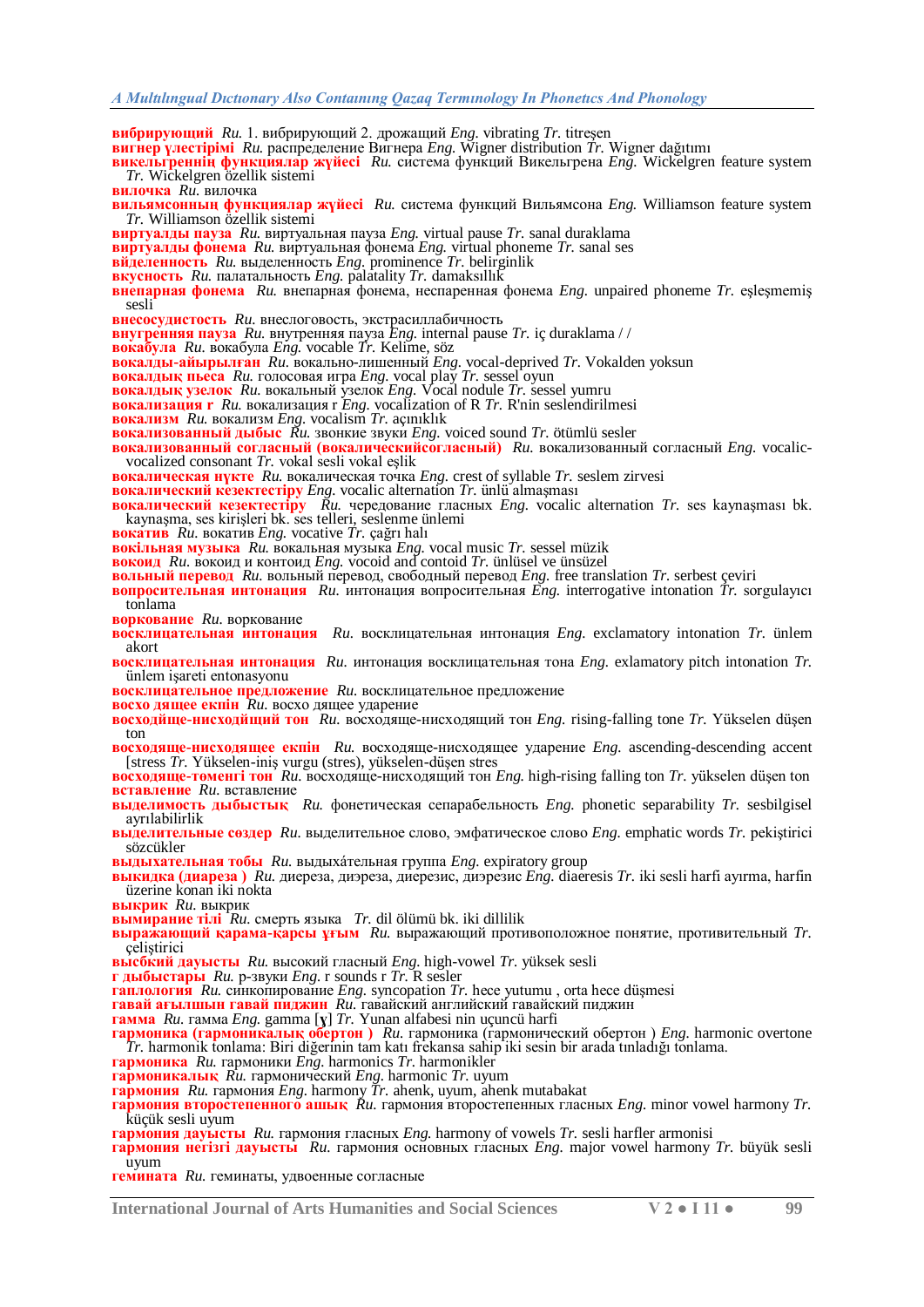**вибрирующий** *Ru.* 1. вибрирующий 2. дрожащий *Eng.* vibrating *Tr.* titreşen
**вигнер үлестірімі** *Ru.* распределение Вигнера *Eng.* Wigner distribution *Tr.* Wigner dağıtımı
**викельгреннің функциялар жүйесі** *Ru.* система функций Викельгрена *Eng.* Wickelgren feature system *Tr.* Wickelgren özellik sistemi
**вилочка** *Ru.* вилочка
**вильямсонның функциялар жүйесі** *Ru.* система функций Вильямсона *Eng.* Williamson feature system *Tr.* Williamson özellik sistemi
**виртуалды пауза** *Ru.* виртуальная пауза *Eng.* virtual pause *Tr.* sanal duraklama
**виртуалды фонема** *Ru.* виртуальная фонема *Eng.* virtual phoneme *Tr.* sanal ses
**віделенность** *Ru.* выделенность *Eng.* prominence *Tr.* belirginlik
**вкусность** *Ru.* палатальность *Eng.* palatality *Tr.* damaksıllık
**внепарная фонема** *Ru.* внепарная фонема, неспаренная фонема *Eng.* unpaired phoneme *Tr.* eşleşmemiş sesli
**внесосудистость** *Ru.* внеслоговость, экстрасиллабичность
**внугренняя пауза** *Ru.* внутренняя пауза *Eng.* internal pause *Tr.* iç duraklama / /
**вокабула** *Ru.* вокабула *Eng.* vocable *Tr.* Kelime, söz
**вокалды-айырылған** *Ru.* вокально-лишенный *Eng.* vocal-deprived *Tr.* Vokalden yoksun
**вокалдық пьеса** *Ru.* голосовая игра *Eng.* vocal play *Tr.* sessel oyun
**вокалдық узелок** *Ru.* вокальный узелок *Eng.* Vocal nodule *Tr.* sessel yumru
**вокализация r** *Ru.* вокализация r *Eng.* vocalization of R *Tr.* R'nin seslendirilmesi
**вокализм** *Ru.* вокализм *Eng.* vocalism *Tr.* açınıklık
**вокализованный дыбыс** *Ru.* звонкие звуки *Eng.* voiced sound *Tr.* ötümlü sesler
**вокализованный согласный (вокалическийсогласный)** *Ru.* вокализованный согласный *Eng.* vocalic-vocalized consonant *Tr.* vokal sesli vokal eşlik
**вокалическая нүкте** *Ru.* вокалическая точка *Eng.* crest of syllable *Tr.* seslem zirvesi
**вокалический кезектестіру** *Eng.* vocalic alternation *Tr.* ünlü almaşması
**вокалический кезектестіру** *Ru.* чередование гласных *Eng.* vocalic alternation *Tr.* ses kaynaşması bk. kaynaşma, ses kirişleri bk. ses telleri, seslenme ünlemi
**вокатив** *Ru.* вокатив *Eng.* vocative *Tr.* çağrı halı
**вокільная музыка** *Ru.* вокальная музыка *Eng.* vocal music *Tr.* sessel müzik
**вокоид** *Ru.* вокоид и контоид *Eng.* vocoid and contoid *Tr.* ünlüsel ve ünsüzel
**вольный перевод** *Ru.* вольный перевод, свободный перевод *Eng.* free translation *Tr.* serbest çeviri
**вопросительная интонация** *Ru.* интонация вопросительная *Eng.* interrogative intonation *Tr.* sorgulayıcı tonlama
**воркование** *Ru.* воркование
**восклицательная интонация** *Ru.* восклицательная интонация *Eng.* exclamatory intonation *Tr.* ünlem akort
**восклицательная интонация** *Ru.* интонация восклицательная тона *Eng.* exlamatory pitch intonation *Tr.* ünlem işareti entonasyonu
**восклицательное предложение** *Ru.* восклицательное предложение
**восхо дящее екпін** *Ru.* восхо дящее ударение
**восходйще-нисходйщий тон** *Ru.* восходяще-нисходящий тон *Eng.* rising-falling tone *Tr.* Yükselen düşen ton
**восходяще-нисходящее екпін** *Ru.* восходяще-нисходящее ударение *Eng.* ascending-descending accent [stress *Tr.* Yükselen-iniş vurgu (stres), yükselen-düşen stres
**восходяще-төменгі тон** *Ru.* восходяще-нисходящий тон *Eng.* high-rising falling tone *Tr.* yükselen düşen ton
**вставление** *Ru.* вставление
**выделимость дыбыстық** *Ru.* фонетическая сепарабельность *Eng.* phonetic separability *Tr.* sesbilgisel ayrılabilirlik
**выделительные сөздер** *Ru.* выделительное слово, эмфатическое слово *Eng.* emphatic words *Tr.* pekiştirici sözcükler
**выдыхательная тобы** *Ru.* выдыхáтельная группа *Eng.* expiratory group
**выкидка (диареза )** *Ru.* диереза, диэреза, диерезис, диэрезис *Eng.* diaeresis *Tr.* iki sesli harfi ayırma, harfin üzerine konan iki nokta
**выкрик** *Ru.* выкрик
**вымирание тілі** *Ru.* смерть языка *Tr.* dil ölümü bk. iki dillilik
**выражающий қарама-қарсы ұғым** *Ru.* выражающий противоположное понятие, противительный *Tr.* çeliştirici
**высбкий дауысты** *Ru.* высокий гласный *Eng.* high-vowel *Tr.* yüksek sesli
**г дыбыстары** *Ru.* р-звуки *Eng.* r sounds r *Tr.* R sesler
**гаплология** *Ru.* синкопирование *Eng.* syncopation *Tr.* hece yutumu , orta hece düşmesi
**гавай ағылшын гавай пиджин** *Ru.* гавайский английский гавайский пиджин
**гамма** *Ru.* гамма *Eng.* gamma [ɣ] *Tr.* Yunan alfabesi nin uçuncü harfi
**гармоника (гармоникалық обертон )** *Ru.* гармоника (гармонический обертон ) *Eng.* harmonic overtone *Tr.* harmonik tonlama: Biri diğerinin tam katı frekansa sahip iki sesin bir arada tınladığı tonlama.
**гармоника** *Ru.* гармоники *Eng.* harmonics *Tr.* harmonikler
**гармоникалық** *Ru.* гармонический *Eng.* harmonic *Tr.* uyum
**гармония** *Ru.* гармония *Eng.* harmony *Tr.* ahenk, uyum, ahenk mutabakat
**гармония второстепенного ашық** *Ru.* гармония второстепенных гласных *Eng.* minor vowel harmony *Tr.* küçük sesli uyum
**гармония дауысты** *Ru.* гармония гласных *Eng.* harmony of vowels *Tr.* sesli harfler armonisi
**гармония негізгі дауысты** *Ru.* гармония основных гласных *Eng.* major vowel harmony *Tr.* büyük sesli uyum
**гемината** *Ru.* геминаты, удвоенные согласные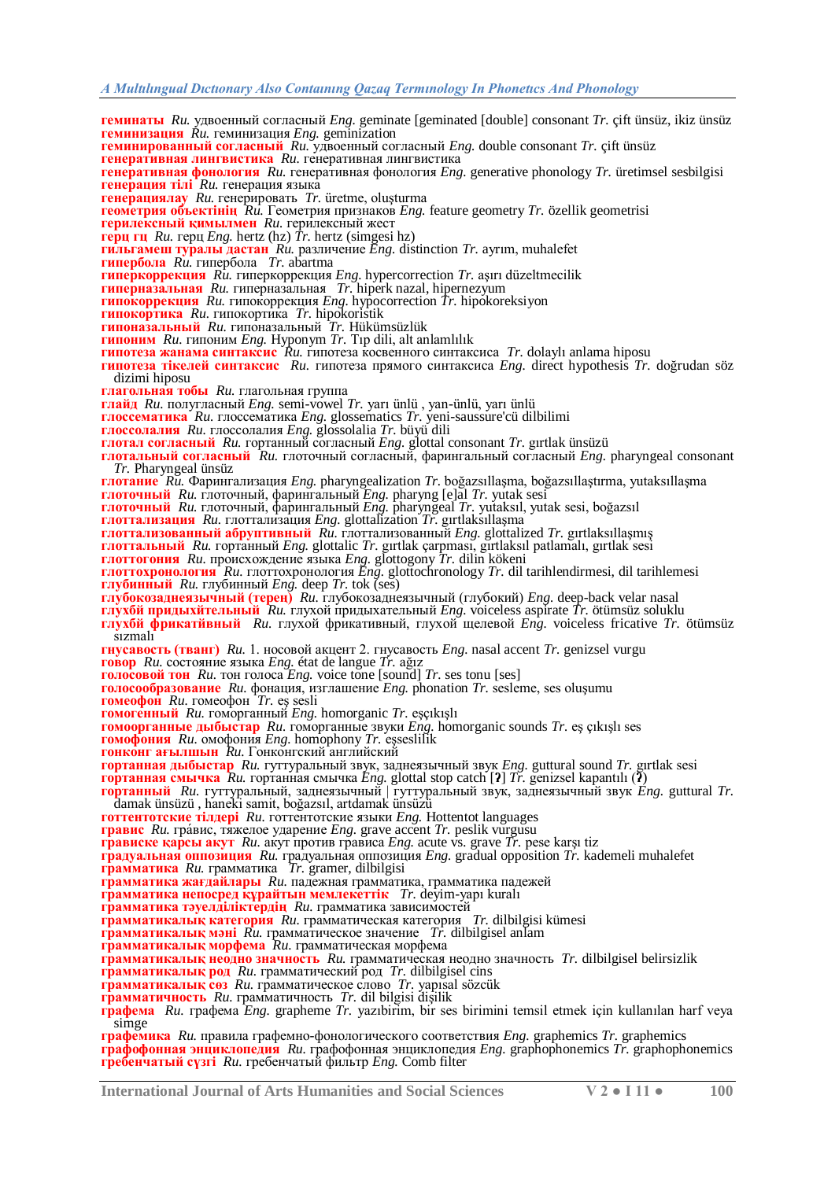**геминаты** *Ru.* удвоенный согласный *Eng.* geminate [geminated [double] consonant *Tr.* çift ünsüz, ikiz ünsüz
**геминизация** *Ru.* геминизация *Eng.* gemination
**геминированный согласный** *Ru.* удвоенный согласный *Eng.* double consonant *Tr.* çift ünsüz
**генеративная лингвистика** *Ru.* генеративная лингвистика
**генеративная фонология** *Ru.* генеративная фонология *Eng.* generative phonology *Tr.* üretimsel sesbilgisi
**генерация тілі** *Ru.* генерация языка
**генерациялау** *Ru.* генерировать *Tr.* üretme, oluşturma
**геометрия объектінің** *Ru.* Геометрия признаков *Eng.* feature geometry *Tr.* özellik geometrisi
**герилексный қимылмен** *Ru.* герилексный жест
**герц гц** *Ru.* герц *Eng.* hertz (hz) *Tr.* hertz (simgesi hz)
**гильгамеш туралы дастан** *Ru.* различение *Eng.* distinction *Tr.* ayrım, muhalefet
**гипербола** *Ru.* гипербола *Tr.* abartma
**гиперкоррекция** *Ru.* гиперкоррекция *Eng.* hypercorrection *Tr.* aşırı düzeltmecilik
**гиперназальная** *Ru.* гиперназальная *Tr.* hiperk nazal, hipernezyum
**гипокоррекция** *Ru.* гипокоррекция *Eng.* hypocorrection *Tr.* hipokoreksiyon
**гипокортика** *Ru.* гипокортика *Tr.* hipokoristik
**гипоназальный** *Ru.* гипоназальный *Tr.* Hükümsüzlük
**гипоним** *Ru.* гипоним *Eng.* Hyponym *Tr.* Tıp dili, alt anlamlılık
**гипотеза жанама синтаксис** *Ru.* гипотеза косвенного синтаксиса *Tr.* dolaylı anlama hiposu
**гипотеза тікелей синтаксис** *Ru.* гипотеза прямого синтаксиса *Eng.* direct hypothesis *Tr.* doğrudan söz dizimi hiposu
**глагольная тобы** *Ru.* глагольная группа
**глайд** *Ru.* полугласный *Eng.* semi-vowel *Tr.* yarı ünlü , yan-ünlü, yarı ünlü
**глоссематика** *Ru.* глоссематика *Eng.* glossematics *Tr.* yeni-saussure'cü dilbilimi
**глоссолалия** *Ru.* глоссолалия *Eng.* glossolalia *Tr.* büyü dili
**глотал согласный** *Ru.* гортанный согласный *Eng.* glottal consonant *Tr.* gırtlak ünsüzü
**глотальный согласный** *Ru.* глоточный согласный, фарингальный согласный *Eng.* pharyngeal consonant *Tr.* Pharyngeal ünsüz
**глотание** *Ru.* Фарингализация *Eng.* pharyngealization *Tr.* boğazsıllaşma, boğazsıllaştırma, yutaksıllaşma
**глоточный** *Ru.* глоточный, фарингальный *Eng.* pharyng [e]al *Tr.* yutak sesi
**глоточный** *Ru.* глоточный, фарингальный *Eng.* pharyngeal *Tr.* yutaksıl, yutak sesi, boğazsıl
**глотталиэация** *Ru.* глоттализация *Eng.* glottalization *Tr.* gırtlaksıllaşma
**глоттализованный абруптивный** *Ru.* глоттализованный *Eng.* glottalized *Tr.* gırtlaksıllaşmış
**глоттальный** *Ru.* гортанный *Eng.* glottalic *Tr.* gırtlak çarpması, gırtlaksıl patlamalı, gırtlak sesi
**глоттогония** *Ru.* происхождение языка *Eng.* glottogony *Tr.* dilin kökeni
**глоттохронология** *Ru.* глоттохронология *Eng.* glottochronology *Tr.* dil tarihlendirmesi, dil tarihlemesi
**глубинный** *Ru.* глубинный *Eng.* deep *Tr.* tok (ses)
**глубокозаднеязычный (терең)** *Ru.* глубокозаднеязычный (глубокий) *Eng.* deep-back velar nasal
**глухой придыхательный** *Ru.* глухой придыхательный *Eng.* voiceless aspirate *Tr.* ötümsüz soluklu
**глухой фрикативный** *Ru.* глухой фрикативный, глухой щелевой *Eng.* voiceless fricative *Tr.* ötümsüz sızmalı
**гнусавость (тванг)** *Ru.* 1. носовой акцент 2. гнусавость *Eng.* nasal accent *Tr.* genizsel vurgu
**говор** *Ru.* состояние языка *Eng.* état de langue *Tr.* ağız
**голосовой тон** *Ru.* тон голоса *Eng.* voice tone [sound] *Tr.* ses tonu [ses]
**голосообразование** *Ru.* фонация, изглашение *Eng.* phonation *Tr.* sesleme, ses oluşumu
**гомеофон** *Ru.* гомеофон *Tr.* eş sesli
**гомогенный** *Ru.* гоморганный *Eng.* homorganic *Tr.* eşçıkışlı
**гоморганные дыбыстар** *Ru.* гоморганные звуки *Eng.* homorganic sounds *Tr.* eş çıkışlı ses
**гомофония** *Ru.* омофония *Eng.* homophony *Tr.* eşseslilik
**гонконг ағылшын** *Ru.* Гонконгский английский
**гортанная дыбыстар** *Ru.* гуттуральный звук, заднеязычный звук *Eng.* guttural sound *Tr.* gırtlak sesi
**гортанная смычка** *Ru.* гортанная смычка *Eng.* glottal stop catch [ʔ] *Tr.* genizsel kapantılı (ʔ)
**гортанный** *Ru.* гуттуральный, заднеязычный | гуттуральный звук, заднеязычный звук *Eng.* guttural *Tr.* damak ünsüzü , haneki samit, boğazsıl, artdamak ünsüzü
**готтентотские тілдері** *Ru.* готтентотские языки *Eng.* Hottentot languages
**гравис** *Ru.* гра́вис, тяжелое ударение *Eng.* grave accent *Tr.* peslik vurgusu
**грависке қарсы акут** *Ru.* акут против грависа *Eng.* acute vs. grave *Tr.* pese karşı tiz
**градуальная оппозиция** *Ru.* градуальная оппозиция *Eng.* gradual opposition *Tr.* kademeli muhalefet
**грамматика** *Ru.* грамматика *Tr.* gramer, dilbilgisi
**грамматика жағдайлары** *Ru.* падежная грамматика, грамматика падежей
**грамматика непосред құрайтын мемлекеттік** *Tr.* deyim-yapı kuralı
**грамматика тәуелділіктердің** *Ru.* грамматика зависимостей
**грамматикалық категория** *Ru.* грамматическая категория *Tr.* dilbilgisi kümesi
**грамматикалық мәні** *Ru.* грамматическое значение *Tr.* dilbilgisel anlam
**грамматикалық морфема** *Ru.* грамматическая морфема
**грамматикалық неодно значность** *Ru.* грамматическая неодно значность *Tr.* dilbilgisel belirsizlik
**грамматикалық род** *Ru.* грамматический род *Tr.* dilbilgisel cins
**грамматикалық сөз** *Ru.* грамматическое слово *Tr.* yapısal sözcük
**грамматичность** *Ru.* грамматичность *Tr.* dil bilgisi dişilik
**графема** *Ru.* графема *Eng.* grapheme *Tr.* yazıbirim, bir ses birimini temsil etmek için kullanılan harf veya simge
**графемика** *Ru.* правила графемно-фонологического соответствия *Eng.* graphemics *Tr.* graphemics
**графофонная энциклопедия** *Ru.* графофонная энциклопедия *Eng.* graphophonemics *Tr.* graphophonemics
**гребенчатый сүзгі** *Ru.* гребенчатый фильтр *Eng.* Comb filter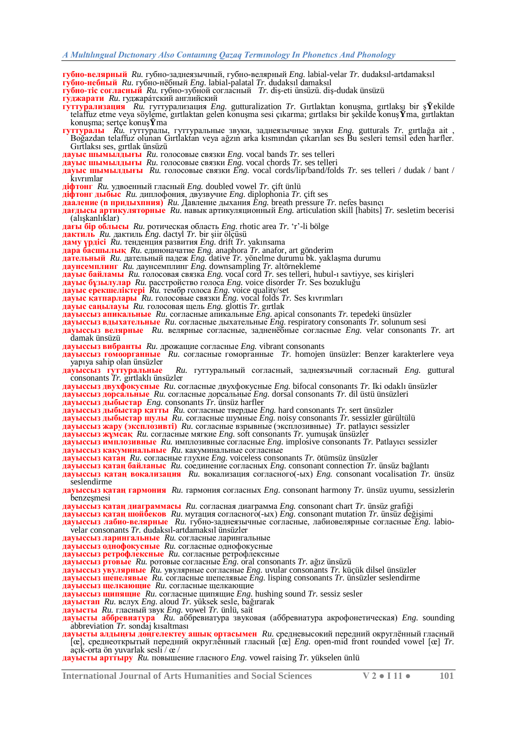**губно-велярный** *Ru.* губно-заднеязычный, губно-велярный *Eng.* labial-velar *Tr.* dudaksıl-artdamaksıl
**губно-небный** *Ru.* губно-нёбный *Eng.* labial-palatal *Tr.* dudaksıl damaksıl
**губно-тіс согласный** *Ru.* губно-зубной согласный *Tr.* diş-eti ünsüzü. diş-dudak ünsüzü
**гуджарати** *Ru.* гуджара́тский английский
**гуттурализация** *Ru.* гуттурализация *Eng.* gutturalization *Tr.* Gırtlaktan konuşma, gırtlakşı bir şŸekilde telaffuz etme veya söyleme, gırtlaktan gelen konuşma sesi çıkarma; gırtlaksı bir şekilde konuşŸma, gırtlaktan konuşma; sertçe konuşŸma
**гуттуралы** *Ru.* гуттуралы, гуттуральные звуки, заднеязычные звуки *Eng.* gutturals *Tr.* gırtlağa ait , Boğazdan telaffuz olunan Gırtlaktan veya ağzın arka kısmından çıkarılan ses Bu sesleri temsil eden harfler. Gırtlaksı ses, gırtlak ünsüzü
**дауыс шымылдығы** *Ru.* голосовые связки *Eng.* vocal bands *Tr.* ses telleri
**дауыс шымылдығы** *Ru.* голосовые связки *Eng.* vocal chords *Tr.* ses telleri
**дауыс шымылдығы** *Ru.* голосовые связки *Eng.* vocal cords/lip/band/folds *Tr.* ses telleri / dudak / bant / kıvrımlar
**діфтонг** *Ru.* удвоенный гласный *Eng.* doubled vowel *Tr.* çift ünlü
**діфтонг дыбыс** *Ru.* диплофония, двузвучие *Eng.* diplophonia *Tr.* çift ses
**дааление (п придыхпния)** *Ru.* Давление дыхания *Eng.* breath pressure *Tr.* nefes basıncı
**дағдысы артикуляторные** *Ru.* навык артикуляционный *Eng.* articulation skill [habits] *Tr.* sesletim becerisi (alışkanlıklar)
**дағы бір облысы** *Ru.* ротическая область *Eng.* rhotic area *Tr.* 'r'-li bölge
**дактиль** *Ru.* дактиль *Eng.* dactyl *Tr.* bir şiir ölçüsü
**даму үрдісі** *Ru.* тенденция развития *Eng.* drift *Tr.* yakınsama
**дара басшылық** *Ru.* единоначатие *Eng.* anaphora *Tr.* anafor, art gönderim
**дательный** *Ru.* дательный падеж *Eng.* dative *Tr.* yönelme durumu bk. yaklaşma durumu
**даунсемплинг** *Ru.* даунсемплинг *Eng.* downsampling *Tr.* altörnekleme
**дауыс байламы** *Ru.* голосовая связка *Eng.* vocal cord *Tr.* ses telleri, hubul-ı savtiyye, ses kirişleri
**дауыс бұзылулар** *Ru.* расстройство голоса *Eng.* voice disorder *Tr.* Ses bozukluğu
**дауыс ерекшеліктері** *Ru.* тембр голоса *Eng.* voice quality/set
**дауыс қатпарлары** *Ru.* голосовые связки *Eng.* vocal folds *Tr.* Ses kıvrımları
**дауыс саңылауы** *Ru.* голосовая щель *Eng.* glottis *Tr.* gırtlak
**дауыссыз апикальные** *Ru.* согласные апикальные *Eng.* apical consonants *Tr.* tepedeki ünsüzler
**дауыссыз вдыхательные** *Ru.* согласные дыхательные *Eng.* respiratory consonants *Tr.* solunum sesi
**дауыссыз велярные** *Ru.* велярные согласные, задненёбные согласные *Eng.* velar consonants *Tr.* art damak ünsüzü
**дауыссыз вибранты** *Ru.* дрожащие согласные *Eng.* vibrant consonants
**дауыссыз гомоорганные** *Ru.* согласные гоморганные *Tr.* homojen ünsüzler: Benzer karakterlere veya yapıya sahip olan ünsüzler
**дауыссыз гуттуральные** *Ru.* гуттуральный согласный, заднеязычный согласный *Eng.* guttural consonants *Tr.* gırtlaklı ünsüzler
**дауыссыз двухфокусные** *Ru.* согласные двухфокусные *Eng.* bifocal consonants *Tr.* Iki odaklı ünsüzler
**дауыссыз дорсальные** *Ru.* согласные дорсальные *Eng.* dorsal consonants *Tr.* dil üstü ünsüzleri
**дауыссыз дыбыстар** *Eng.* consonants *Tr.* ünsüz harfler
**дауыссыз дыбыстар қатты** *Ru.* согласные твердые *Eng.* hard consonants *Tr.* sert ünsüzler
**дауыссыз дыбыстар шулы** *Ru.* согласные шумные *Eng.* noisy consonants *Tr.* sessizler gürültülü
**дауыссыз жару (эксплозивті)** *Ru.* согласные взрывные (эксплозивные) *Tr.* patlayıcı sessizler
**дауыссыз жұмсақ** *Ru.* согласные мягкие *Eng.* soft consonants *Tr.* yumuşak ünsüzler
**дауыссыз имплозивные** *Ru.* имплозивные согласные *Eng.* implosive consonants *Tr.* Patlayıcı sessizler
**дауыссыз какуминальные** *Ru.* какуминальные согласные
**дауыссыз қатаң** *Ru.* согласные глухие *Eng.* voiceless consonants *Tr.* ötümsüz ünsüzler
**дауыссыз қатаң байланыс** *Ru.* соединение согласных *Eng.* consonant connection *Tr.* ünsüz bağlantı
**дауыссыз қатаң вокализация** *Ru.* вокализация согласного(-ых) *Eng.* consonant vocalisation *Tr.* ünsüz seslendirme
**дауыссыз қатаң гармония** *Ru.* гармония согласных *Eng.* consonant harmony *Tr.* ünsüz uyumu, sessizlerin benzeşmesi
**дауыссыз қатаң диаграммасы** *Ru.* согласная диаграмма *Eng.* consonant chart *Tr.* ünsüz grafiği
**дауыссыз қатаң шойбеков** *Ru.* мутация согласного(-ых) *Eng.* consonant mutation *Tr.* ünsüz değişimi
**дауыссыз лабио-велярные** *Ru.* губно-заднеязычные согласные, лабиовелярные согласные *Eng.* labio-velar consonants *Tr.* dudaksıl-artdamaksıl ünsüzler
**дауыссыз ларингальные** *Ru.* согласные ларингальные
**дауыссыз однофокусные** *Ru.* согласные однофокусные
**дауыссыз ретрофлексные** *Ru.* согласные ретрофлексные
**дауыссыз ртовые** *Ru.* ротовые согласные *Eng.* oral consonants *Tr.* ağız ünsüzü
**дауыссыз увулярные** *Ru.* увулярные согласные *Eng.* uvular consonants *Tr.* küçük dilsel ünsüzler
**дауыссыз шепелявые** *Ru.* согласные шепелявые *Eng.* lisping consonants *Tr.* ünsüzler seslendirme
**дауыссыз щелкающие** *Ru.* согласные щелкающие
**дауыссыз щипящие** *Ru.* согласные щипящие *Eng.* hushing sound *Tr.* sessiz sesler
**дауыстап** *Ru.* вслух *Eng.* aloud *Tr.* yüksek sesle, bağırarak
**дауысты** *Ru.* гласный звук *Eng.* vowel *Tr.* ünlü, sait
**дауысты аббревиатура** *Ru.* аббревиатура звуковая (аббревиатура акрофонетическая) *Eng.* sounding abbreviation *Tr.* sondaj kısaltması
**дауысты алдыңғы дөңгелектеу ашық ортасымен** *Ru.* средневысокий передний округлённый гласный [œ], среднеоткрытый передний округлённый гласный [œ] *Eng.* open-mid front rounded vowel [œ] *Tr.* açık-orta ön yuvarlak sesli / œ /
**дауысты арттыру** *Ru.* повышение гласного *Eng.* vowel raising *Tr.* yükselen ünlü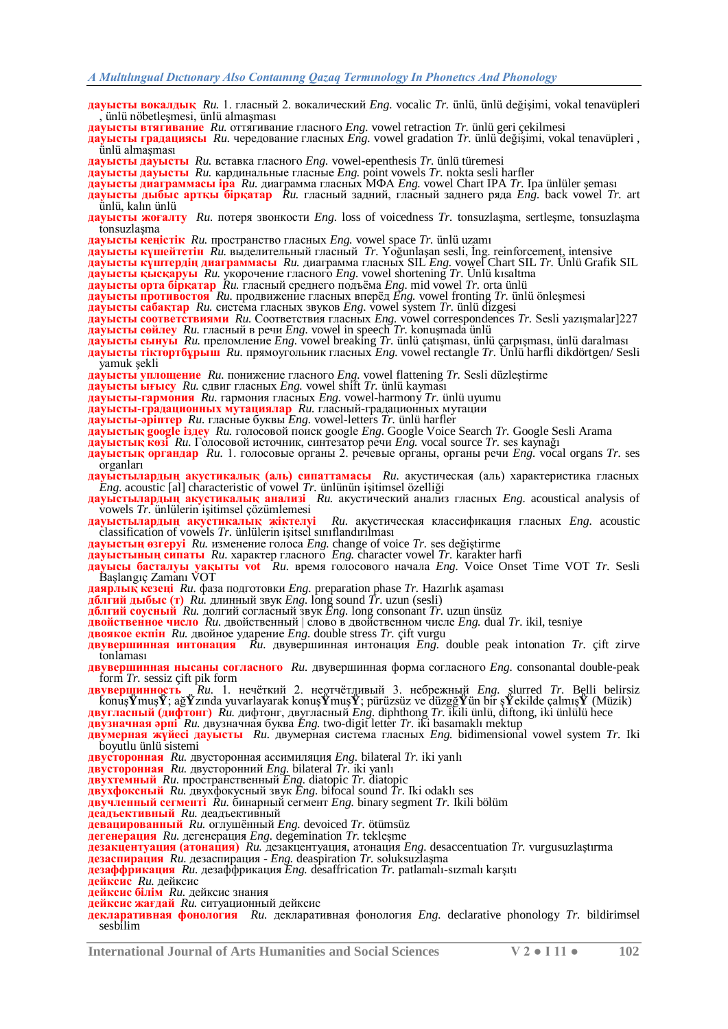**дауысты вокалдық** *Ru.* 1. гласный 2. вокалический *Eng.* vocalic *Tr.* ünlü, ünlü değişimi, vokal tenavüpleri , ünlü nöbetleşmesi, ünlü almaşması

**дауысты втягивание** *Ru.* оттягивание гласного *Eng.* vowel retraction *Tr.* ünlü geri çekilmesi

**дауысты градациясы** *Ru.* чередование гласных *Eng.* vowel gradation *Tr.* ünlü değişimi, vokal tenavüpleri , ünlü almaşması

**дауысты дауысты** *Ru.* вставка гласного *Eng.* vowel-epenthesis *Tr.* ünlü türemesi

**дауысты дауысты** *Ru.* кардинальные гласные *Eng.* point vowels *Tr.* nokta sesli harfler

**дауысты диаграммасы іра** *Ru.* диаграмма гласных МФА *Eng.* vowel Chart IPA *Tr.* Ipa ünlüler şeması

**дауысты дыбыс артқы бірқатар** *Ru.* гласный задний, гласный заднего ряда *Eng.* back vowel *Tr.* art ünlü, kalın ünlü

**дауысты жоғалту** *Ru.* потеря звонкости *Eng.* loss of voicedness *Tr.* tonsuzlaşma, sertleşme, tonsuzlaşma tonsuzlaşma

**дауысты кеңістік** *Ru.* пространство гласных *Eng.* vowel space *Tr.* ünlü uzamı

**дауысты күшейткіш** *Ru.* выделительный гласный *Tr.* Yoğunlaşan sesli, İng. reinforcement, intensive

**дауысты күштердің диаграммасы** *Ru.* диаграмма гласных SIL *Eng.* vowel Chart SIL *Tr.* Ünlü Grafik SIL

**дауысты қысқаруы** *Ru.* укорочение гласного *Eng.* vowel shortening *Tr.* Ünlü kısaltma

**дауысты орта бірқатар** *Ru.* гласный среднего подъёма *Eng.* mid vowel *Tr.* orta ünlü

**дауысты противостоя** *Ru.* продвижение гласных вперёд *Eng.* vowel fronting *Tr.* ünlü önleşmesi

**дауысты сабақтар** *Ru.* система гласных звуков *Eng.* vowel system *Tr.* ünlü dizgesi

**дауысты соответствиями** *Ru.* Соответствия гласных *Eng.* vowel correspondences *Tr.* Sesli yazışmalar]227

**дауысты сөйлеу** *Ru.* гласный в речи *Eng.* vowel in speech *Tr.* konuşmada ünlü

**дауысты сынуы** *Ru.* преломление *Eng.* vowel breaking *Tr.* ünlü çatışması, ünlü çarpışması, ünlü daralması

**дауысты тіктөртбұрыш** *Ru.* прямоугольник гласных *Eng.* vowel rectangle *Tr.* Ünlü harfli dikdörtgen/ Sesli yamuk şekli

**дауысты уплощение** *Ru.* понижение гласного *Eng.* vowel flattening *Tr.* Sesli düzleştirme

**дауысты ығысу** *Ru.* сдвиг гласных *Eng.* vowel shift *Tr.* ünlü kayması

**дауысты-гармония** *Ru.* гармония гласных *Eng.* vowel-harmony *Tr.* ünlü uyumu

**дауысты-градационных мутациялар** *Ru.* гласный-градационных мутации

**дауысты-әріптер** *Ru.* гласные буквы *Eng.* vowel-letters *Tr.* ünlü harfler

**дауыстық google іздеу** *Ru.* голосовой поиск google *Eng.* Google Voice Search *Tr.* Google Sesli Arama

**дауыстық көзі** *Ru.* Голосовой источник, синтезатор речи *Eng.* vocal source *Tr.* ses kaynağı

**дауыстық органдар** *Ru.* 1. голосовые органы 2. речевые органы, органы речи *Eng.* vocal organs *Tr.* ses organları

**дауыстылардың акустикалық (аль) сипаттамасы** *Ru.* акустическая (аль) характеристика гласных *Eng.* acoustic [al] characteristic of vowel *Tr.* ünlünün işitimsel özelliği

**дауыстылардың акустикалық анализі** *Ru.* акустический анализ гласных *Eng.* acoustical analysis of vowels *Tr.* ünlülerin işitimsel çözümlemesi

**дауыстылардың акустикалық жіктелуі** *Ru.* акустическая классификация гласных *Eng.* acoustic classification of vowels *Tr.* ünlülerin işitsel sınıflandırılması

**дауыстың өзгеруі** *Ru.* изменение голоса *Eng.* change of voice *Tr.* ses değiştirme

**дауыстының сипаты** *Ru.* характер гласного *Eng.* character vowel *Tr.* karakter harfi

**дауысы басталуы уақыты vot** *Ru.* время голосового начала *Eng.* Voice Onset Time VOT *Tr.* Sesli Başlangıç Zamanı VOT

**даярлық кезеңі** *Ru.* фаза подготовки *Eng.* preparation phase *Tr.* Hazırlık aşaması

**дблгий дыбыс (т)** *Ru.* длинный звук *Eng.* long sound *Tr.* uzun (sesli)

**дблгий соусный** *Ru.* долгий согласный звук *Eng.* long consonant *Tr.* uzun ünsüz

**двойственное число** *Ru.* двойственный | слово в двойственном числе *Eng.* dual *Tr.* ikil, tesniye

**двоякое екпін** *Ru.* двойное ударение *Eng.* double stress *Tr.* çift vurgu

**двувершинная интонация** *Ru.* двувершинная интонация *Eng.* double peak intonation *Tr.* çift zirve tonlaması

**двувершинная нысаны согласного** *Ru.* двувершинная форма согласного *Eng.* consonantal double-peak form *Tr.* sessiz çift pik form

**двувершинность** *Ru.* 1. нечёткий 2. неотчётливый 3. небрежный *Eng.* slurred *Tr.* Belli belirsiz konuşŸmuşŸ; ağŸzında yuvarlayarak konuşŸmuşŸ; pürüzsüz ve düzgğŸün bir şŸekilde çalmışŸ (Müzik)

**двугласный (дифтонг)** *Ru.* дифтонг, двугласный *Eng.* diphthong *Tr.* ikili ünlü, diftong, iki ünlülü hece

**двузначная әрпі** *Ru.* двузначная буква *Eng.* two-digit letter *Tr.* iki basamaklı mektup

**двумерная жүйесі дауысты** *Ru.* двумерная система гласных *Eng.* bidimensional vowel system *Tr.* Iki boyutlu ünlü sistemi

**двусторонная** *Ru.* двусторонная ассимиляция *Eng.* bilateral *Tr.* iki yanlı

**двусторонная** *Ru.* двусторонний *Eng.* bilateral *Tr.* iki yanlı

**двухтемный** *Ru.* пространственный *Eng.* diatopic *Tr.* diatopic

**двухфоксный** *Ru.* двухфокусный звук *Eng.* bifocal sound *Tr.* Iki odaklı ses

**двучленный сегменті** *Ru.* бинарный сегмент *Eng.* binary segment *Tr.* Ikili bölüm

**деадъективный** *Ru.* деадъективный

**девацированный** *Ru.* оглушённый *Eng.* devoiced *Tr.* ötümsüz

**дегенерация** *Ru.* дегенерация *Eng.* degemination *Tr.* tekleşme

**дезакцентуация (атонация)** *Ru.* дезакцентуация, атонация *Eng.* desaccentuation *Tr.* vurgusuzlaştırma

**дезаспирация** *Ru.* дезаспирация - *Eng.* deaspiration *Tr.* soluksuzlaşma

**дезаффрикация** *Ru.* дезаффрикация *Eng.* desaffrication *Tr.* patlamalı-sızmalı karşıtı

**дейксис** *Ru.* дейксис

**дейксис білім** *Ru.* дейксис знания

**дейксис жағдай** *Ru.* ситуационный дейксис

**декларативная фонология** *Ru.* декларативная фонология *Eng.* declarative phonology *Tr.* bildirimsel sesbilim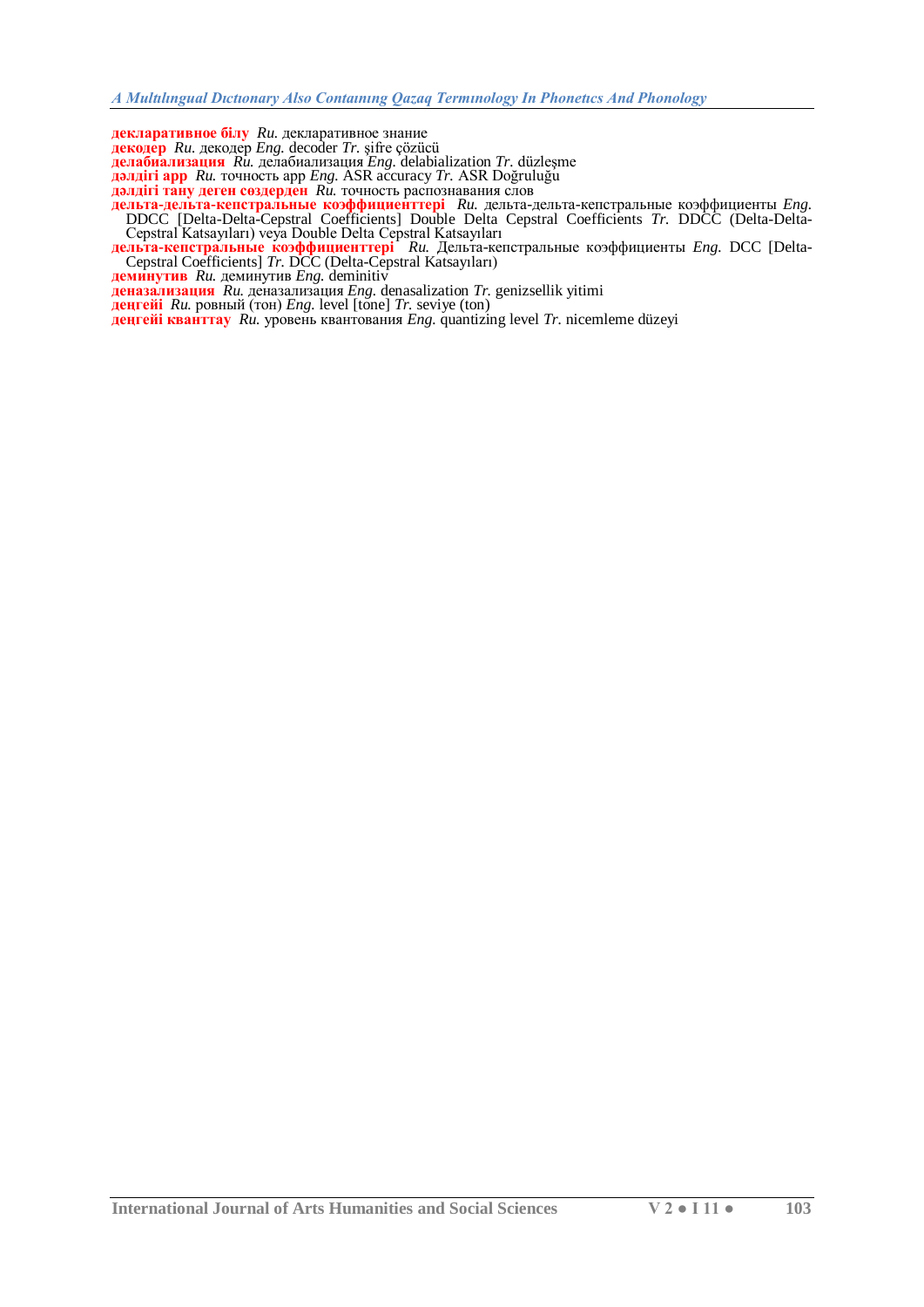**декларативное білу** *Ru.* декларативное знание  
**декодер** *Ru.* декодер *Eng.* decoder *Tr.* şifre çözücü  
**делабиализация** *Ru.* делабиализация *Eng.* delabialization *Tr.* düzleşme  
**дәлдігі арр** *Ru.* точность арр *Eng.* ASR accuracy *Tr.* ASR Doğruluğu  
**дәлдігі тану деген сөздерден** *Ru.* точность распознавания слов  
**дельта-дельта-кепстральные коэффициенттері** *Ru.* дельта-дельта-кепстральные коэффициенты *Eng.* DDCC [Delta-Delta-Cepstral Coefficients] Double Delta Cepstral Coefficients *Tr.* DDCC (Delta-Delta-Cepstral Katsayıları) veya Double Delta Cepstral Katsayıları  
**дельта-кепстральные коэффициенттері** *Ru.* Дельта-кепстральные коэффициенты *Eng.* DCC [Delta-Cepstral Coefficients] *Tr.* DCC (Delta-Cepstral Katsayıları)  
**деминутив** *Ru.* деминутив *Eng.* deminitiv  
**деназализация** *Ru.* деназализация *Eng.* denasalization *Tr.* genizsellik yitimi  
**деңгейі** *Ru.* ровный (тон) *Eng.* level [tone] *Tr.* seviye (ton)  
**деңгейі кванттау** *Ru.* уровень квантования *Eng.* quantizing level *Tr.* nicemleme düzeyi